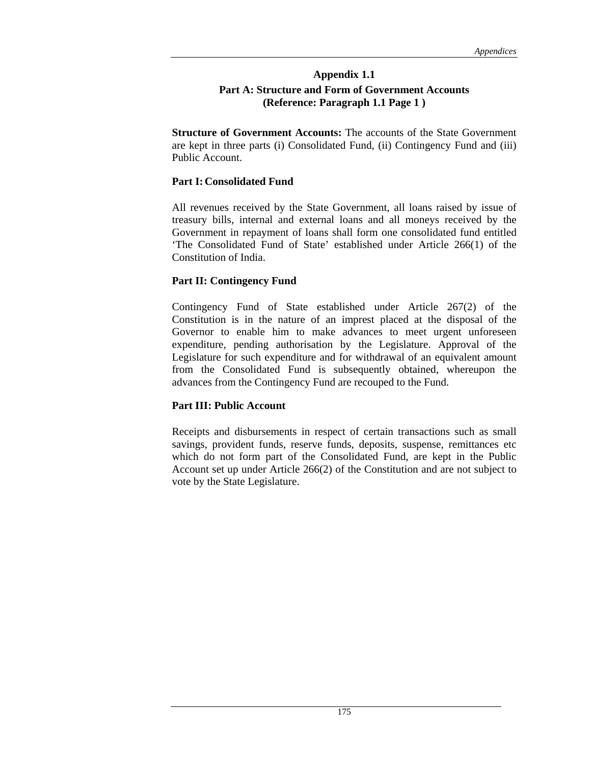# Appendix 1.1

## Part A: Structure and Form of Government Accounts
**(Reference: Paragraph 1.1 Page 1 )**

**Structure of Government Accounts:** The accounts of the State Government are kept in three parts (i) Consolidated Fund, (ii) Contingency Fund and (iii) Public Account.

### Part I: Consolidated Fund

All revenues received by the State Government, all loans raised by issue of treasury bills, internal and external loans and all moneys received by the Government in repayment of loans shall form one consolidated fund entitled 'The Consolidated Fund of State' established under Article 266(1) of the Constitution of India.

### Part II: Contingency Fund

Contingency Fund of State established under Article 267(2) of the Constitution is in the nature of an imprest placed at the disposal of the Governor to enable him to make advances to meet urgent unforeseen expenditure, pending authorisation by the Legislature. Approval of the Legislature for such expenditure and for withdrawal of an equivalent amount from the Consolidated Fund is subsequently obtained, whereupon the advances from the Contingency Fund are recouped to the Fund.

### Part III: Public Account

Receipts and disbursements in respect of certain transactions such as small savings, provident funds, reserve funds, deposits, suspense, remittances etc which do not form part of the Consolidated Fund, are kept in the Public Account set up under Article 266(2) of the Constitution and are not subject to vote by the State Legislature.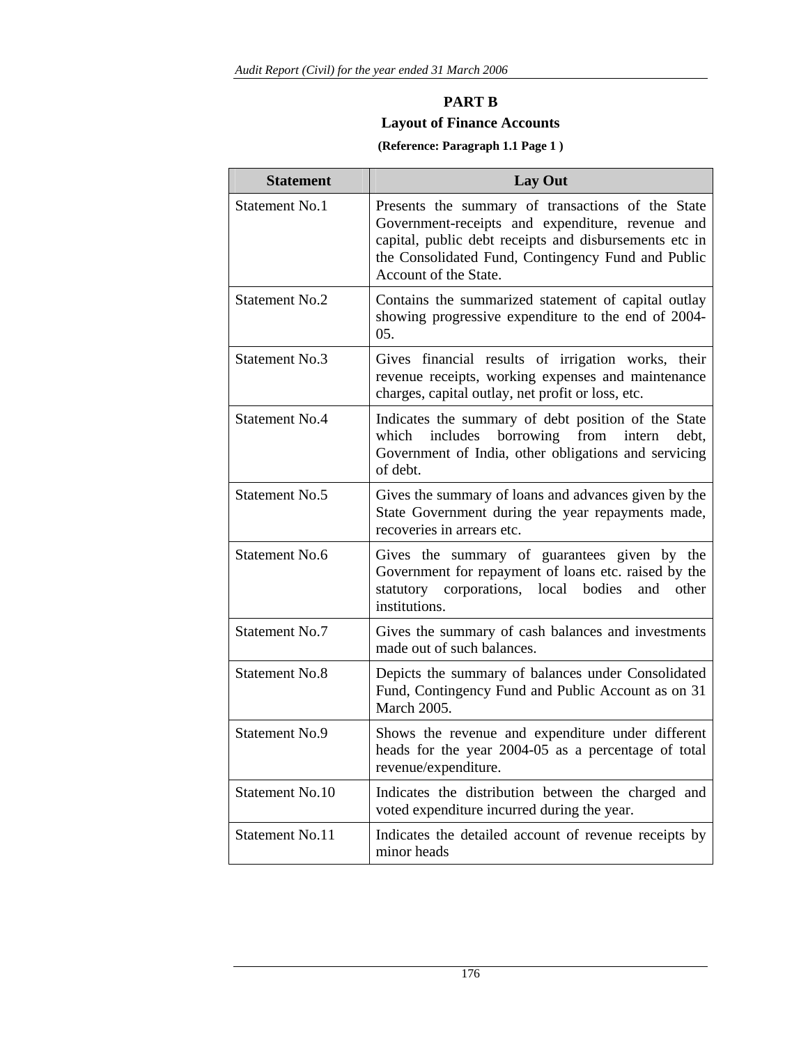## PART B

### Layout of Finance Accounts

**(Reference: Paragraph 1.1 Page 1 )**

| Statement | Lay Out |
|---|---|
| Statement No.1 | Presents the summary of transactions of the State Government-receipts and expenditure, revenue and capital, public debt receipts and disbursements etc in the Consolidated Fund, Contingency Fund and Public Account of the State. |
| Statement No.2 | Contains the summarized statement of capital outlay showing progressive expenditure to the end of 2004-05. |
| Statement No.3 | Gives financial results of irrigation works, their revenue receipts, working expenses and maintenance charges, capital outlay, net profit or loss, etc. |
| Statement No.4 | Indicates the summary of debt position of the State which includes borrowing from intern debt, Government of India, other obligations and servicing of debt. |
| Statement No.5 | Gives the summary of loans and advances given by the State Government during the year repayments made, recoveries in arrears etc. |
| Statement No.6 | Gives the summary of guarantees given by the Government for repayment of loans etc. raised by the statutory corporations, local bodies and other institutions. |
| Statement No.7 | Gives the summary of cash balances and investments made out of such balances. |
| Statement No.8 | Depicts the summary of balances under Consolidated Fund, Contingency Fund and Public Account as on 31 March 2005. |
| Statement No.9 | Shows the revenue and expenditure under different heads for the year 2004-05 as a percentage of total revenue/expenditure. |
| Statement No.10 | Indicates the distribution between the charged and voted expenditure incurred during the year. |
| Statement No.11 | Indicates the detailed account of revenue receipts by minor heads |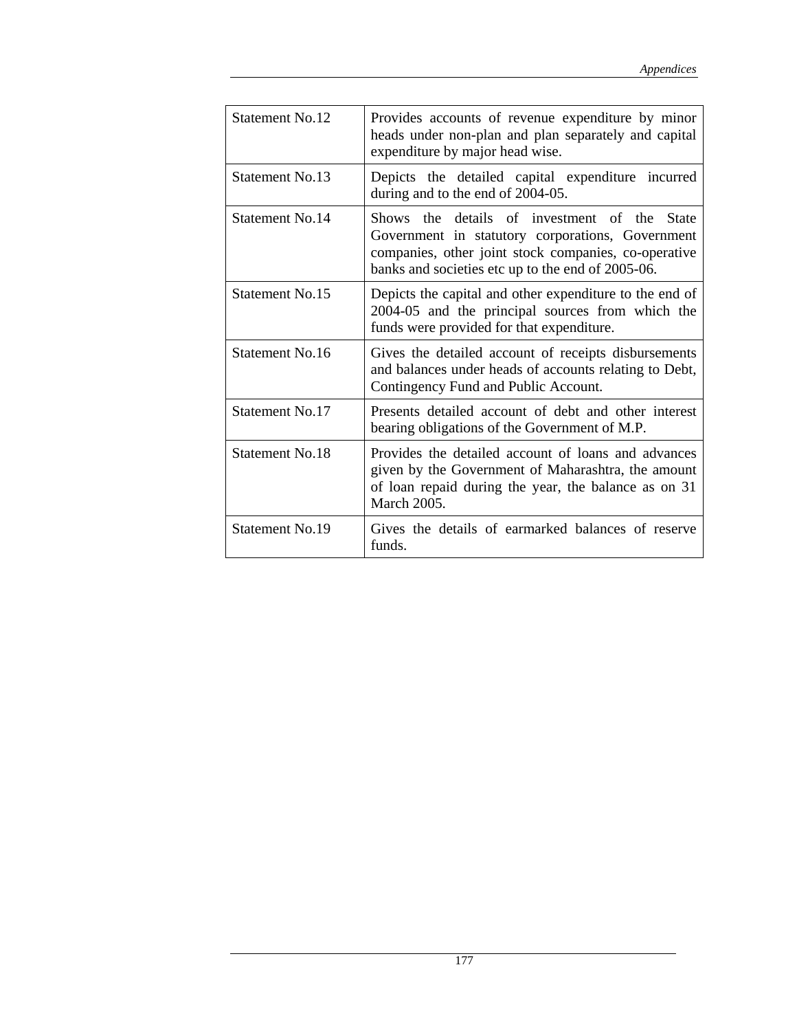| | |
|---|---|
| Statement No.12 | Provides accounts of revenue expenditure by minor heads under non-plan and plan separately and capital expenditure by major head wise. |
| Statement No.13 | Depicts the detailed capital expenditure incurred during and to the end of 2004-05. |
| Statement No.14 | Shows the details of investment of the State Government in statutory corporations, Government companies, other joint stock companies, co-operative banks and societies etc up to the end of 2005-06. |
| Statement No.15 | Depicts the capital and other expenditure to the end of 2004-05 and the principal sources from which the funds were provided for that expenditure. |
| Statement No.16 | Gives the detailed account of receipts disbursements and balances under heads of accounts relating to Debt, Contingency Fund and Public Account. |
| Statement No.17 | Presents detailed account of debt and other interest bearing obligations of the Government of M.P. |
| Statement No.18 | Provides the detailed account of loans and advances given by the Government of Maharashtra, the amount of loan repaid during the year, the balance as on 31 March 2005. |
| Statement No.19 | Gives the details of earmarked balances of reserve funds. |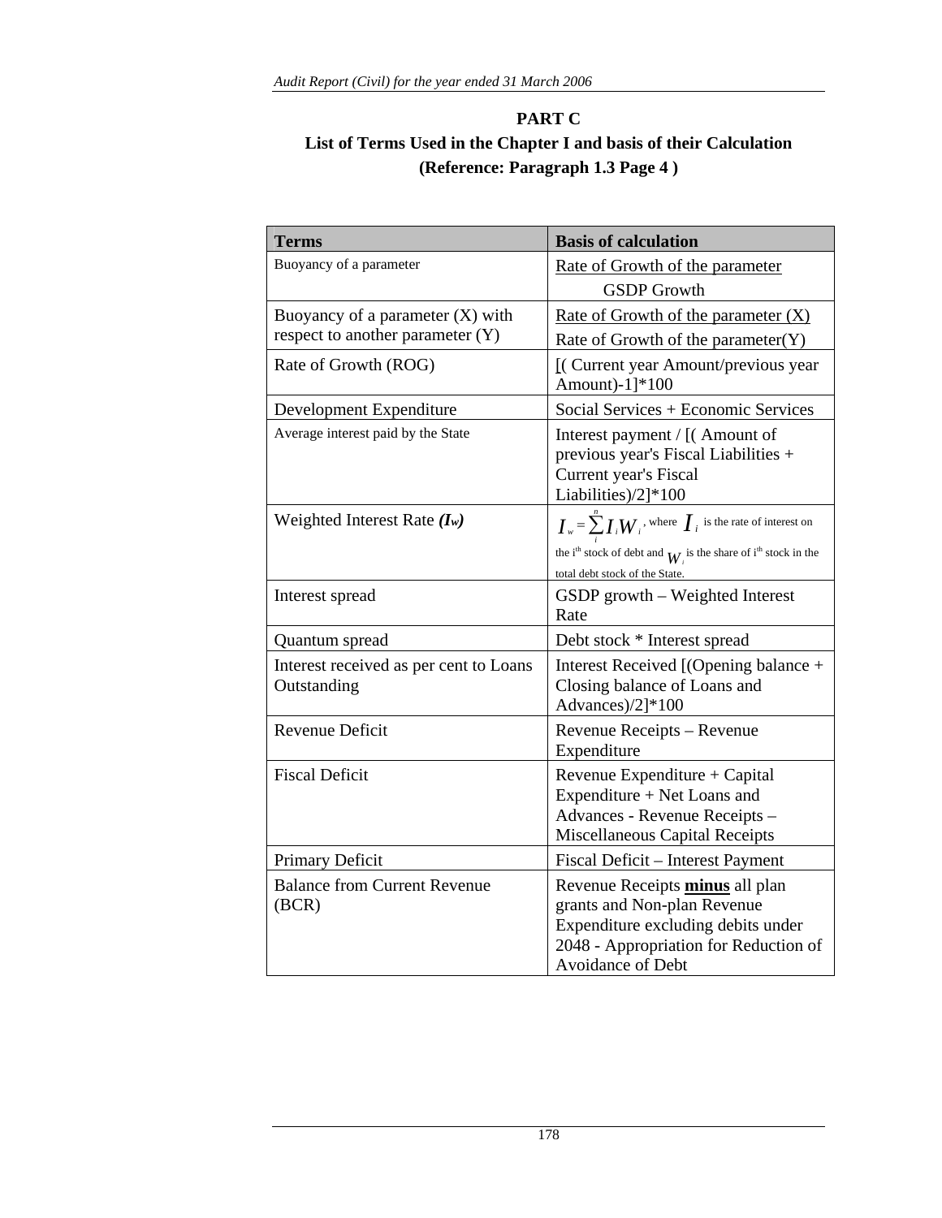## PART C

## List of Terms Used in the Chapter I and basis of their Calculation

## (Reference: Paragraph 1.3 Page 4 )

| Terms | Basis of calculation |
|---|---|
| Buoyancy of a parameter | Rate of Growth of the parameter / GSDP Growth |
| Buoyancy of a parameter (X) with respect to another parameter (Y) | Rate of Growth of the parameter (X) / Rate of Growth of the parameter(Y) |
| Rate of Growth (ROG) | [( Current year Amount/previous year Amount)-1]*100 |
| Development Expenditure | Social Services + Economic Services |
| Average interest paid by the State | Interest payment / [( Amount of previous year's Fiscal Liabilities + Current year's Fiscal Liabilities)/2]*100 |
| Weighted Interest Rate ***($I_w$)*** | $I_w = \sum_{i}^{n} I_i W_i$, where $I_i$ is the rate of interest on the i[th] stock of debt and $W_i$ is the share of i[th] stock in the total debt stock of the State. |
| Interest spread | GSDP growth – Weighted Interest Rate |
| Quantum spread | Debt stock * Interest spread |
| Interest received as per cent to Loans Outstanding | Interest Received [(Opening balance + Closing balance of Loans and Advances)/2]*100 |
| Revenue Deficit | Revenue Receipts – Revenue Expenditure |
| Fiscal Deficit | Revenue Expenditure + Capital Expenditure + Net Loans and Advances - Revenue Receipts – Miscellaneous Capital Receipts |
| Primary Deficit | Fiscal Deficit – Interest Payment |
| Balance from Current Revenue (BCR) | Revenue Receipts **minus** all plan grants and Non-plan Revenue Expenditure excluding debits under 2048 - Appropriation for Reduction of Avoidance of Debt |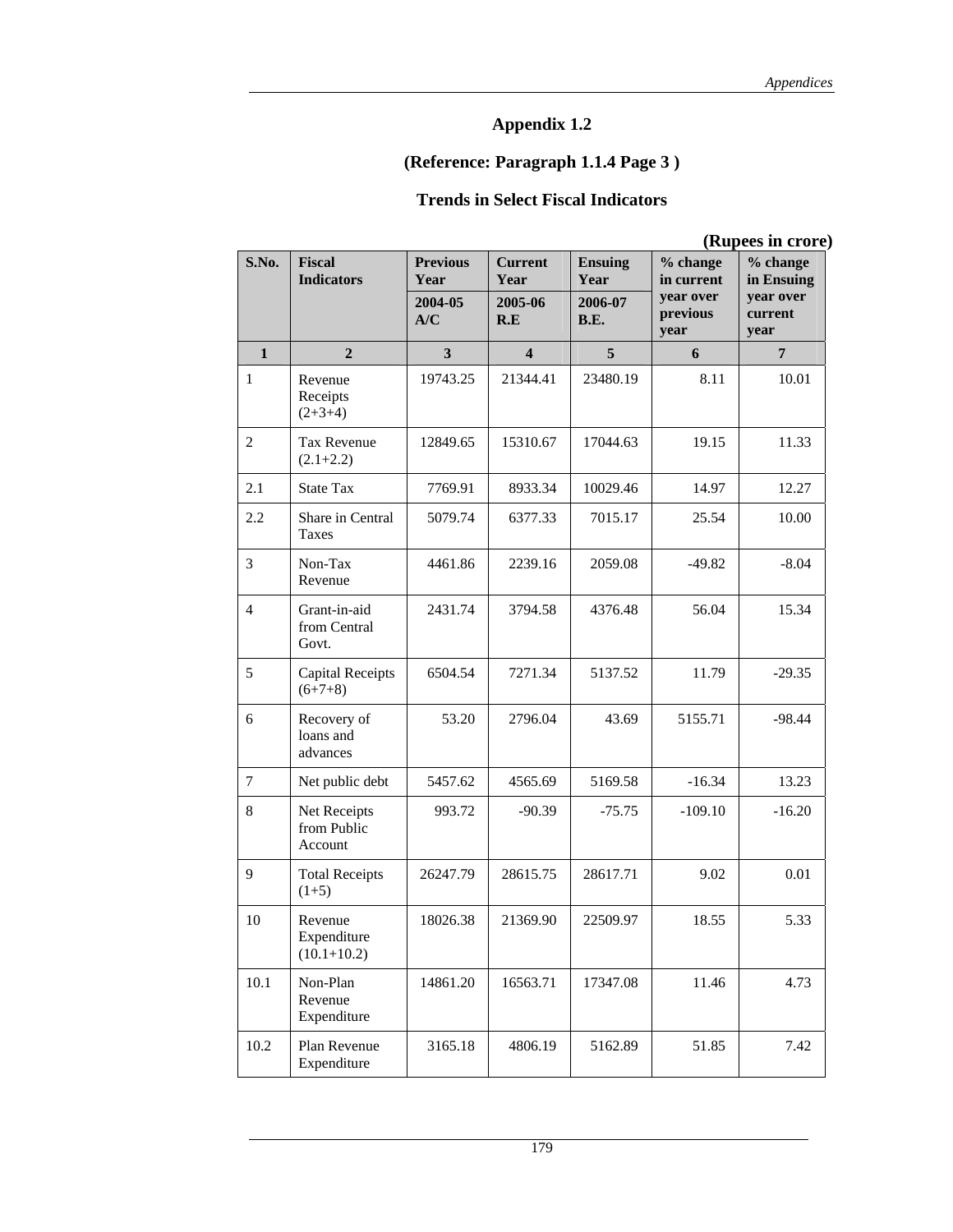## Appendix 1.2

### (Reference: Paragraph 1.1.4 Page 3 )

### Trends in Select Fiscal Indicators

**(Rupees in crore)**

| S.No. | Fiscal Indicators | Previous Year 2004-05 A/C | Current Year 2005-06 R.E | Ensuing Year 2006-07 B.E. | % change in current year over previous year | % change in Ensuing year over current year |
|---|---|---|---|---|---|---|
| 1 | 2 | 3 | 4 | 5 | 6 | 7 |
| 1 | Revenue Receipts (2+3+4) | 19743.25 | 21344.41 | 23480.19 | 8.11 | 10.01 |
| 2 | Tax Revenue (2.1+2.2) | 12849.65 | 15310.67 | 17044.63 | 19.15 | 11.33 |
| 2.1 | State Tax | 7769.91 | 8933.34 | 10029.46 | 14.97 | 12.27 |
| 2.2 | Share in Central Taxes | 5079.74 | 6377.33 | 7015.17 | 25.54 | 10.00 |
| 3 | Non-Tax Revenue | 4461.86 | 2239.16 | 2059.08 | -49.82 | -8.04 |
| 4 | Grant-in-aid from Central Govt. | 2431.74 | 3794.58 | 4376.48 | 56.04 | 15.34 |
| 5 | Capital Receipts (6+7+8) | 6504.54 | 7271.34 | 5137.52 | 11.79 | -29.35 |
| 6 | Recovery of loans and advances | 53.20 | 2796.04 | 43.69 | 5155.71 | -98.44 |
| 7 | Net public debt | 5457.62 | 4565.69 | 5169.58 | -16.34 | 13.23 |
| 8 | Net Receipts from Public Account | 993.72 | -90.39 | -75.75 | -109.10 | -16.20 |
| 9 | Total Receipts (1+5) | 26247.79 | 28615.75 | 28617.71 | 9.02 | 0.01 |
| 10 | Revenue Expenditure (10.1+10.2) | 18026.38 | 21369.90 | 22509.97 | 18.55 | 5.33 |
| 10.1 | Non-Plan Revenue Expenditure | 14861.20 | 16563.71 | 17347.08 | 11.46 | 4.73 |
| 10.2 | Plan Revenue Expenditure | 3165.18 | 4806.19 | 5162.89 | 51.85 | 7.42 |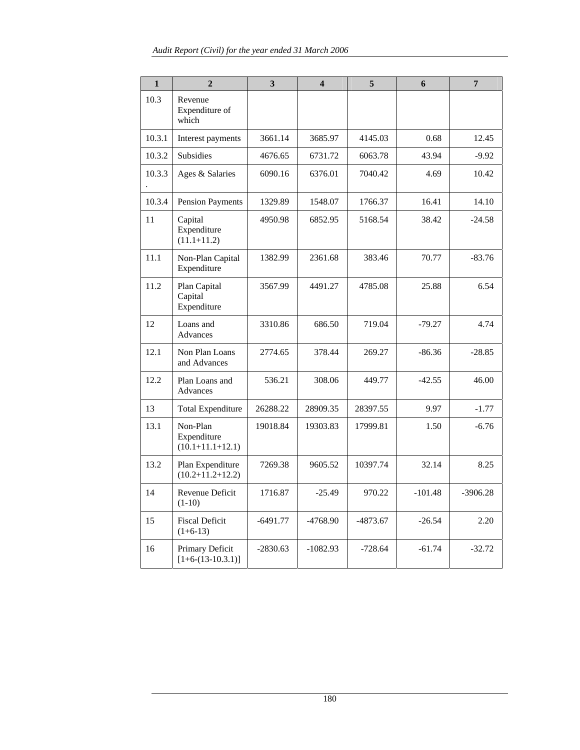| 1 | 2 | 3 | 4 | 5 | 6 | 7 |
|---|---|---|---|---|---|---|
| 10.3 | Revenue Expenditure of which | | | | | |
| 10.3.1 | Interest payments | 3661.14 | 3685.97 | 4145.03 | 0.68 | 12.45 |
| 10.3.2 | Subsidies | 4676.65 | 6731.72 | 6063.78 | 43.94 | -9.92 |
| 10.3.3. | Ages & Salaries | 6090.16 | 6376.01 | 7040.42 | 4.69 | 10.42 |
| 10.3.4 | Pension Payments | 1329.89 | 1548.07 | 1766.37 | 16.41 | 14.10 |
| 11 | Capital Expenditure (11.1+11.2) | 4950.98 | 6852.95 | 5168.54 | 38.42 | -24.58 |
| 11.1 | Non-Plan Capital Expenditure | 1382.99 | 2361.68 | 383.46 | 70.77 | -83.76 |
| 11.2 | Plan Capital Capital Expenditure | 3567.99 | 4491.27 | 4785.08 | 25.88 | 6.54 |
| 12 | Loans and Advances | 3310.86 | 686.50 | 719.04 | -79.27 | 4.74 |
| 12.1 | Non Plan Loans and Advances | 2774.65 | 378.44 | 269.27 | -86.36 | -28.85 |
| 12.2 | Plan Loans and Advances | 536.21 | 308.06 | 449.77 | -42.55 | 46.00 |
| 13 | Total Expenditure | 26288.22 | 28909.35 | 28397.55 | 9.97 | -1.77 |
| 13.1 | Non-Plan Expenditure (10.1+11.1+12.1) | 19018.84 | 19303.83 | 17999.81 | 1.50 | -6.76 |
| 13.2 | Plan Expenditure (10.2+11.2+12.2) | 7269.38 | 9605.52 | 10397.74 | 32.14 | 8.25 |
| 14 | Revenue Deficit (1-10) | 1716.87 | -25.49 | 970.22 | -101.48 | -3906.28 |
| 15 | Fiscal Deficit (1+6-13) | -6491.77 | -4768.90 | -4873.67 | -26.54 | 2.20 |
| 16 | Primary Deficit [1+6-(13-10.3.1)] | -2830.63 | -1082.93 | -728.64 | -61.74 | -32.72 |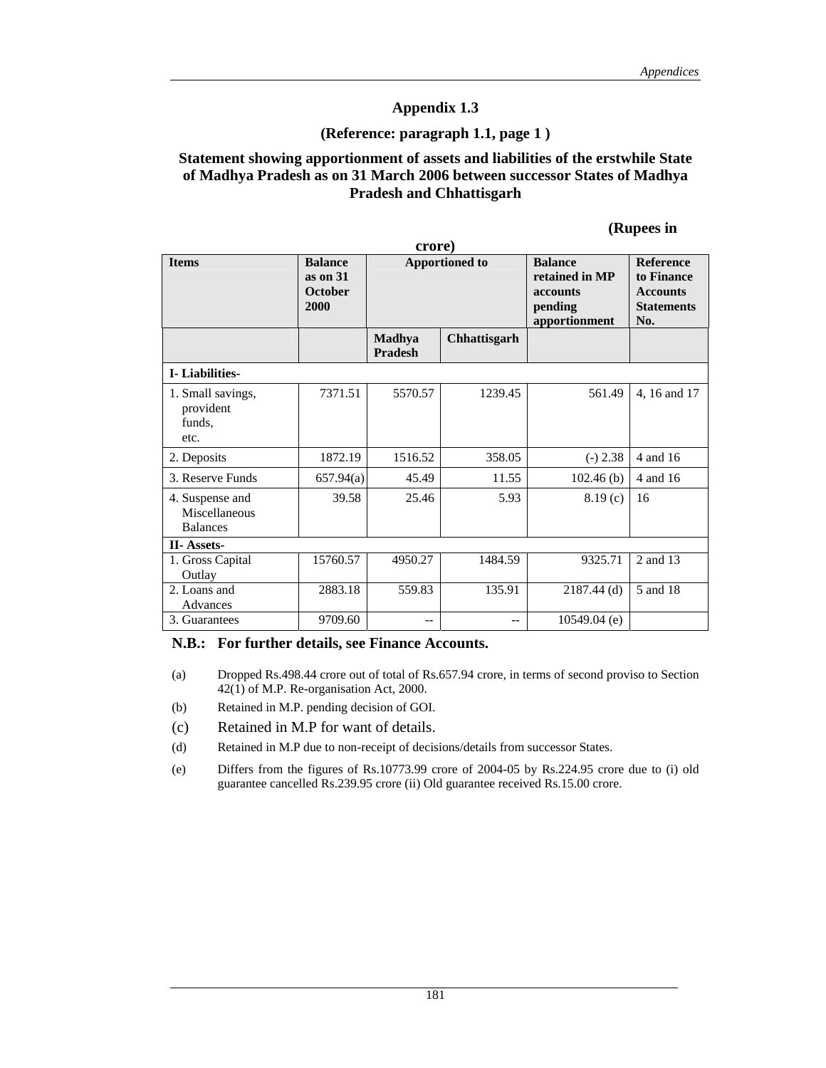## Appendix 1.3

### (Reference: paragraph 1.1, page 1 )

### Statement showing apportionment of assets and liabilities of the erstwhile State of Madhya Pradesh as on 31 March 2006 between successor States of Madhya Pradesh and Chhattisgarh

**(Rupees in crore)**

| Items | Balance as on 31 October 2000 | Apportioned to | | Balance retained in MP accounts pending apportionment | Reference to Finance Accounts Statements No. |
|---|---|---|---|---|---|
| | | Madhya Pradesh | Chhattisgarh | | |
| **I- Liabilities-** | | | | | |
| 1. Small savings, provident funds, etc. | 7371.51 | 5570.57 | 1239.45 | 561.49 | 4, 16 and 17 |
| 2. Deposits | 1872.19 | 1516.52 | 358.05 | (-) 2.38 | 4 and 16 |
| 3. Reserve Funds | 657.94(a) | 45.49 | 11.55 | 102.46 (b) | 4 and 16 |
| 4. Suspense and Miscellaneous Balances | 39.58 | 25.46 | 5.93 | 8.19 (c) | 16 |
| **II- Assets-** | | | | | |
| 1. Gross Capital Outlay | 15760.57 | 4950.27 | 1484.59 | 9325.71 | 2 and 13 |
| 2. Loans and Advances | 2883.18 | 559.83 | 135.91 | 2187.44 (d) | 5 and 18 |
| 3. Guarantees | 9709.60 | -- | -- | 10549.04 (e) | |

**N.B.: For further details, see Finance Accounts.**

(a) Dropped Rs.498.44 crore out of total of Rs.657.94 crore, in terms of second proviso to Section 42(1) of M.P. Re-organisation Act, 2000.

(b) Retained in M.P. pending decision of GOI.

(c) Retained in M.P for want of details.

(d) Retained in M.P due to non-receipt of decisions/details from successor States.

(e) Differs from the figures of Rs.10773.99 crore of 2004-05 by Rs.224.95 crore due to (i) old guarantee cancelled Rs.239.95 crore (ii) Old guarantee received Rs.15.00 crore.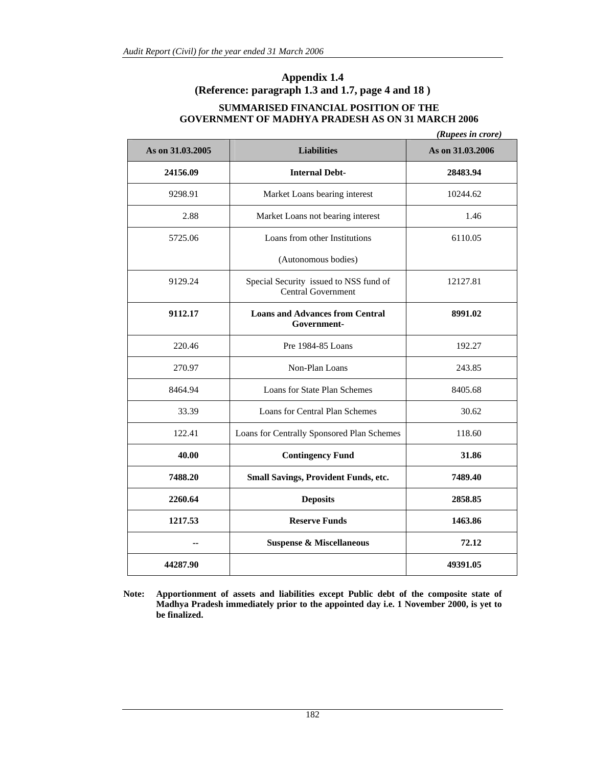## Appendix 1.4
### (Reference: paragraph 1.3 and 1.7, page 4 and 18 )

### SUMMARISED FINANCIAL POSITION OF THE GOVERNMENT OF MADHYA PRADESH AS ON 31 MARCH 2006

*(Rupees in crore)*

| As on 31.03.2005 | Liabilities | As on 31.03.2006 |
|---|---|---|
| **24156.09** | **Internal Debt-** | **28483.94** |
| 9298.91 | Market Loans bearing interest | 10244.62 |
| 2.88 | Market Loans not bearing interest | 1.46 |
| 5725.06 | Loans from other Institutions (Autonomous bodies) | 6110.05 |
| 9129.24 | Special Security issued to NSS fund of Central Government | 12127.81 |
| **9112.17** | **Loans and Advances from Central Government-** | **8991.02** |
| 220.46 | Pre 1984-85 Loans | 192.27 |
| 270.97 | Non-Plan Loans | 243.85 |
| 8464.94 | Loans for State Plan Schemes | 8405.68 |
| 33.39 | Loans for Central Plan Schemes | 30.62 |
| 122.41 | Loans for Centrally Sponsored Plan Schemes | 118.60 |
| **40.00** | **Contingency Fund** | **31.86** |
| **7488.20** | **Small Savings, Provident Funds, etc.** | **7489.40** |
| **2260.64** | **Deposits** | **2858.85** |
| **1217.53** | **Reserve Funds** | **1463.86** |
| **--** | **Suspense & Miscellaneous** | **72.12** |
| **44287.90** | | **49391.05** |

**Note: Apportionment of assets and liabilities except Public debt of the composite state of Madhya Pradesh immediately prior to the appointed day i.e. 1 November 2000, is yet to be finalized.**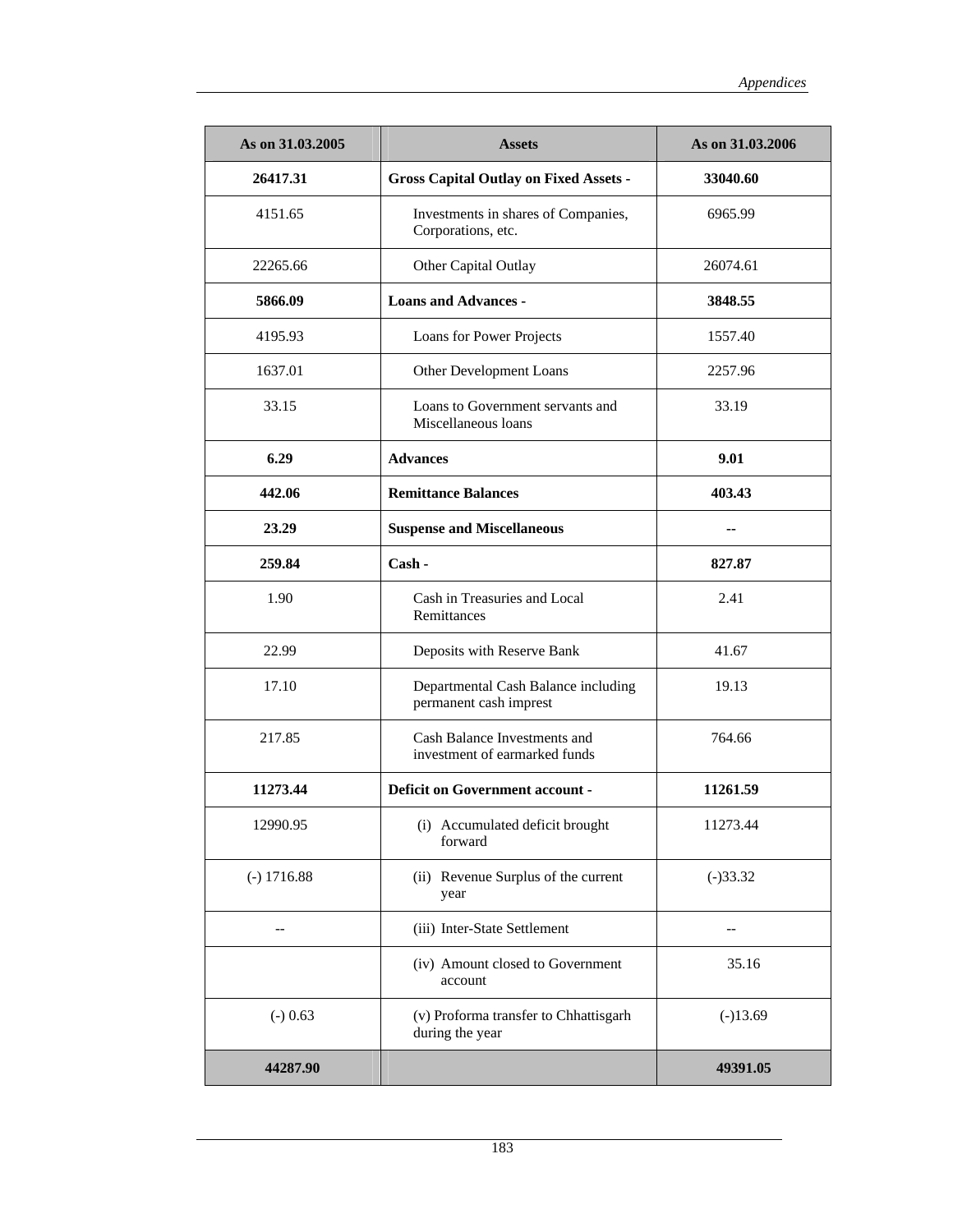| As on 31.03.2005 | Assets | As on 31.03.2006 |
|---|---|---|
| **26417.31** | **Gross Capital Outlay on Fixed Assets -** | **33040.60** |
| 4151.65 | Investments in shares of Companies, Corporations, etc. | 6965.99 |
| 22265.66 | Other Capital Outlay | 26074.61 |
| **5866.09** | **Loans and Advances -** | **3848.55** |
| 4195.93 | Loans for Power Projects | 1557.40 |
| 1637.01 | Other Development Loans | 2257.96 |
| 33.15 | Loans to Government servants and Miscellaneous loans | 33.19 |
| **6.29** | **Advances** | **9.01** |
| **442.06** | **Remittance Balances** | **403.43** |
| **23.29** | **Suspense and Miscellaneous** | **--** |
| **259.84** | **Cash -** | **827.87** |
| 1.90 | Cash in Treasuries and Local Remittances | 2.41 |
| 22.99 | Deposits with Reserve Bank | 41.67 |
| 17.10 | Departmental Cash Balance including permanent cash imprest | 19.13 |
| 217.85 | Cash Balance Investments and investment of earmarked funds | 764.66 |
| **11273.44** | **Deficit on Government account -** | **11261.59** |
| 12990.95 | (i) Accumulated deficit brought forward | 11273.44 |
| (-) 1716.88 | (ii) Revenue Surplus of the current year | (-)33.32 |
| -- | (iii) Inter-State Settlement | -- |
| | (iv) Amount closed to Government account | 35.16 |
| (-) 0.63 | (v) Proforma transfer to Chhattisgarh during the year | (-)13.69 |
| **44287.90** | | **49391.05** |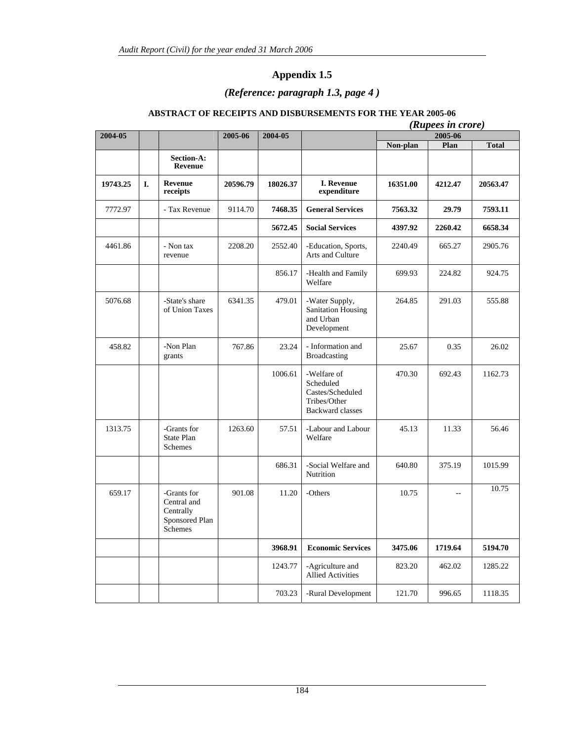# Appendix 1.5

## *(Reference: paragraph 1.3, page 4 )*

### ABSTRACT OF RECEIPTS AND DISBURSEMENTS FOR THE YEAR 2005-06

*(Rupees in crore)*

| 2004-05 | | | 2005-06 | 2004-05 | | 2005-06 | | |
|---|---|---|---|---|---|---|---|---|
| | | | | | | Non-plan | Plan | Total |
| | | **Section-A: Revenue** | | | | | | |
| **19743.25** | **I.** | **Revenue receipts** | **20596.79** | **18026.37** | **I. Revenue expenditure** | **16351.00** | **4212.47** | **20563.47** |
| 7772.97 | | - Tax Revenue | 9114.70 | **7468.35** | **General Services** | **7563.32** | **29.79** | **7593.11** |
| | | | | **5672.45** | **Social Services** | **4397.92** | **2260.42** | **6658.34** |
| 4461.86 | | - Non tax revenue | 2208.20 | 2552.40 | -Education, Sports, Arts and Culture | 2240.49 | 665.27 | 2905.76 |
| | | | | 856.17 | -Health and Family Welfare | 699.93 | 224.82 | 924.75 |
| 5076.68 | | -State's share of Union Taxes | 6341.35 | 479.01 | -Water Supply, Sanitation Housing and Urban Development | 264.85 | 291.03 | 555.88 |
| 458.82 | | -Non Plan grants | 767.86 | 23.24 | - Information and Broadcasting | 25.67 | 0.35 | 26.02 |
| | | | | 1006.61 | -Welfare of Scheduled Castes/Scheduled Tribes/Other Backward classes | 470.30 | 692.43 | 1162.73 |
| 1313.75 | | -Grants for State Plan Schemes | 1263.60 | 57.51 | -Labour and Labour Welfare | 45.13 | 11.33 | 56.46 |
| | | | | 686.31 | -Social Welfare and Nutrition | 640.80 | 375.19 | 1015.99 |
| 659.17 | | -Grants for Central and Centrally Sponsored Plan Schemes | 901.08 | 11.20 | -Others | 10.75 | -- | 10.75 |
| | | | | **3968.91** | **Economic Services** | **3475.06** | **1719.64** | **5194.70** |
| | | | | 1243.77 | -Agriculture and Allied Activities | 823.20 | 462.02 | 1285.22 |
| | | | | 703.23 | -Rural Development | 121.70 | 996.65 | 1118.35 |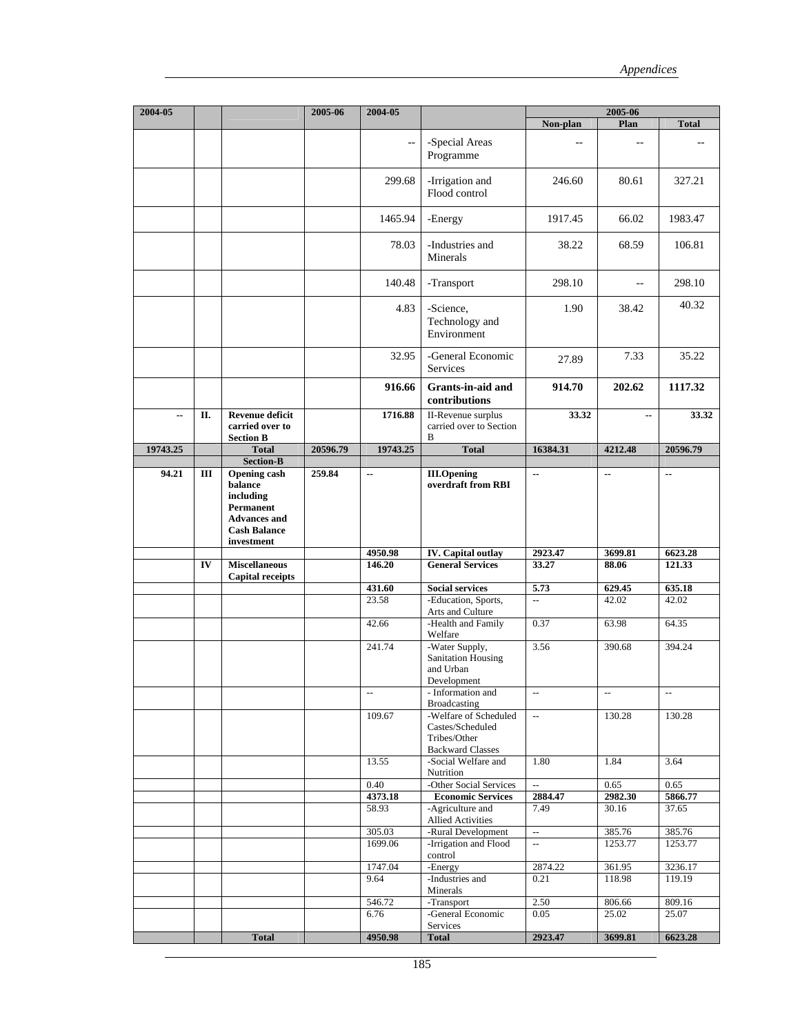| 2004-05 | | | 2005-06 | 2004-05 | | 2005-06 | | |
|---|---|---|---|---|---|---|---|---|
| | | | | | | Non-plan | Plan | Total |
| | | | | -- | -Special Areas Programme | -- | -- | -- |
| | | | | 299.68 | -Irrigation and Flood control | 246.60 | 80.61 | 327.21 |
| | | | | 1465.94 | -Energy | 1917.45 | 66.02 | 1983.47 |
| | | | | 78.03 | -Industries and Minerals | 38.22 | 68.59 | 106.81 |
| | | | | 140.48 | -Transport | 298.10 | -- | 298.10 |
| | | | | 4.83 | -Science, Technology and Environment | 1.90 | 38.42 | 40.32 |
| | | | | 32.95 | -General Economic Services | 27.89 | 7.33 | 35.22 |
| | | | | **916.66** | **Grants-in-aid and contributions** | **914.70** | **202.62** | **1117.32** |
| -- | **II.** | **Revenue deficit carried over to Section B** | | **1716.88** | II-Revenue surplus carried over to Section B | **33.32** | -- | **33.32** |
| **19743.25** | | **Total** | **20596.79** | **19743.25** | **Total** | **16384.31** | **4212.48** | **20596.79** |
| | | **Section-B** | | | | | | |
| **94.21** | **III** | **Opening cash balance including Permanent Advances and Cash Balance investment** | **259.84** | -- | **III.Opening overdraft from RBI** | -- | -- | -- |
| | | | | **4950.98** | **IV. Capital outlay** | **2923.47** | **3699.81** | **6623.28** |
| | **IV** | **Miscellaneous Capital receipts** | | **146.20** | **General Services** | **33.27** | **88.06** | **121.33** |
| | | | | **431.60** | **Social services** | **5.73** | **629.45** | **635.18** |
| | | | | 23.58 | -Education, Sports, Arts and Culture | -- | 42.02 | 42.02 |
| | | | | 42.66 | -Health and Family Welfare | 0.37 | 63.98 | 64.35 |
| | | | | 241.74 | -Water Supply, Sanitation Housing and Urban Development | 3.56 | 390.68 | 394.24 |
| | | | | -- | - Information and Broadcasting | -- | -- | -- |
| | | | | 109.67 | -Welfare of Scheduled Castes/Scheduled Tribes/Other Backward Classes | -- | 130.28 | 130.28 |
| | | | | 13.55 | -Social Welfare and Nutrition | 1.80 | 1.84 | 3.64 |
| | | | | 0.40 | -Other Social Services | -- | 0.65 | 0.65 |
| | | | | **4373.18** | **Economic Services** | **2884.47** | **2982.30** | **5866.77** |
| | | | | 58.93 | -Agriculture and Allied Activities | 7.49 | 30.16 | 37.65 |
| | | | | 305.03 | -Rural Development | -- | 385.76 | 385.76 |
| | | | | 1699.06 | -Irrigation and Flood control | -- | 1253.77 | 1253.77 |
| | | | | 1747.04 | -Energy | 2874.22 | 361.95 | 3236.17 |
| | | | | 9.64 | -Industries and Minerals | 0.21 | 118.98 | 119.19 |
| | | | | 546.72 | -Transport | 2.50 | 806.66 | 809.16 |
| | | | | 6.76 | -General Economic Services | 0.05 | 25.02 | 25.07 |
| | | **Total** | | **4950.98** | **Total** | **2923.47** | **3699.81** | **6623.28** |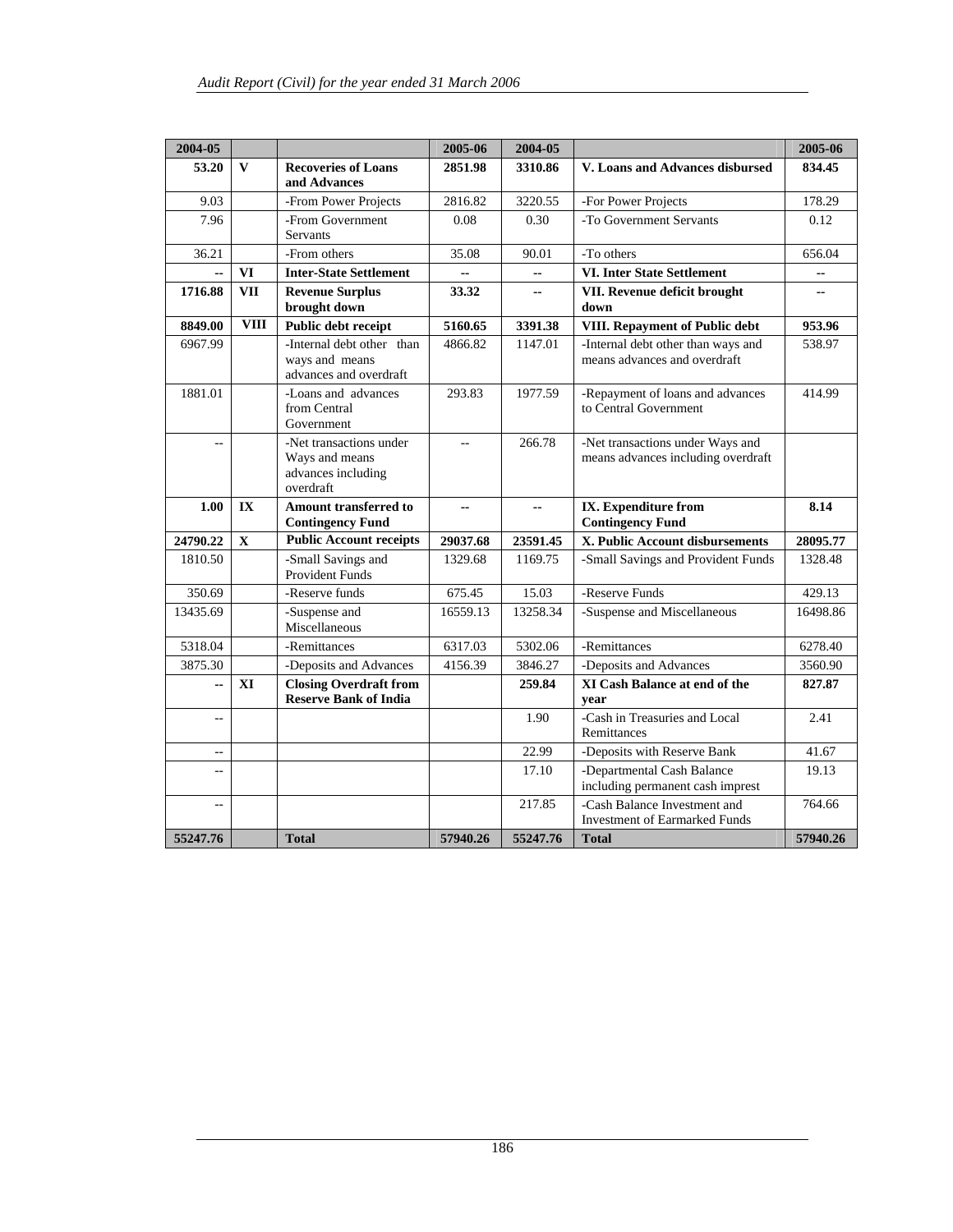| 2004-05 | | | 2005-06 | 2004-05 | | 2005-06 |
|---|---|---|---|---|---|---|
| **53.20** | **V** | **Recoveries of Loans and Advances** | **2851.98** | **3310.86** | **V. Loans and Advances disbursed** | **834.45** |
| 9.03 | | -From Power Projects | 2816.82 | 3220.55 | -For Power Projects | 178.29 |
| 7.96 | | -From Government Servants | 0.08 | 0.30 | -To Government Servants | 0.12 |
| 36.21 | | -From others | 35.08 | 90.01 | -To others | 656.04 |
| **--** | **VI** | **Inter-State Settlement** | **--** | **--** | **VI. Inter State Settlement** | **--** |
| **1716.88** | **VII** | **Revenue Surplus brought down** | **33.32** | **--** | **VII. Revenue deficit brought down** | **--** |
| **8849.00** | **VIII** | **Public debt receipt** | **5160.65** | **3391.38** | **VIII. Repayment of Public debt** | **953.96** |
| 6967.99 | | -Internal debt other than ways and means advances and overdraft | 4866.82 | 1147.01 | -Internal debt other than ways and means advances and overdraft | 538.97 |
| 1881.01 | | -Loans and advances from Central Government | 293.83 | 1977.59 | -Repayment of loans and advances to Central Government | 414.99 |
| -- | | -Net transactions under Ways and means advances including overdraft | -- | 266.78 | -Net transactions under Ways and means advances including overdraft | |
| **1.00** | **IX** | **Amount transferred to Contingency Fund** | **--** | **--** | **IX. Expenditure from Contingency Fund** | **8.14** |
| **24790.22** | **X** | **Public Account receipts** | **29037.68** | **23591.45** | **X. Public Account disbursements** | **28095.77** |
| 1810.50 | | -Small Savings and Provident Funds | 1329.68 | 1169.75 | -Small Savings and Provident Funds | 1328.48 |
| 350.69 | | -Reserve funds | 675.45 | 15.03 | -Reserve Funds | 429.13 |
| 13435.69 | | -Suspense and Miscellaneous | 16559.13 | 13258.34 | -Suspense and Miscellaneous | 16498.86 |
| 5318.04 | | -Remittances | 6317.03 | 5302.06 | -Remittances | 6278.40 |
| 3875.30 | | -Deposits and Advances | 4156.39 | 3846.27 | -Deposits and Advances | 3560.90 |
| **--** | **XI** | **Closing Overdraft from Reserve Bank of India** | | **259.84** | **XI Cash Balance at end of the year** | **827.87** |
| -- | | | | 1.90 | -Cash in Treasuries and Local Remittances | 2.41 |
| -- | | | | 22.99 | -Deposits with Reserve Bank | 41.67 |
| -- | | | | 17.10 | -Departmental Cash Balance including permanent cash imprest | 19.13 |
| -- | | | | 217.85 | -Cash Balance Investment and Investment of Earmarked Funds | 764.66 |
| **55247.76** | | **Total** | **57940.26** | **55247.76** | **Total** | **57940.26** |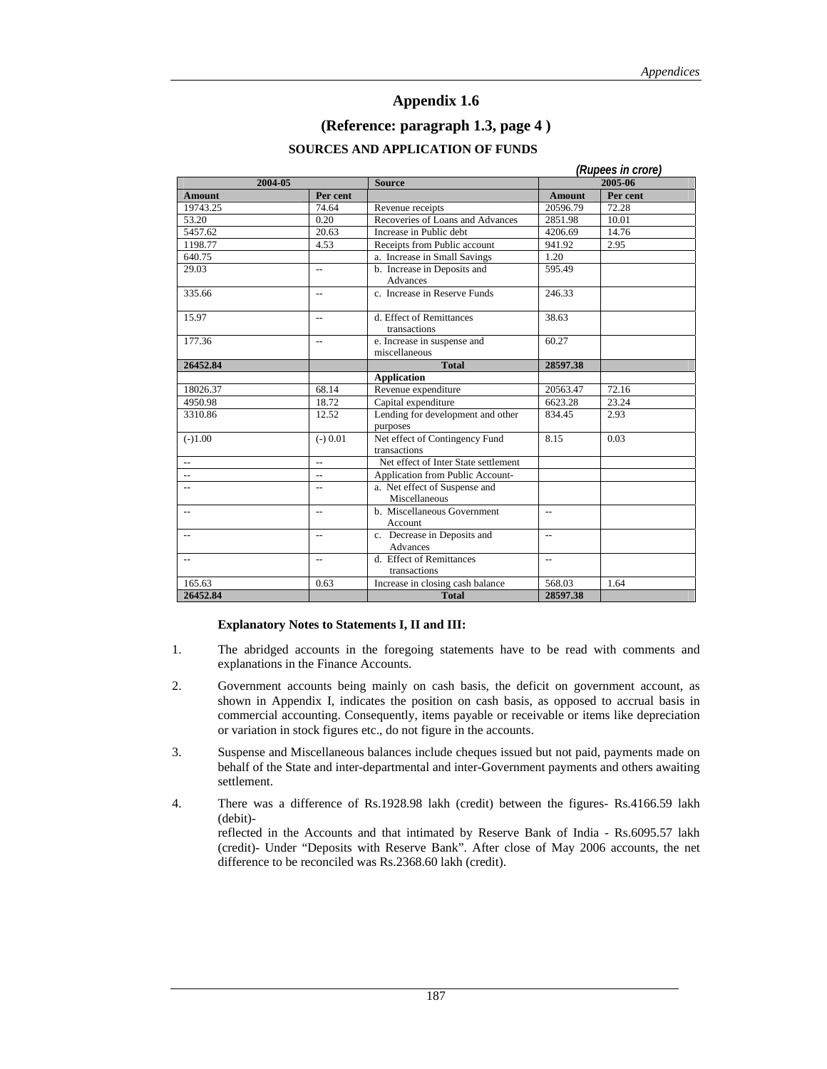# Appendix 1.6

## (Reference: paragraph 1.3, page 4 )

### SOURCES AND APPLICATION OF FUNDS

*(Rupees in crore)*

| 2004-05 | | Source | 2005-06 | |
|---|---|---|---|---|
| **Amount** | **Per cent** | | **Amount** | **Per cent** |
| 19743.25 | 74.64 | Revenue receipts | 20596.79 | 72.28 |
| 53.20 | 0.20 | Recoveries of Loans and Advances | 2851.98 | 10.01 |
| 5457.62 | 20.63 | Increase in Public debt | 4206.69 | 14.76 |
| 1198.77 | 4.53 | Receipts from Public account | 941.92 | 2.95 |
| 640.75 | | a. Increase in Small Savings | 1.20 | |
| 29.03 | -- | b. Increase in Deposits and Advances | 595.49 | |
| 335.66 | -- | c. Increase in Reserve Funds | 246.33 | |
| 15.97 | -- | d. Effect of Remittances transactions | 38.63 | |
| 177.36 | -- | e. Increase in suspense and miscellaneous | 60.27 | |
| **26452.84** | | **Total** | **28597.38** | |
| | | **Application** | | |
| 18026.37 | 68.14 | Revenue expenditure | 20563.47 | 72.16 |
| 4950.98 | 18.72 | Capital expenditure | 6623.28 | 23.24 |
| 3310.86 | 12.52 | Lending for development and other purposes | 834.45 | 2.93 |
| (-)1.00 | (-) 0.01 | Net effect of Contingency Fund transactions | 8.15 | 0.03 |
| -- | -- | Net effect of Inter State settlement | | |
| -- | -- | Application from Public Account- | | |
| -- | -- | a. Net effect of Suspense and Miscellaneous | | |
| -- | -- | b. Miscellaneous Government Account | -- | |
| -- | -- | c. Decrease in Deposits and Advances | -- | |
| -- | -- | d. Effect of Remittances transactions | -- | |
| 165.63 | 0.63 | Increase in closing cash balance | 568.03 | 1.64 |
| **26452.84** | | **Total** | **28597.38** | |

**Explanatory Notes to Statements I, II and III:**

1. The abridged accounts in the foregoing statements have to be read with comments and explanations in the Finance Accounts.

2. Government accounts being mainly on cash basis, the deficit on government account, as shown in Appendix I, indicates the position on cash basis, as opposed to accrual basis in commercial accounting. Consequently, items payable or receivable or items like depreciation or variation in stock figures etc., do not figure in the accounts.

3. Suspense and Miscellaneous balances include cheques issued but not paid, payments made on behalf of the State and inter-departmental and inter-Government payments and others awaiting settlement.

4. There was a difference of Rs.1928.98 lakh (credit) between the figures- Rs.4166.59 lakh (debit)-
reflected in the Accounts and that intimated by Reserve Bank of India - Rs.6095.57 lakh (credit)- Under "Deposits with Reserve Bank". After close of May 2006 accounts, the net difference to be reconciled was Rs.2368.60 lakh (credit).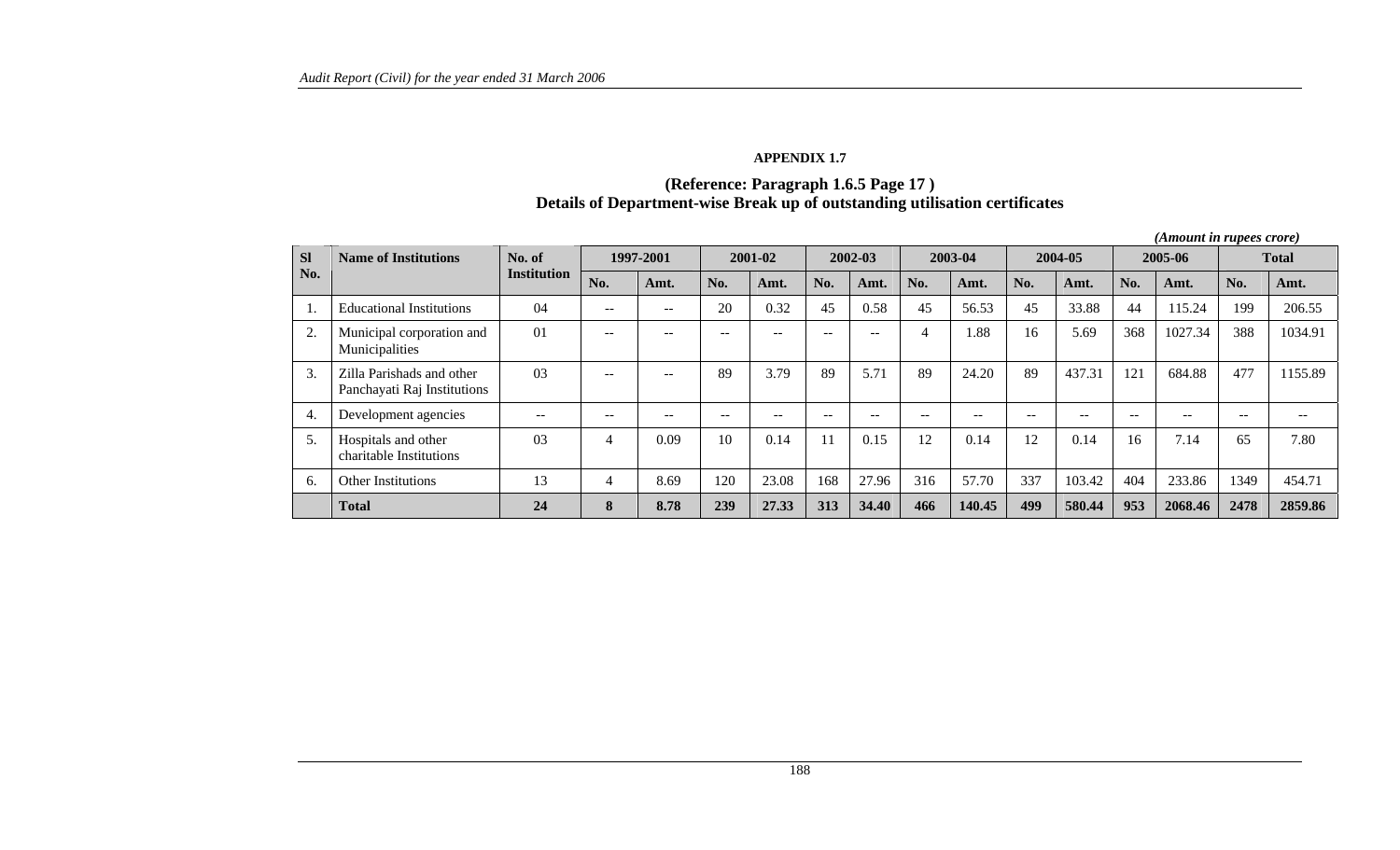**APPENDIX 1.7**

**(Reference: Paragraph 1.6.5 Page 17 )**
**Details of Department-wise Break up of outstanding utilisation certificates**

*(Amount in rupees crore)*

| Sl No. | Name of Institutions | No. of Institution | 1997-2001 | | 2001-02 | | 2002-03 | | 2003-04 | | 2004-05 | | 2005-06 | | Total | |
|---|---|---|---|---|---|---|---|---|---|---|---|---|---|---|---|---|
| | | | No. | Amt. | No. | Amt. | No. | Amt. | No. | Amt. | No. | Amt. | No. | Amt. | No. | Amt. |
| 1. | Educational Institutions | 04 | -- | -- | 20 | 0.32 | 45 | 0.58 | 45 | 56.53 | 45 | 33.88 | 44 | 115.24 | 199 | 206.55 |
| 2. | Municipal corporation and Municipalities | 01 | -- | -- | -- | -- | -- | -- | 4 | 1.88 | 16 | 5.69 | 368 | 1027.34 | 388 | 1034.91 |
| 3. | Zilla Parishads and other Panchayati Raj Institutions | 03 | -- | -- | 89 | 3.79 | 89 | 5.71 | 89 | 24.20 | 89 | 437.31 | 121 | 684.88 | 477 | 1155.89 |
| 4. | Development agencies | -- | -- | -- | -- | -- | -- | -- | -- | -- | -- | -- | -- | -- | -- | -- |
| 5. | Hospitals and other charitable Institutions | 03 | 4 | 0.09 | 10 | 0.14 | 11 | 0.15 | 12 | 0.14 | 12 | 0.14 | 16 | 7.14 | 65 | 7.80 |
| 6. | Other Institutions | 13 | 4 | 8.69 | 120 | 23.08 | 168 | 27.96 | 316 | 57.70 | 337 | 103.42 | 404 | 233.86 | 1349 | 454.71 |
| | **Total** | **24** | **8** | **8.78** | **239** | **27.33** | **313** | **34.40** | **466** | **140.45** | **499** | **580.44** | **953** | **2068.46** | **2478** | **2859.86** |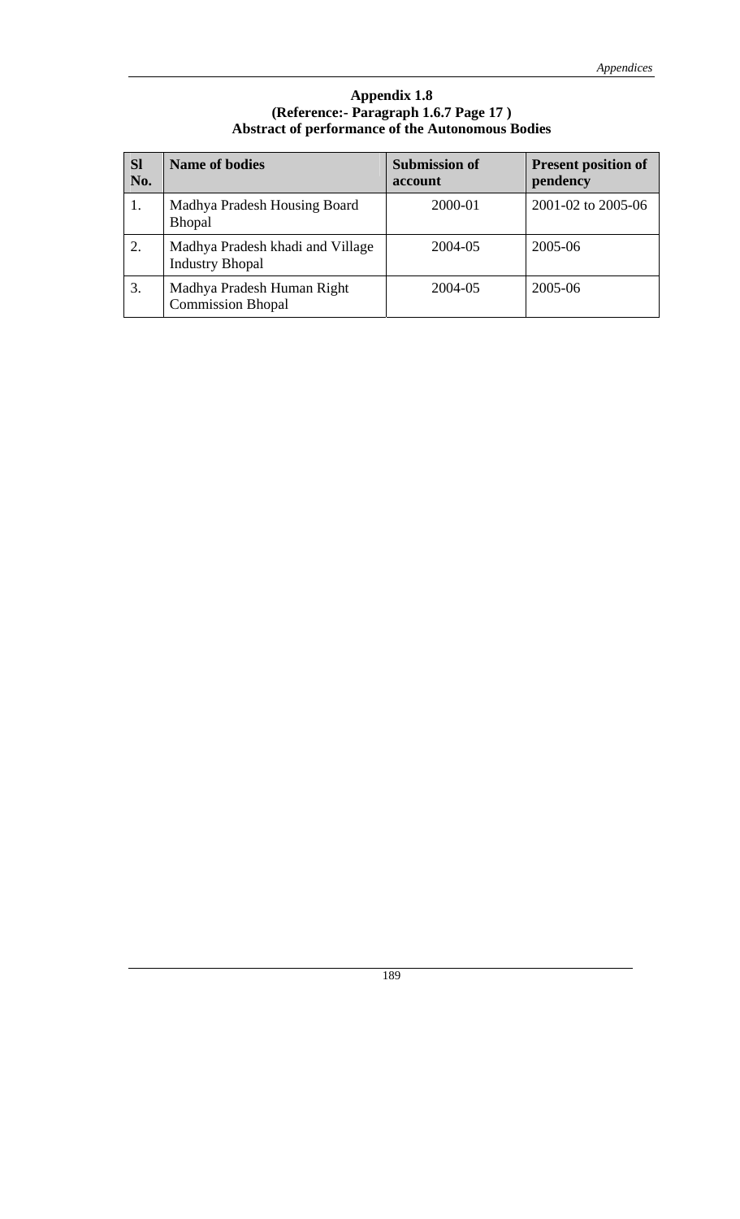**Appendix 1.8**
**(Reference:- Paragraph 1.6.7 Page 17 )**
**Abstract of performance of the Autonomous Bodies**

| Sl No. | Name of bodies | Submission of account | Present position of pendency |
|---|---|---|---|
| 1. | Madhya Pradesh Housing Board Bhopal | 2000-01 | 2001-02 to 2005-06 |
| 2. | Madhya Pradesh khadi and Village Industry Bhopal | 2004-05 | 2005-06 |
| 3. | Madhya Pradesh Human Right Commission Bhopal | 2004-05 | 2005-06 |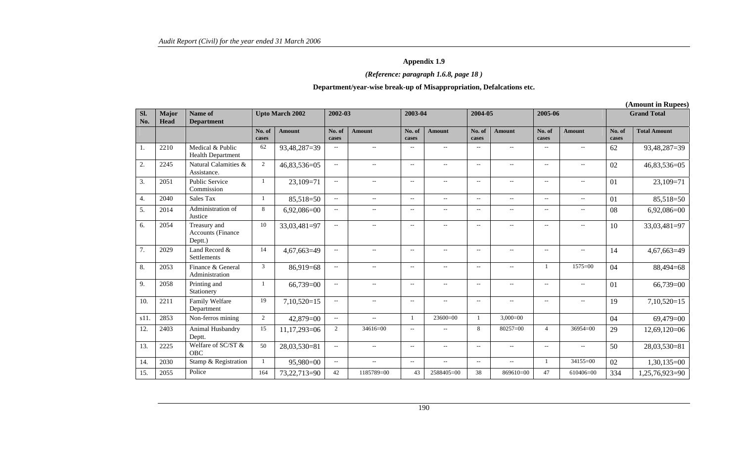## Appendix 1.9

*(Reference: paragraph 1.6.8, page 18 )*

### Department/year-wise break-up of Misappropriation, Defalcations etc.

**(Amount in Rupees)**

| Sl. No. | Major Head | Name of Department | Upto March 2002 | | 2002-03 | | 2003-04 | | 2004-05 | | 2005-06 | | Grand Total | |
|---|---|---|---|---|---|---|---|---|---|---|---|---|---|---|
| | | | No. of cases | Amount | No. of cases | Amount | No. of cases | Amount | No. of cases | Amount | No. of cases | Amount | No. of cases | Total Amount |
| 1. | 2210 | Medical & Public Health Department | 62 | 93,48,287=39 | -- | -- | -- | -- | -- | -- | -- | -- | 62 | 93,48,287=39 |
| 2. | 2245 | Natural Calamities & Assistance. | 2 | 46,83,536=05 | -- | -- | -- | -- | -- | -- | -- | -- | 02 | 46,83,536=05 |
| 3. | 2051 | Public Service Commission | 1 | 23,109=71 | -- | -- | -- | -- | -- | -- | -- | -- | 01 | 23,109=71 |
| 4. | 2040 | Sales Tax | 1 | 85,518=50 | -- | -- | -- | -- | -- | -- | -- | -- | 01 | 85,518=50 |
| 5. | 2014 | Administration of Justice | 8 | 6,92,086=00 | -- | -- | -- | -- | -- | -- | -- | -- | 08 | 6,92,086=00 |
| 6. | 2054 | Treasury and Accounts (Finance Deptt.) | 10 | 33,03,481=97 | -- | -- | -- | -- | -- | -- | -- | -- | 10 | 33,03,481=97 |
| 7. | 2029 | Land Record & Settlements | 14 | 4,67,663=49 | -- | -- | -- | -- | -- | -- | -- | -- | 14 | 4,67,663=49 |
| 8. | 2053 | Finance & General Administration | 3 | 86,919=68 | -- | -- | -- | -- | -- | -- | 1 | 1575=00 | 04 | 88,494=68 |
| 9. | 2058 | Printing and Stationery | 1 | 66,739=00 | -- | -- | -- | -- | -- | -- | -- | -- | 01 | 66,739=00 |
| 10. | 2211 | Family Welfare Department | 19 | 7,10,520=15 | -- | -- | -- | -- | -- | -- | -- | -- | 19 | 7,10,520=15 |
| s11. | 2853 | Non-ferros mining | 2 | 42,879=00 | -- | -- | 1 | 23600=00 | 1 | 3,000=00 | | | 04 | 69,479=00 |
| 12. | 2403 | Animal Husbandry Deptt. | 15 | 11,17,293=06 | 2 | 34616=00 | -- | -- | 8 | 80257=00 | 4 | 36954=00 | 29 | 12,69,120=06 |
| 13. | 2225 | Welfare of SC/ST & OBC | 50 | 28,03,530=81 | -- | -- | -- | -- | -- | -- | -- | -- | 50 | 28,03,530=81 |
| 14. | 2030 | Stamp & Registration | 1 | 95,980=00 | -- | -- | -- | -- | -- | -- | 1 | 34155=00 | 02 | 1,30,135=00 |
| 15. | 2055 | Police | 164 | 73,22,713=90 | 42 | 1185789=00 | 43 | 2588405=00 | 38 | 869610=00 | 47 | 610406=00 | 334 | 1,25,76,923=90 |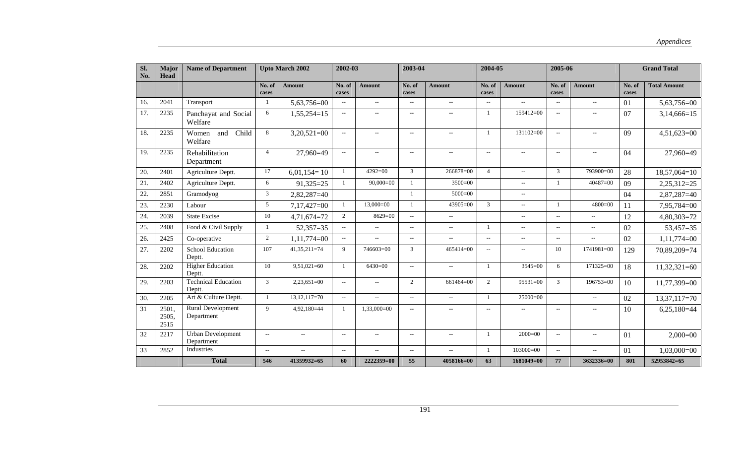| Sl. No. | Major Head | Name of Department | Upto March 2002 | | 2002-03 | | 2003-04 | | 2004-05 | | 2005-06 | | Grand Total | |
|---|---|---|---|---|---|---|---|---|---|---|---|---|---|---|
| | | | No. of cases | Amount | No. of cases | Amount | No. of cases | Amount | No. of cases | Amount | No. of cases | Amount | No. of cases | Total Amount |
| 16. | 2041 | Transport | 1 | 5,63,756=00 | -- | -- | -- | -- | -- | -- | -- | -- | 01 | 5,63,756=00 |
| 17. | 2235 | Panchayat and Social Welfare | 6 | 1,55,254=15 | -- | -- | -- | -- | 1 | 159412=00 | -- | -- | 07 | 3,14,666=15 |
| 18. | 2235 | Women and Child Welfare | 8 | 3,20,521=00 | -- | -- | -- | -- | 1 | 131102=00 | -- | -- | 09 | 4,51,623=00 |
| 19. | 2235 | Rehabilitation Department | 4 | 27,960=49 | -- | -- | -- | -- | -- | -- | -- | -- | 04 | 27,960=49 |
| 20. | 2401 | Agriculture Deptt. | 17 | 6,01,154= 10 | 1 | 4292=00 | 3 | 266878=00 | 4 | -- | 3 | 793900=00 | 28 | 18,57,064=10 |
| 21. | 2402 | Agriculture Deptt. | 6 | 91,325=25 | 1 | 90,000=00 | 1 | 3500=00 | | -- | 1 | 40487=00 | 09 | 2,25,312=25 |
| 22. | 2851 | Gramodyog | 3 | 2,82,287=40 | | | 1 | 5000=00 | | -- | | | 04 | 2,87,287=40 |
| 23. | 2230 | Labour | 5 | 7,17,427=00 | 1 | 13,000=00 | 1 | 43905=00 | 3 | -- | 1 | 4800=00 | 11 | 7,95,784=00 |
| 24. | 2039 | State Excise | 10 | 4,71,674=72 | 2 | 8629=00 | -- | -- | | -- | -- | -- | 12 | 4,80,303=72 |
| 25. | 2408 | Food & Civil Supply | 1 | 52,357=35 | -- | -- | -- | -- | 1 | -- | -- | -- | 02 | 53,457=35 |
| 26. | 2425 | Co-operative | 2 | 1,11,774=00 | -- | -- | -- | -- | -- | -- | -- | -- | 02 | 1,11,774=00 |
| 27. | 2202 | School Education Deptt. | 107 | 41,35,211=74 | 9 | 746603=00 | 3 | 465414=00 | -- | -- | 10 | 1741981=00 | 129 | 70,89,209=74 |
| 28. | 2202 | Higher Education Deptt. | 10 | 9,51,021=60 | 1 | 6430=00 | -- | -- | 1 | 3545=00 | 6 | 171325=00 | 18 | 11,32,321=60 |
| 29. | 2203 | Technical Education Deptt. | 3 | 2,23,651=00 | -- | -- | 2 | 661464=00 | 2 | 95531=00 | 3 | 196753=00 | 10 | 11,77,399=00 |
| 30. | 2205 | Art & Culture Deptt. | 1 | 13,12,117=70 | -- | -- | -- | -- | 1 | 25000=00 | | -- | 02 | 13,37,117=70 |
| 31 | 2501, 2505, 2515 | Rural Development Department | 9 | 4,92,180=44 | 1 | 1,33,000=00 | -- | -- | -- | -- | -- | -- | 10 | 6,25,180=44 |
| 32 | 2217 | Urban Development Department | -- | -- | -- | -- | -- | -- | 1 | 2000=00 | -- | -- | 01 | 2,000=00 |
| 33 | 2852 | Industries | -- | -- | -- | -- | -- | -- | 1 | 103000=00 | -- | -- | 01 | 1,03,000=00 |
| | | **Total** | **546** | **41359932=65** | **60** | **2222359=00** | **55** | **4058166=00** | **63** | **1681049=00** | **77** | **3632336=00** | **801** | **52953842=65** |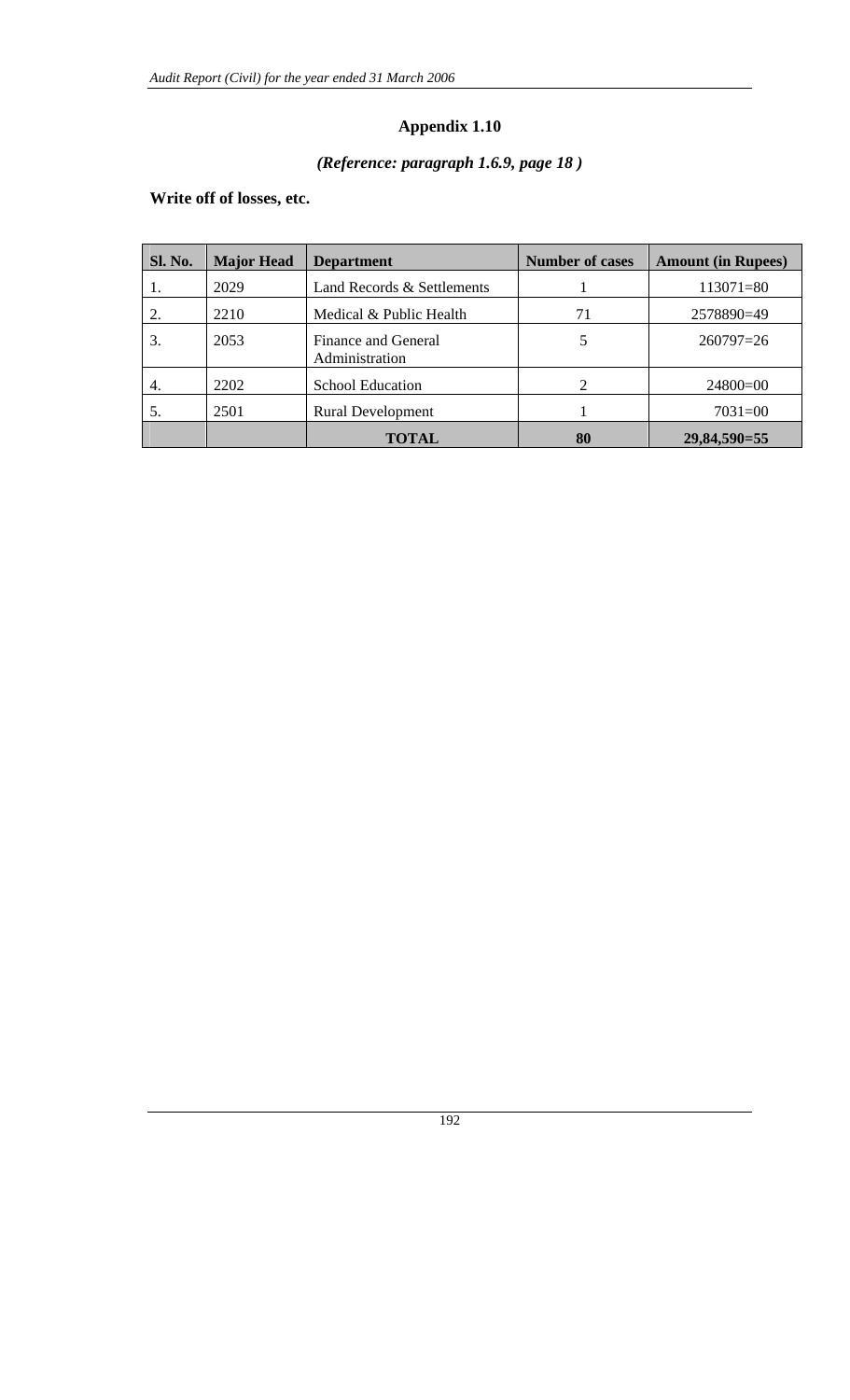# Appendix 1.10

***(Reference: paragraph 1.6.9, page 18 )***

**Write off of losses, etc.**

| Sl. No. | Major Head | Department | Number of cases | Amount (in Rupees) |
|---|---|---|---|---|
| 1. | 2029 | Land Records & Settlements | 1 | 113071=80 |
| 2. | 2210 | Medical & Public Health | 71 | 2578890=49 |
| 3. | 2053 | Finance and General Administration | 5 | 260797=26 |
| 4. | 2202 | School Education | 2 | 24800=00 |
| 5. | 2501 | Rural Development | 1 | 7031=00 |
| | | **TOTAL** | **80** | **29,84,590=55** |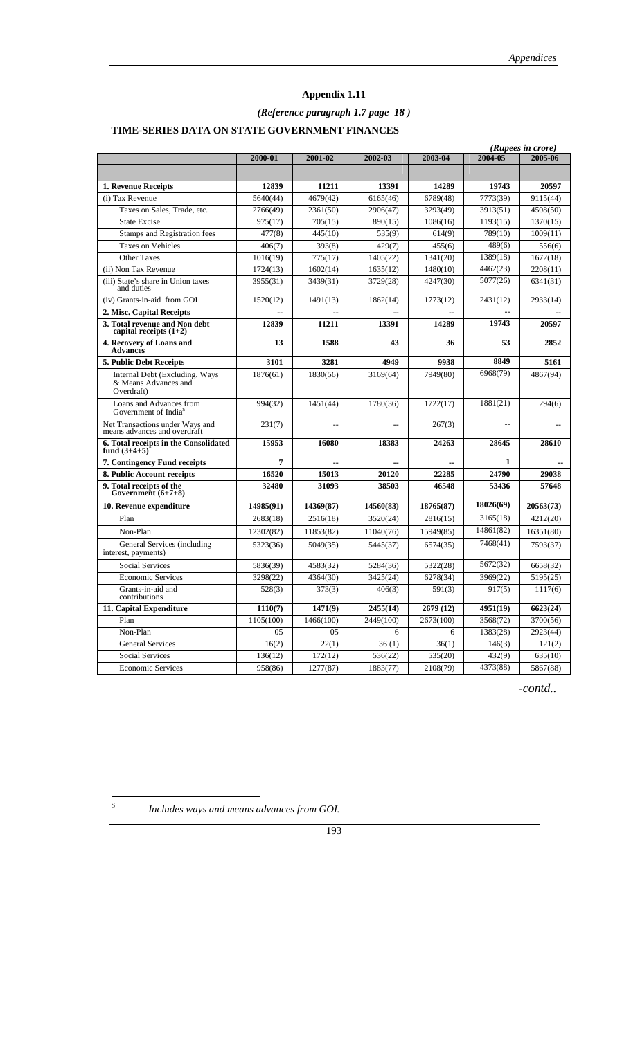## Appendix 1.11

### *(Reference paragraph 1.7 page 18 )*

### TIME-SERIES DATA ON STATE GOVERNMENT FINANCES

*(Rupees in crore)*

| | 2000-01 | 2001-02 | 2002-03 | 2003-04 | 2004-05 | 2005-06 |
|---|---|---|---|---|---|---|
| **1. Revenue Receipts** | **12839** | **11211** | **13391** | **14289** | **19743** | **20597** |
| (i) Tax Revenue | 5640(44) | 4679(42) | 6165(46) | 6789(48) | 7773(39) | 9115(44) |
| Taxes on Sales, Trade, etc. | 2766(49) | 2361(50) | 2906(47) | 3293(49) | 3913(51) | 4508(50) |
| State Excise | 975(17) | 705(15) | 890(15) | 1086(16) | 1193(15) | 1370(15) |
| Stamps and Registration fees | 477(8) | 445(10) | 535(9) | 614(9) | 789(10) | 1009(11) |
| Taxes on Vehicles | 406(7) | 393(8) | 429(7) | 455(6) | 489(6) | 556(6) |
| Other Taxes | 1016(19) | 775(17) | 1405(22) | 1341(20) | 1389(18) | 1672(18) |
| (ii) Non Tax Revenue | 1724(13) | 1602(14) | 1635(12) | 1480(10) | 4462(23) | 2208(11) |
| (iii) State's share in Union taxes and duties | 3955(31) | 3439(31) | 3729(28) | 4247(30) | 5077(26) | 6341(31) |
| (iv) Grants-in-aid from GOI | 1520(12) | 1491(13) | 1862(14) | 1773(12) | 2431(12) | 2933(14) |
| **2. Misc. Capital Receipts** | -- | -- | -- | -- | -- | -- |
| **3. Total revenue and Non debt capital receipts (1+2)** | **12839** | **11211** | **13391** | **14289** | **19743** | **20597** |
| **4. Recovery of Loans and Advances** | **13** | **1588** | **43** | **36** | **53** | **2852** |
| **5. Public Debt Receipts** | **3101** | **3281** | **4949** | **9938** | **8849** | **5161** |
| Internal Debt (Excluding. Ways & Means Advances and Overdraft) | 1876(61) | 1830(56) | 3169(64) | 7949(80) | 6968(79) | 4867(94) |
| Loans and Advances from Government of India[$] | 994(32) | 1451(44) | 1780(36) | 1722(17) | 1881(21) | 294(6) |
| Net Transactions under Ways and means advances and overdraft | 231(7) | -- | -- | 267(3) | -- | -- |
| **6. Total receipts in the Consolidated fund (3+4+5)** | **15953** | **16080** | **18383** | **24263** | **28645** | **28610** |
| **7. Contingency Fund receipts** | **7** | **--** | **--** | **--** | **1** | **--** |
| **8. Public Account receipts** | **16520** | **15013** | **20120** | **22285** | **24790** | **29038** |
| **9. Total receipts of the Government (6+7+8)** | **32480** | **31093** | **38503** | **46548** | **53436** | **57648** |
| **10. Revenue expenditure** | **14985(91)** | **14369(87)** | **14560(83)** | **18765(87)** | **18026(69)** | **20563(73)** |
| Plan | 2683(18) | 2516(18) | 3520(24) | 2816(15) | 3165(18) | 4212(20) |
| Non-Plan | 12302(82) | 11853(82) | 11040(76) | 15949(85) | 14861(82) | 16351(80) |
| General Services (including interest, payments) | 5323(36) | 5049(35) | 5445(37) | 6574(35) | 7468(41) | 7593(37) |
| Social Services | 5836(39) | 4583(32) | 5284(36) | 5322(28) | 5672(32) | 6658(32) |
| Economic Services | 3298(22) | 4364(30) | 3425(24) | 6278(34) | 3969(22) | 5195(25) |
| Grants-in-aid and contributions | 528(3) | 373(3) | 406(3) | 591(3) | 917(5) | 1117(6) |
| **11. Capital Expenditure** | **1110(7)** | **1471(9)** | **2455(14)** | **2679 (12)** | **4951(19)** | **6623(24)** |
| Plan | 1105(100) | 1466(100) | 2449(100) | 2673(100) | 3568(72) | 3700(56) |
| Non-Plan | 05 | 05 | 6 | 6 | 1383(28) | 2923(44) |
| General Services | 16(2) | 22(1) | 36 (1) | 36(1) | 146(3) | 121(2) |
| Social Services | 136(12) | 172(12) | 536(22) | 535(20) | 432(9) | 635(10) |
| Economic Services | 958(86) | 1277(87) | 1883(77) | 2108(79) | 4373(88) | 5867(88) |

*-contd..*

[$] *Includes ways and means advances from GOI.*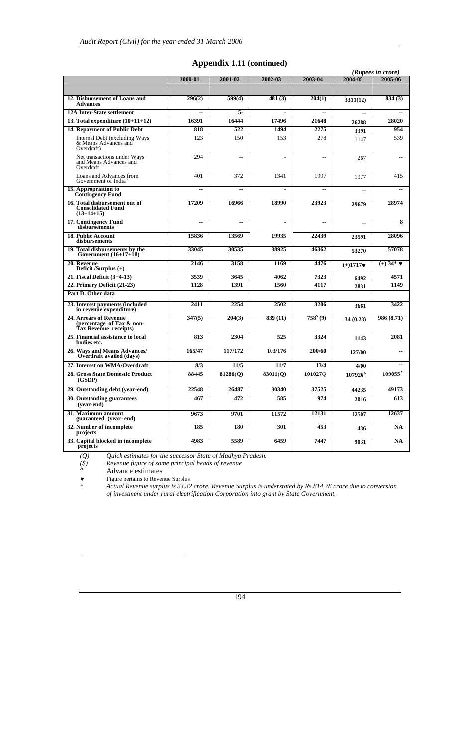## Appendix 1.11 (continued)

*(Rupees in crore)*

| | 2000-01 | 2001-02 | 2002-03 | 2003-04 | 2004-05 | 2005-06 |
|---|---|---|---|---|---|---|
| | | | | | | |
| **12. Disbursement of Loans and Advances** | **296(2)** | **599(4)** | **481 (3)** | **204(1)** | **3311(12)** | **834 (3)** |
| **12A Inter-State settlement** | **--** | **5-** | **-** | **--** | **--** | **--** |
| **13. Total expenditure (10+11+12)** | **16391** | **16444** | **17496** | **21648** | **26288** | **28020** |
| **14. Repayment of Public Debt** | **818** | **522** | **1494** | **2275** | **3391** | **954** |
| Internal Debt (excluding Ways & Means Advances and Overdraft) | 123 | 150 | 153 | 278 | 1147 | 539 |
| Net transactions under Ways and Means Advances and Overdraft | 294 | -- | - | -- | 267 | -- |
| Loans and Advances from Government of India$ | 401 | 372 | 1341 | 1997 | 1977 | 415 |
| **15. Appropriation to Contingency Fund** | **--** | **--** | **-** | **--** | **--** | **--** |
| **16. Total disbursement out of Consolidated Fund (13+14+15)** | **17209** | **16966** | **18990** | **23923** | **29679** | **28974** |
| **17. Contingency Fund disbursements** | **--** | **--** | **-** | **--** | **--** | **8** |
| **18. Public Account disbursements** | **15836** | **13569** | **19935** | **22439** | **23591** | **28096** |
| **19. Total disbursements by the Government (16+17+18)** | **33045** | **30535** | **38925** | **46362** | **53270** | **57078** |
| **20. Revenue Deficit /Surplus (+)** | **2146** | **3158** | **1169** | **4476** | **(+)1717♥** | **(+) 34* ♥** |
| **21. Fiscal Deficit (3+4-13)** | **3539** | **3645** | **4062** | **7323** | **6492** | **4571** |
| **22. Primary Deficit (21-23)** | **1128** | **1391** | **1560** | **4117** | **2831** | **1149** |
| **Part D. Other data** | | | | | | |
| **23. Interest payments (included in revenue expenditure)** | **2411** | **2254** | **2502** | **3206** | **3661** | **3422** |
| **24. Arrears of Revenue (percentage of Tax & non-Tax Revenue receipts)** | **347(5)** | **204(3)** | **839 (11)** | **758$ (9)** | **34 (0.28)** | **986 (8.71)** |
| **25. Financial assistance to local bodies etc.** | **813** | **2304** | **525** | **3324** | **1143** | **2081** |
| **26. Ways and Means Advances/ Overdraft availed (days)** | **165/47** | **117/172** | **103/176** | **200/60** | **127/00** | **--** |
| **27. Interest on WMA/Overdraft** | **8/3** | **11/5** | **11/7** | **13/4** | **4/00** | **--** |
| **28. Gross State Domestic Product (GSDP)** | **88445** | **81286(Q)** | **83011(Q)** | **101027Q** | **107926^** | **109055^** |
| **29. Outstanding debt (year-end)** | **22548** | **26487** | **30340** | **37525** | **44235** | **49173** |
| **30. Outstanding guarantees (year-end)** | **467** | **472** | **585** | **974** | **2016** | **613** |
| **31. Maximum amount guaranteed (year- end)** | **9673** | **9701** | **11572** | **12131** | **12507** | **12637** |
| **32. Number of incomplete projects** | **185** | **180** | **301** | **453** | **436** | **NA** |
| **33. Capital blocked in incomplete projects** | **4983** | **5589** | **6459** | **7447** | **9031** | **NA** |

*(Q)* *Quick estimates for the successor State of Madhya Pradesh.*

*($)* *Revenue figure of some principal heads of revenue*

^ Advance estimates

♥ Figure pertains to Revenue Surplus

\* *Actual Revenue surplus is 33.32 crore. Revenue Surplus is understated by Rs.814.78 crore due to conversion of investment under rural electrification Corporation into grant by State Government.*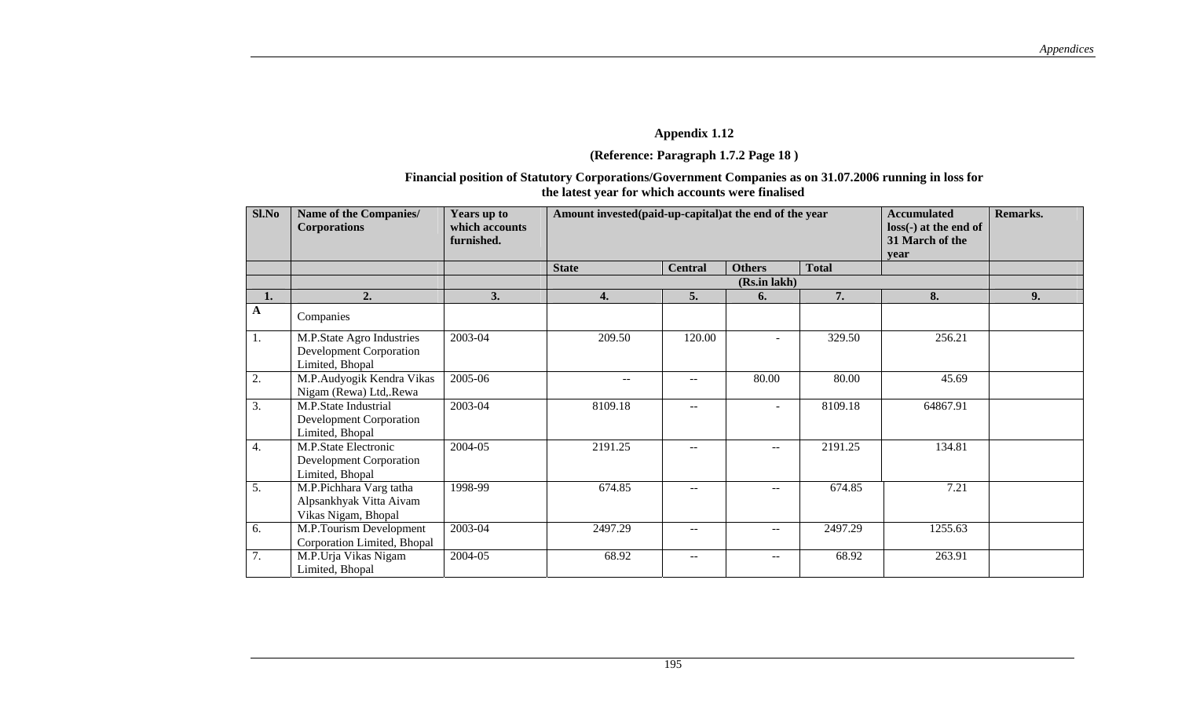## Appendix 1.12

**(Reference: Paragraph 1.7.2 Page 18 )**

**Financial position of Statutory Corporations/Government Companies as on 31.07.2006 running in loss for the latest year for which accounts were finalised**

| Sl.No | Name of the Companies/ Corporations | Years up to which accounts furnished. | Amount invested(paid-up-capital)at the end of the year | | | | Accumulated loss(-) at the end of 31 March of the year | Remarks. |
|---|---|---|---|---|---|---|---|---|
| | | | State | Central | Others | Total | | |
| | | | (Rs.in lakh) | | | | | |
| 1. | 2. | 3. | 4. | 5. | 6. | 7. | 8. | 9. |
| A | Companies | | | | | | | |
| 1. | M.P.State Agro Industries Development Corporation Limited, Bhopal | 2003-04 | 209.50 | 120.00 | - | 329.50 | 256.21 | |
| 2. | M.P.Audyogik Kendra Vikas Nigam (Rewa) Ltd,.Rewa | 2005-06 | -- | -- | 80.00 | 80.00 | 45.69 | |
| 3. | M.P.State Industrial Development Corporation Limited, Bhopal | 2003-04 | 8109.18 | -- | - | 8109.18 | 64867.91 | |
| 4. | M.P.State Electronic Development Corporation Limited, Bhopal | 2004-05 | 2191.25 | -- | -- | 2191.25 | 134.81 | |
| 5. | M.P.Pichhara Varg tatha Alpsankhyak Vitta Aivam Vikas Nigam, Bhopal | 1998-99 | 674.85 | -- | -- | 674.85 | 7.21 | |
| 6. | M.P.Tourism Development Corporation Limited, Bhopal | 2003-04 | 2497.29 | -- | -- | 2497.29 | 1255.63 | |
| 7. | M.P.Urja Vikas Nigam Limited, Bhopal | 2004-05 | 68.92 | -- | -- | 68.92 | 263.91 | |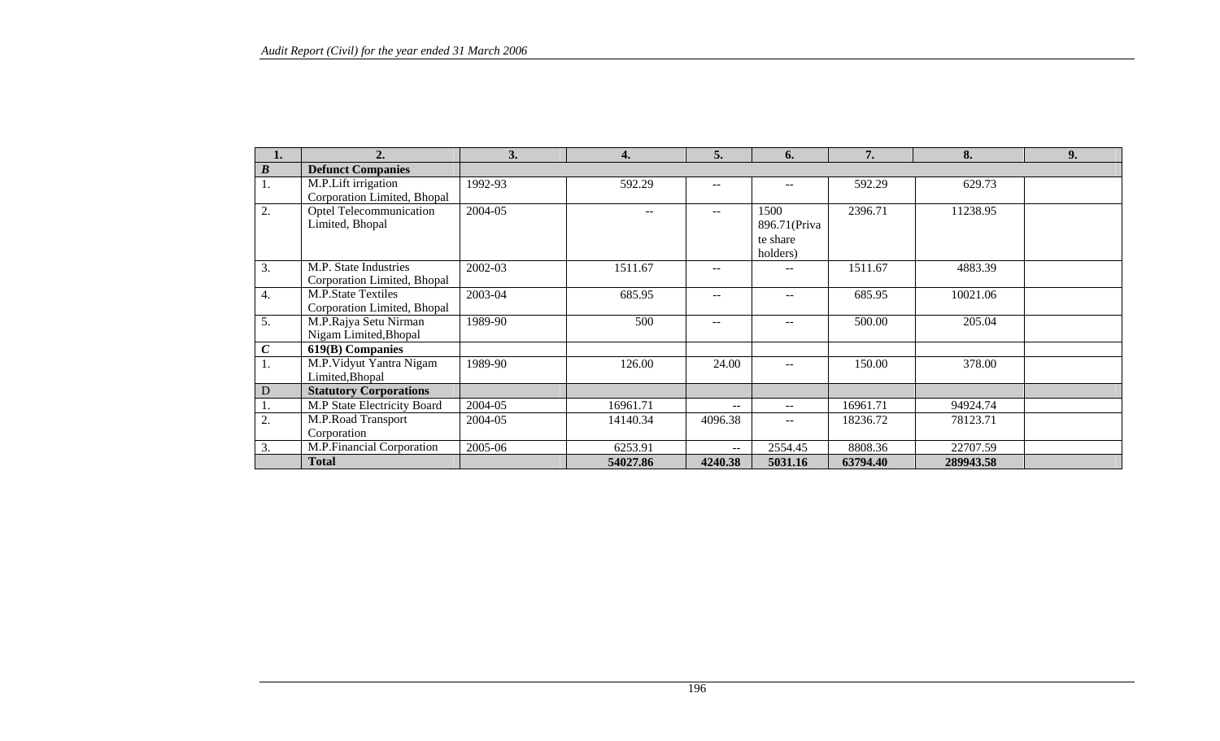| 1. | 2. | 3. | 4. | 5. | 6. | 7. | 8. | 9. |
|---|---|---|---|---|---|---|---|---|
| ***B*** | **Defunct Companies** | | | | | | | |
| 1. | M.P.Lift irrigation Corporation Limited, Bhopal | 1992-93 | 592.29 | -- | -- | 592.29 | 629.73 | |
| 2. | Optel Telecommunication Limited, Bhopal | 2004-05 | -- | -- | 1500 896.71(Private share holders) | 2396.71 | 11238.95 | |
| 3. | M.P. State Industries Corporation Limited, Bhopal | 2002-03 | 1511.67 | -- | -- | 1511.67 | 4883.39 | |
| 4. | M.P.State Textiles Corporation Limited, Bhopal | 2003-04 | 685.95 | -- | -- | 685.95 | 10021.06 | |
| 5. | M.P.Rajya Setu Nirman Nigam Limited,Bhopal | 1989-90 | 500 | -- | -- | 500.00 | 205.04 | |
| ***C*** | **619(B) Companies** | | | | | | | |
| 1. | M.P.Vidyut Yantra Nigam Limited,Bhopal | 1989-90 | 126.00 | 24.00 | -- | 150.00 | 378.00 | |
| D | **Statutory Corporations** | | | | | | | |
| 1. | M.P State Electricity Board | 2004-05 | 16961.71 | -- | -- | 16961.71 | 94924.74 | |
| 2. | M.P.Road Transport Corporation | 2004-05 | 14140.34 | 4096.38 | -- | 18236.72 | 78123.71 | |
| 3. | M.P.Financial Corporation | 2005-06 | 6253.91 | -- | 2554.45 | 8808.36 | 22707.59 | |
| | **Total** | | **54027.86** | **4240.38** | **5031.16** | **63794.40** | **289943.58** | |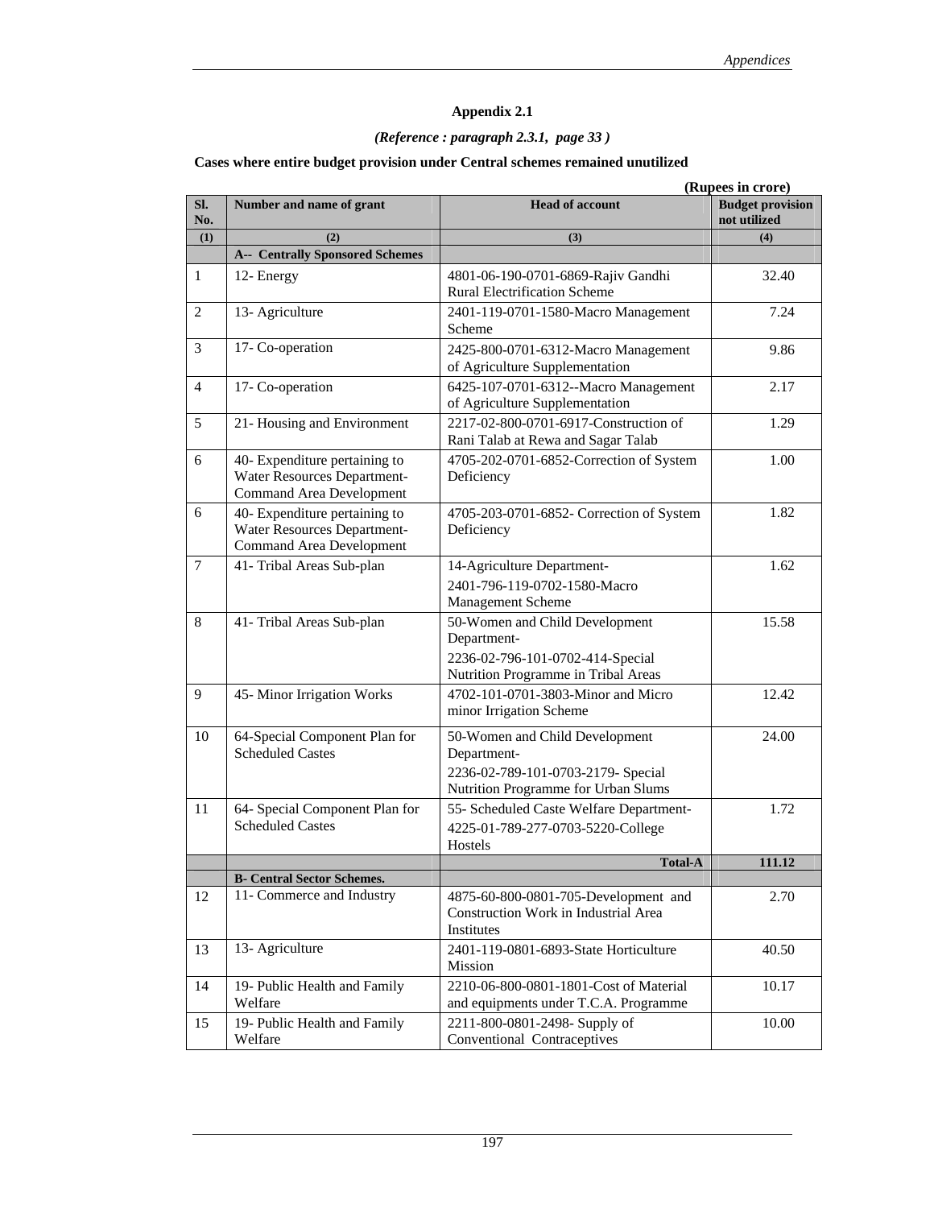# Appendix 2.1

*(Reference : paragraph 2.3.1, page 33 )*

**Cases where entire budget provision under Central schemes remained unutilized**

**(Rupees in crore)**

| Sl. No. | Number and name of grant | Head of account | Budget provision not utilized |
|---|---|---|---|
| (1) | (2) | (3) | (4) |
| | **A-- Centrally Sponsored Schemes** | | |
| 1 | 12- Energy | 4801-06-190-0701-6869-Rajiv Gandhi Rural Electrification Scheme | 32.40 |
| 2 | 13- Agriculture | 2401-119-0701-1580-Macro Management Scheme | 7.24 |
| 3 | 17- Co-operation | 2425-800-0701-6312-Macro Management of Agriculture Supplementation | 9.86 |
| 4 | 17- Co-operation | 6425-107-0701-6312--Macro Management of Agriculture Supplementation | 2.17 |
| 5 | 21- Housing and Environment | 2217-02-800-0701-6917-Construction of Rani Talab at Rewa and Sagar Talab | 1.29 |
| 6 | 40- Expenditure pertaining to Water Resources Department-Command Area Development | 4705-202-0701-6852-Correction of System Deficiency | 1.00 |
| 6 | 40- Expenditure pertaining to Water Resources Department-Command Area Development | 4705-203-0701-6852- Correction of System Deficiency | 1.82 |
| 7 | 41- Tribal Areas Sub-plan | 14-Agriculture Department- 2401-796-119-0702-1580-Macro Management Scheme | 1.62 |
| 8 | 41- Tribal Areas Sub-plan | 50-Women and Child Development Department- 2236-02-796-101-0702-414-Special Nutrition Programme in Tribal Areas | 15.58 |
| 9 | 45- Minor Irrigation Works | 4702-101-0701-3803-Minor and Micro minor Irrigation Scheme | 12.42 |
| 10 | 64-Special Component Plan for Scheduled Castes | 50-Women and Child Development Department- 2236-02-789-101-0703-2179- Special Nutrition Programme for Urban Slums | 24.00 |
| 11 | 64- Special Component Plan for Scheduled Castes | 55- Scheduled Caste Welfare Department- 4225-01-789-277-0703-5220-College Hostels | 1.72 |
| | | **Total-A** | **111.12** |
| | **B- Central Sector Schemes.** | | |
| 12 | 11- Commerce and Industry | 4875-60-800-0801-705-Development and Construction Work in Industrial Area Institutes | 2.70 |
| 13 | 13- Agriculture | 2401-119-0801-6893-State Horticulture Mission | 40.50 |
| 14 | 19- Public Health and Family Welfare | 2210-06-800-0801-1801-Cost of Material and equipments under T.C.A. Programme | 10.17 |
| 15 | 19- Public Health and Family Welfare | 2211-800-0801-2498- Supply of Conventional Contraceptives | 10.00 |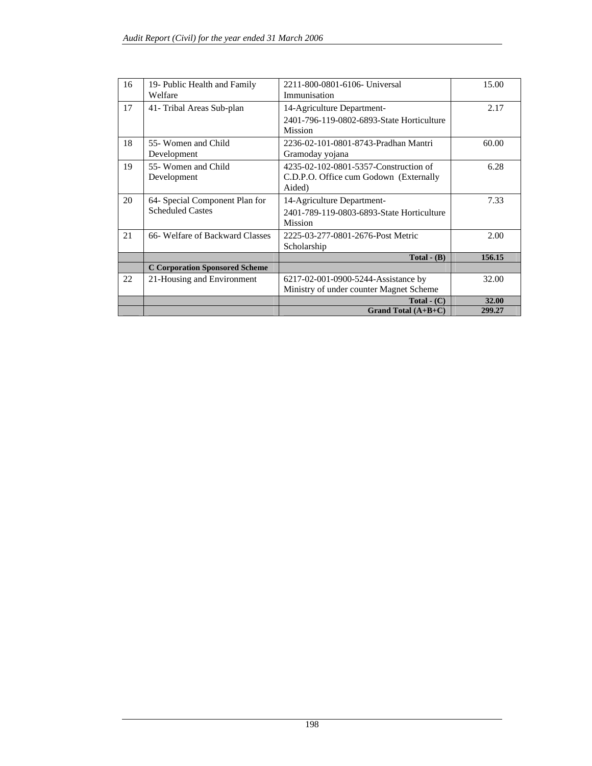| | | | |
|---|---|---|---|
| 16 | 19- Public Health and Family Welfare | 2211-800-0801-6106- Universal Immunisation | 15.00 |
| 17 | 41- Tribal Areas Sub-plan | 14-Agriculture Department- 2401-796-119-0802-6893-State Horticulture Mission | 2.17 |
| 18 | 55- Women and Child Development | 2236-02-101-0801-8743-Pradhan Mantri Gramoday yojana | 60.00 |
| 19 | 55- Women and Child Development | 4235-02-102-0801-5357-Construction of C.D.P.O. Office cum Godown (Externally Aided) | 6.28 |
| 20 | 64- Special Component Plan for Scheduled Castes | 14-Agriculture Department- 2401-789-119-0803-6893-State Horticulture Mission | 7.33 |
| 21 | 66- Welfare of Backward Classes | 2225-03-277-0801-2676-Post Metric Scholarship | 2.00 |
| | | **Total - (B)** | **156.15** |
| | **C Corporation Sponsored Scheme** | | |
| 22 | 21-Housing and Environment | 6217-02-001-0900-5244-Assistance by Ministry of under counter Magnet Scheme | 32.00 |
| | | **Total - (C)** | **32.00** |
| | | **Grand Total (A+B+C)** | **299.27** |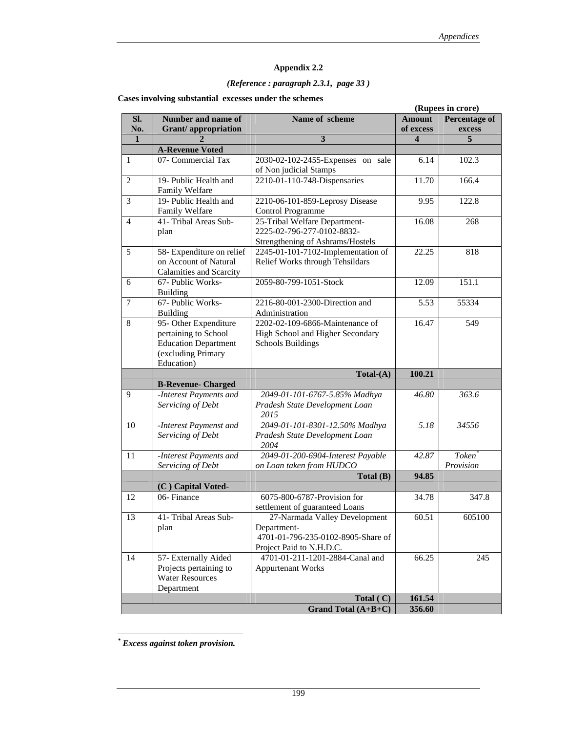## Appendix 2.2

*(Reference : paragraph 2.3.1, page 33 )*

**Cases involving substantial excesses under the schemes**

**(Rupees in crore)**

| Sl. No. | Number and name of Grant/ appropriation | Name of scheme | Amount of excess | Percentage of excess |
|---|---|---|---|---|
| **1** | **2** | **3** | **4** | **5** |
| | **A-Revenue Voted** | | | |
| 1 | 07- Commercial Tax | 2030-02-102-2455-Expenses on sale of Non judicial Stamps | 6.14 | 102.3 |
| 2 | 19- Public Health and Family Welfare | 2210-01-110-748-Dispensaries | 11.70 | 166.4 |
| 3 | 19- Public Health and Family Welfare | 2210-06-101-859-Leprosy Disease Control Programme | 9.95 | 122.8 |
| 4 | 41- Tribal Areas Sub-plan | 25-Tribal Welfare Department-2225-02-796-277-0102-8832-Strengthening of Ashrams/Hostels | 16.08 | 268 |
| 5 | 58- Expenditure on relief on Account of Natural Calamities and Scarcity | 2245-01-101-7102-Implementation of Relief Works through Tehsildars | 22.25 | 818 |
| 6 | 67- Public Works-Building | 2059-80-799-1051-Stock | 12.09 | 151.1 |
| 7 | 67- Public Works-Building | 2216-80-001-2300-Direction and Administration | 5.53 | 55334 |
| 8 | 95- Other Expenditure pertaining to School Education Department (excluding Primary Education) | 2202-02-109-6866-Maintenance of High School and Higher Secondary Schools Buildings | 16.47 | 549 |
| | | **Total-(A)** | **100.21** | |
| | **B-Revenue- Charged** | | | |
| 9 | *-Interest Payments and Servicing of Debt* | *2049-01-101-6767-5.85% Madhya Pradesh State Development Loan 2015* | *46.80* | *363.6* |
| 10 | *-Interest Paymenst and Servicing of Debt* | *2049-01-101-8301-12.50% Madhya Pradesh State Development Loan 2004* | *5.18* | *34556* |
| 11 | *-Interest Payments and Servicing of Debt* | *2049-01-200-6904-Interest Payable on Loan taken from HUDCO* | *42.87* | *Token\* Provision* |
| | | **Total (B)** | **94.85** | |
| | **(C ) Capital Voted-** | | | |
| 12 | 06- Finance | 6075-800-6787-Provision for settlement of guaranteed Loans | 34.78 | 347.8 |
| 13 | 41- Tribal Areas Sub-plan | 27-Narmada Valley Development Department- 4701-01-796-235-0102-8905-Share of Project Paid to N.H.D.C. | 60.51 | 605100 |
| 14 | 57- Externally Aided Projects pertaining to Water Resources Department | 4701-01-211-1201-2884-Canal and Appurtenant Works | 66.25 | 245 |
| | | **Total ( C)** | **161.54** | |
| | | **Grand Total (A+B+C)** | **356.60** | |

\* ***Excess against token provision.***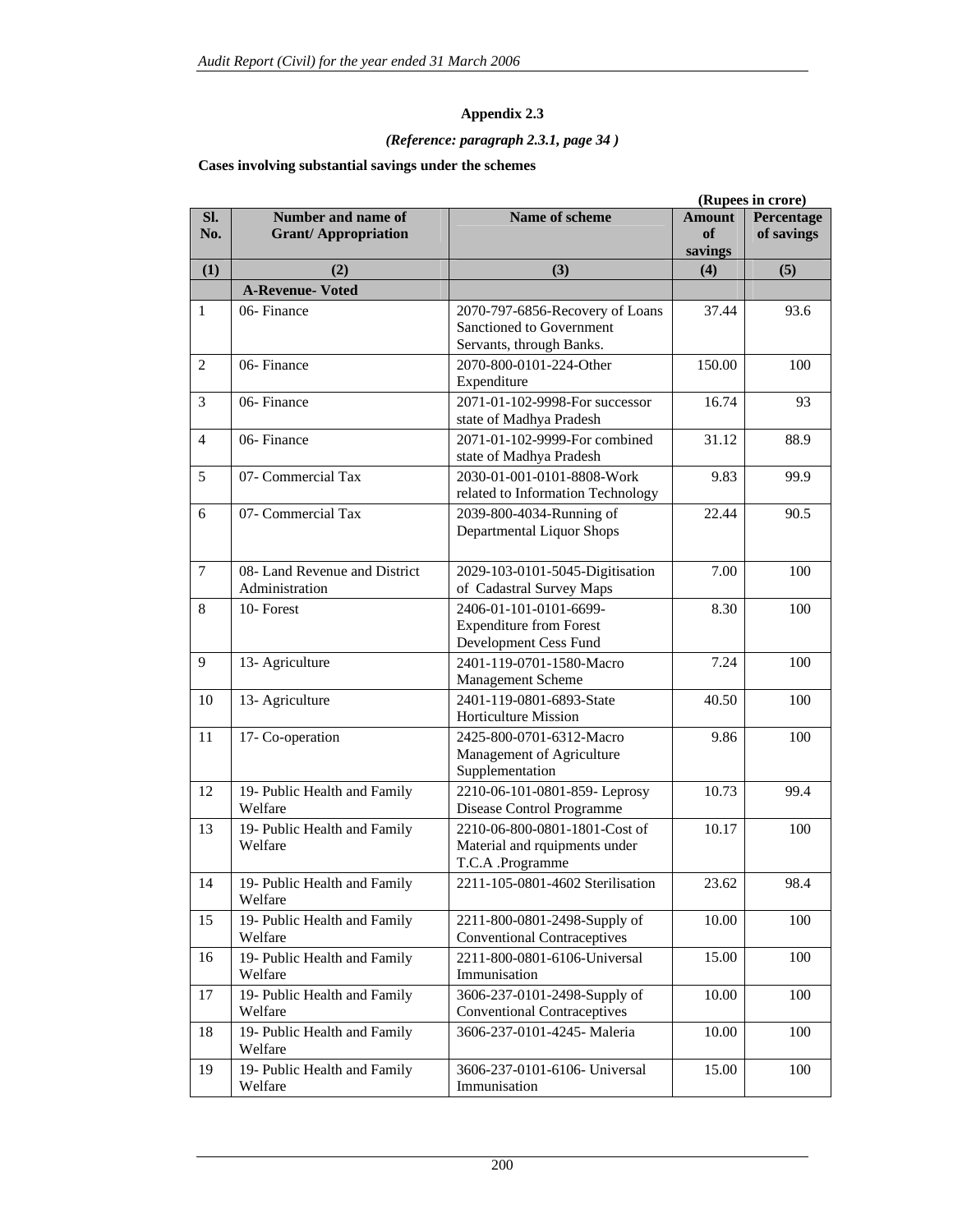## Appendix 2.3

*(Reference: paragraph 2.3.1, page 34 )*

**Cases involving substantial savings under the schemes**

**(Rupees in crore)**

| Sl. No. | Number and name of Grant/ Appropriation | Name of scheme | Amount of savings | Percentage of savings |
|---|---|---|---|---|
| (1) | (2) | (3) | (4) | (5) |
| | **A-Revenue- Voted** | | | |
| 1 | 06- Finance | 2070-797-6856-Recovery of Loans Sanctioned to Government Servants, through Banks. | 37.44 | 93.6 |
| 2 | 06- Finance | 2070-800-0101-224-Other Expenditure | 150.00 | 100 |
| 3 | 06- Finance | 2071-01-102-9998-For successor state of Madhya Pradesh | 16.74 | 93 |
| 4 | 06- Finance | 2071-01-102-9999-For combined state of Madhya Pradesh | 31.12 | 88.9 |
| 5 | 07- Commercial Tax | 2030-01-001-0101-8808-Work related to Information Technology | 9.83 | 99.9 |
| 6 | 07- Commercial Tax | 2039-800-4034-Running of Departmental Liquor Shops | 22.44 | 90.5 |
| 7 | 08- Land Revenue and District Administration | 2029-103-0101-5045-Digitisation of Cadastral Survey Maps | 7.00 | 100 |
| 8 | 10- Forest | 2406-01-101-0101-6699-Expenditure from Forest Development Cess Fund | 8.30 | 100 |
| 9 | 13- Agriculture | 2401-119-0701-1580-Macro Management Scheme | 7.24 | 100 |
| 10 | 13- Agriculture | 2401-119-0801-6893-State Horticulture Mission | 40.50 | 100 |
| 11 | 17- Co-operation | 2425-800-0701-6312-Macro Management of Agriculture Supplementation | 9.86 | 100 |
| 12 | 19- Public Health and Family Welfare | 2210-06-101-0801-859- Leprosy Disease Control Programme | 10.73 | 99.4 |
| 13 | 19- Public Health and Family Welfare | 2210-06-800-0801-1801-Cost of Material and rquipments under T.C.A .Programme | 10.17 | 100 |
| 14 | 19- Public Health and Family Welfare | 2211-105-0801-4602 Sterilisation | 23.62 | 98.4 |
| 15 | 19- Public Health and Family Welfare | 2211-800-0801-2498-Supply of Conventional Contraceptives | 10.00 | 100 |
| 16 | 19- Public Health and Family Welfare | 2211-800-0801-6106-Universal Immunisation | 15.00 | 100 |
| 17 | 19- Public Health and Family Welfare | 3606-237-0101-2498-Supply of Conventional Contraceptives | 10.00 | 100 |
| 18 | 19- Public Health and Family Welfare | 3606-237-0101-4245- Maleria | 10.00 | 100 |
| 19 | 19- Public Health and Family Welfare | 3606-237-0101-6106- Universal Immunisation | 15.00 | 100 |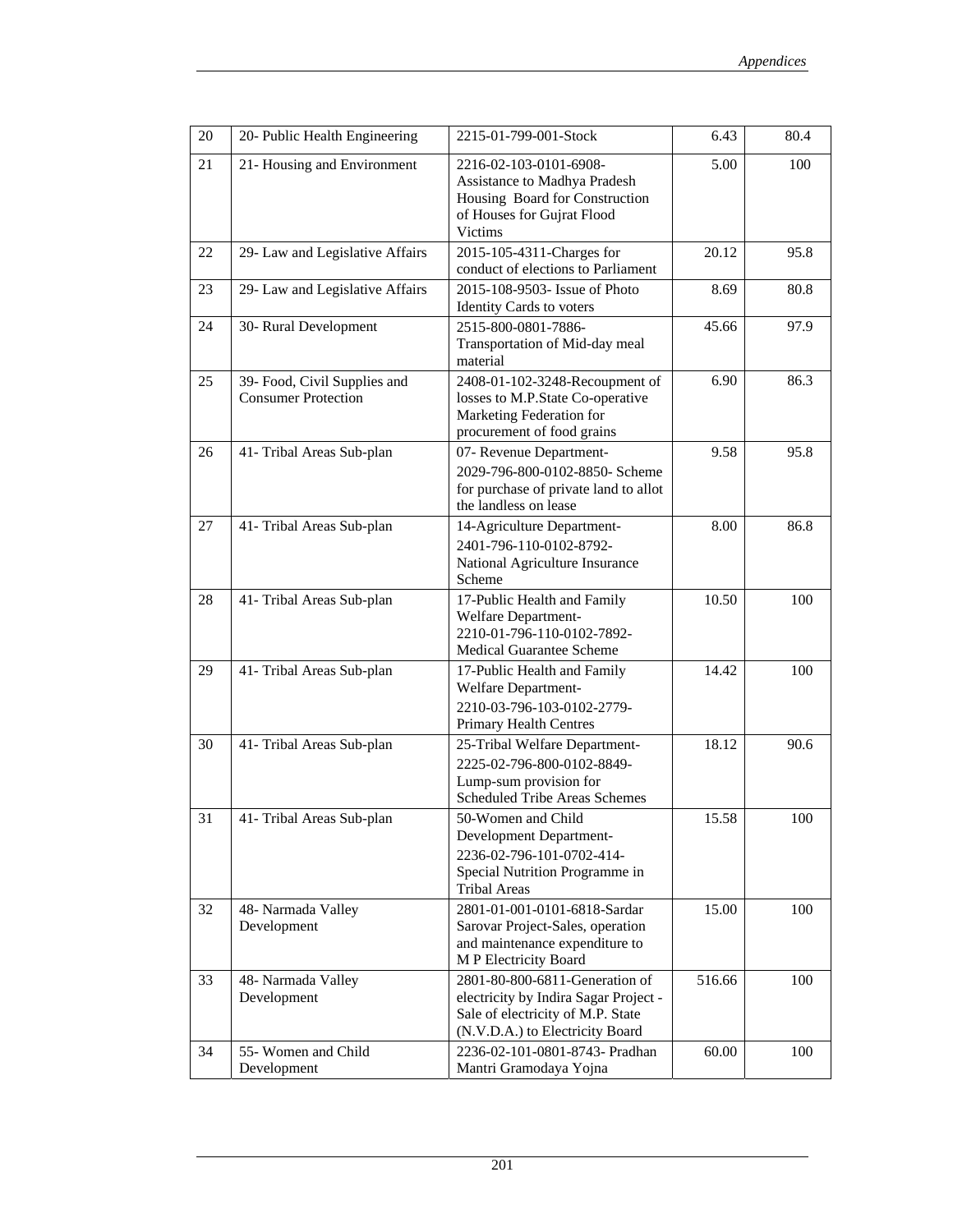| 20 | 20- Public Health Engineering | 2215-01-799-001-Stock | 6.43 | 80.4 |
|---|---|---|---|---|
| 21 | 21- Housing and Environment | 2216-02-103-0101-6908- Assistance to Madhya Pradesh Housing Board for Construction of Houses for Gujrat Flood Victims | 5.00 | 100 |
| 22 | 29- Law and Legislative Affairs | 2015-105-4311-Charges for conduct of elections to Parliament | 20.12 | 95.8 |
| 23 | 29- Law and Legislative Affairs | 2015-108-9503- Issue of Photo Identity Cards to voters | 8.69 | 80.8 |
| 24 | 30- Rural Development | 2515-800-0801-7886- Transportation of Mid-day meal material | 45.66 | 97.9 |
| 25 | 39- Food, Civil Supplies and Consumer Protection | 2408-01-102-3248-Recoupment of losses to M.P.State Co-operative Marketing Federation for procurement of food grains | 6.90 | 86.3 |
| 26 | 41- Tribal Areas Sub-plan | 07- Revenue Department- 2029-796-800-0102-8850- Scheme for purchase of private land to allot the landless on lease | 9.58 | 95.8 |
| 27 | 41- Tribal Areas Sub-plan | 14-Agriculture Department- 2401-796-110-0102-8792- National Agriculture Insurance Scheme | 8.00 | 86.8 |
| 28 | 41- Tribal Areas Sub-plan | 17-Public Health and Family Welfare Department- 2210-01-796-110-0102-7892- Medical Guarantee Scheme | 10.50 | 100 |
| 29 | 41- Tribal Areas Sub-plan | 17-Public Health and Family Welfare Department- 2210-03-796-103-0102-2779- Primary Health Centres | 14.42 | 100 |
| 30 | 41- Tribal Areas Sub-plan | 25-Tribal Welfare Department- 2225-02-796-800-0102-8849- Lump-sum provision for Scheduled Tribe Areas Schemes | 18.12 | 90.6 |
| 31 | 41- Tribal Areas Sub-plan | 50-Women and Child Development Department- 2236-02-796-101-0702-414- Special Nutrition Programme in Tribal Areas | 15.58 | 100 |
| 32 | 48- Narmada Valley Development | 2801-01-001-0101-6818-Sardar Sarovar Project-Sales, operation and maintenance expenditure to M P Electricity Board | 15.00 | 100 |
| 33 | 48- Narmada Valley Development | 2801-80-800-6811-Generation of electricity by Indira Sagar Project - Sale of electricity of M.P. State (N.V.D.A.) to Electricity Board | 516.66 | 100 |
| 34 | 55- Women and Child Development | 2236-02-101-0801-8743- Pradhan Mantri Gramodaya Yojna | 60.00 | 100 |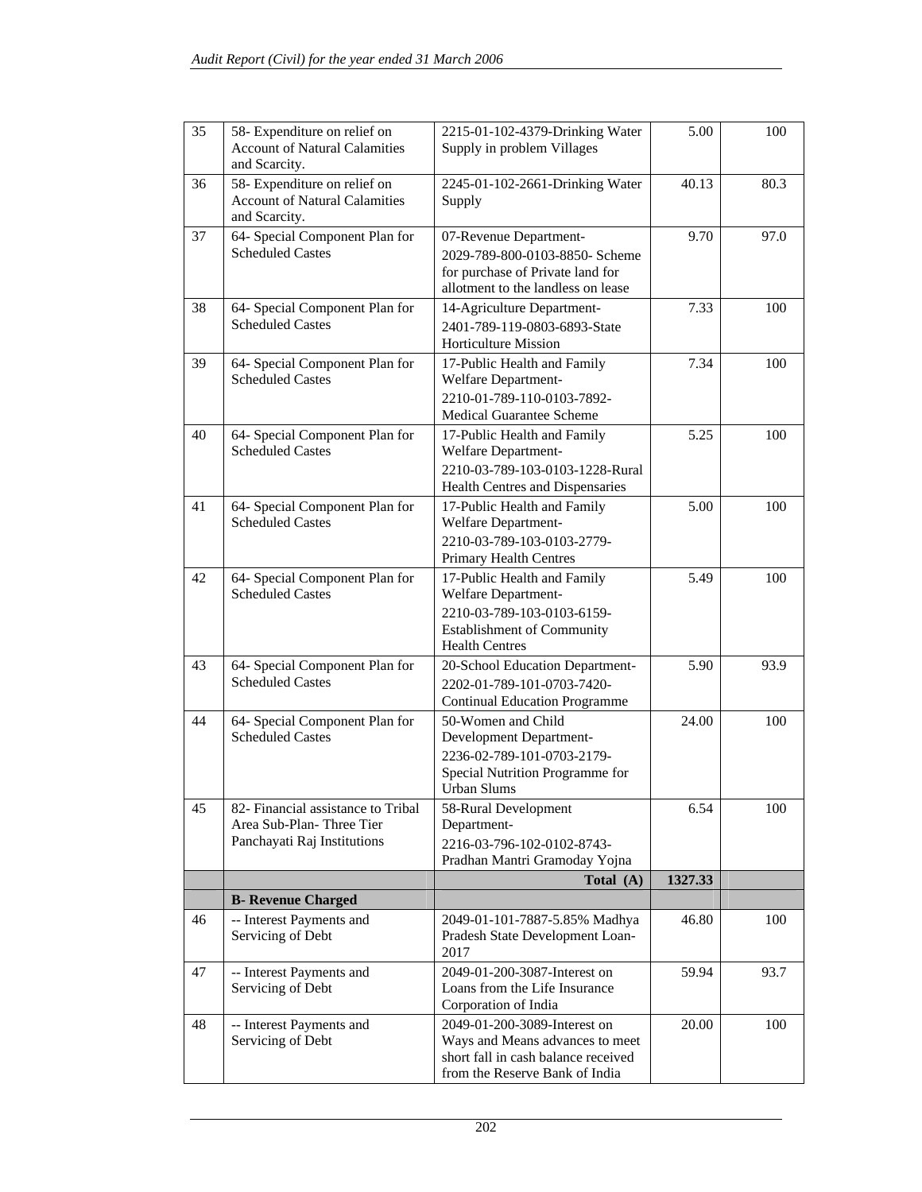| | | | | |
|---|---|---|---|---|
| 35 | 58- Expenditure on relief on Account of Natural Calamities and Scarcity. | 2215-01-102-4379-Drinking Water Supply in problem Villages | 5.00 | 100 |
| 36 | 58- Expenditure on relief on Account of Natural Calamities and Scarcity. | 2245-01-102-2661-Drinking Water Supply | 40.13 | 80.3 |
| 37 | 64- Special Component Plan for Scheduled Castes | 07-Revenue Department-<br>2029-789-800-0103-8850- Scheme for purchase of Private land for allotment to the landless on lease | 9.70 | 97.0 |
| 38 | 64- Special Component Plan for Scheduled Castes | 14-Agriculture Department-<br>2401-789-119-0803-6893-State Horticulture Mission | 7.33 | 100 |
| 39 | 64- Special Component Plan for Scheduled Castes | 17-Public Health and Family Welfare Department-<br>2210-01-789-110-0103-7892-Medical Guarantee Scheme | 7.34 | 100 |
| 40 | 64- Special Component Plan for Scheduled Castes | 17-Public Health and Family Welfare Department-<br>2210-03-789-103-0103-1228-Rural Health Centres and Dispensaries | 5.25 | 100 |
| 41 | 64- Special Component Plan for Scheduled Castes | 17-Public Health and Family Welfare Department-<br>2210-03-789-103-0103-2779-Primary Health Centres | 5.00 | 100 |
| 42 | 64- Special Component Plan for Scheduled Castes | 17-Public Health and Family Welfare Department-<br>2210-03-789-103-0103-6159-Establishment of Community Health Centres | 5.49 | 100 |
| 43 | 64- Special Component Plan for Scheduled Castes | 20-School Education Department-<br>2202-01-789-101-0703-7420-Continual Education Programme | 5.90 | 93.9 |
| 44 | 64- Special Component Plan for Scheduled Castes | 50-Women and Child Development Department-<br>2236-02-789-101-0703-2179-Special Nutrition Programme for Urban Slums | 24.00 | 100 |
| 45 | 82- Financial assistance to Tribal Area Sub-Plan- Three Tier Panchayati Raj Institutions | 58-Rural Development Department-<br>2216-03-796-102-0102-8743-Pradhan Mantri Gramoday Yojna | 6.54 | 100 |
| | | **Total (A)** | **1327.33** | |
| | **B- Revenue Charged** | | | |
| 46 | -- Interest Payments and Servicing of Debt | 2049-01-101-7887-5.85% Madhya Pradesh State Development Loan-2017 | 46.80 | 100 |
| 47 | -- Interest Payments and Servicing of Debt | 2049-01-200-3087-Interest on Loans from the Life Insurance Corporation of India | 59.94 | 93.7 |
| 48 | -- Interest Payments and Servicing of Debt | 2049-01-200-3089-Interest on Ways and Means advances to meet short fall in cash balance received from the Reserve Bank of India | 20.00 | 100 |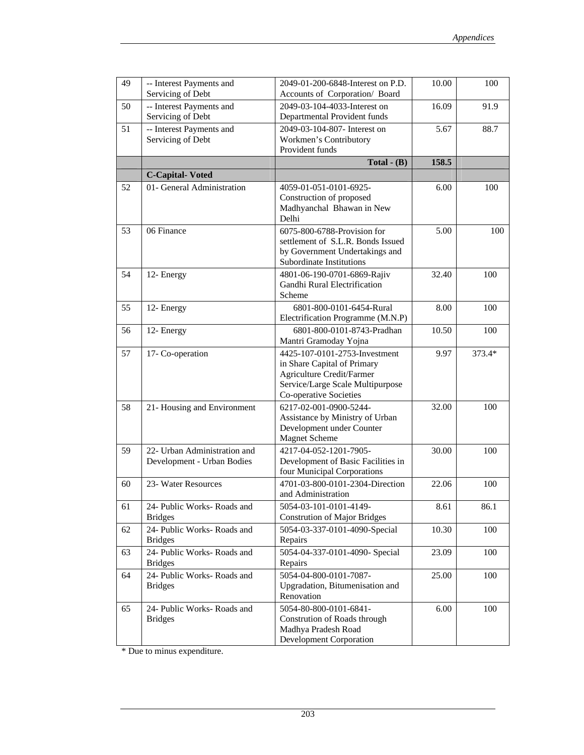| 49 | -- Interest Payments and Servicing of Debt | 2049-01-200-6848-Interest on P.D. Accounts of Corporation/ Board | 10.00 | 100 |
|---|---|---|---|---|
| 50 | -- Interest Payments and Servicing of Debt | 2049-03-104-4033-Interest on Departmental Provident funds | 16.09 | 91.9 |
| 51 | -- Interest Payments and Servicing of Debt | 2049-03-104-807- Interest on Workmen's Contributory Provident funds | 5.67 | 88.7 |
| | | **Total - (B)** | **158.5** | |
| | **C-Capital- Voted** | | | |
| 52 | 01- General Administration | 4059-01-051-0101-6925-Construction of proposed Madhyanchal Bhawan in New Delhi | 6.00 | 100 |
| 53 | 06 Finance | 6075-800-6788-Provision for settlement of S.L.R. Bonds Issued by Government Undertakings and Subordinate Institutions | 5.00 | 100 |
| 54 | 12- Energy | 4801-06-190-0701-6869-Rajiv Gandhi Rural Electrification Scheme | 32.40 | 100 |
| 55 | 12- Energy | 6801-800-0101-6454-Rural Electrification Programme (M.N.P) | 8.00 | 100 |
| 56 | 12- Energy | 6801-800-0101-8743-Pradhan Mantri Gramoday Yojna | 10.50 | 100 |
| 57 | 17- Co-operation | 4425-107-0101-2753-Investment in Share Capital of Primary Agriculture Credit/Farmer Service/Large Scale Multipurpose Co-operative Societies | 9.97 | 373.4* |
| 58 | 21- Housing and Environment | 6217-02-001-0900-5244-Assistance by Ministry of Urban Development under Counter Magnet Scheme | 32.00 | 100 |
| 59 | 22- Urban Administration and Development - Urban Bodies | 4217-04-052-1201-7905-Development of Basic Facilities in four Municipal Corporations | 30.00 | 100 |
| 60 | 23- Water Resources | 4701-03-800-0101-2304-Direction and Administration | 22.06 | 100 |
| 61 | 24- Public Works- Roads and Bridges | 5054-03-101-0101-4149-Constrution of Major Bridges | 8.61 | 86.1 |
| 62 | 24- Public Works- Roads and Bridges | 5054-03-337-0101-4090-Special Repairs | 10.30 | 100 |
| 63 | 24- Public Works- Roads and Bridges | 5054-04-337-0101-4090- Special Repairs | 23.09 | 100 |
| 64 | 24- Public Works- Roads and Bridges | 5054-04-800-0101-7087-Upgradation, Bitumenisation and Renovation | 25.00 | 100 |
| 65 | 24- Public Works- Roads and Bridges | 5054-80-800-0101-6841-Constrution of Roads through Madhya Pradesh Road Development Corporation | 6.00 | 100 |

* Due to minus expenditure.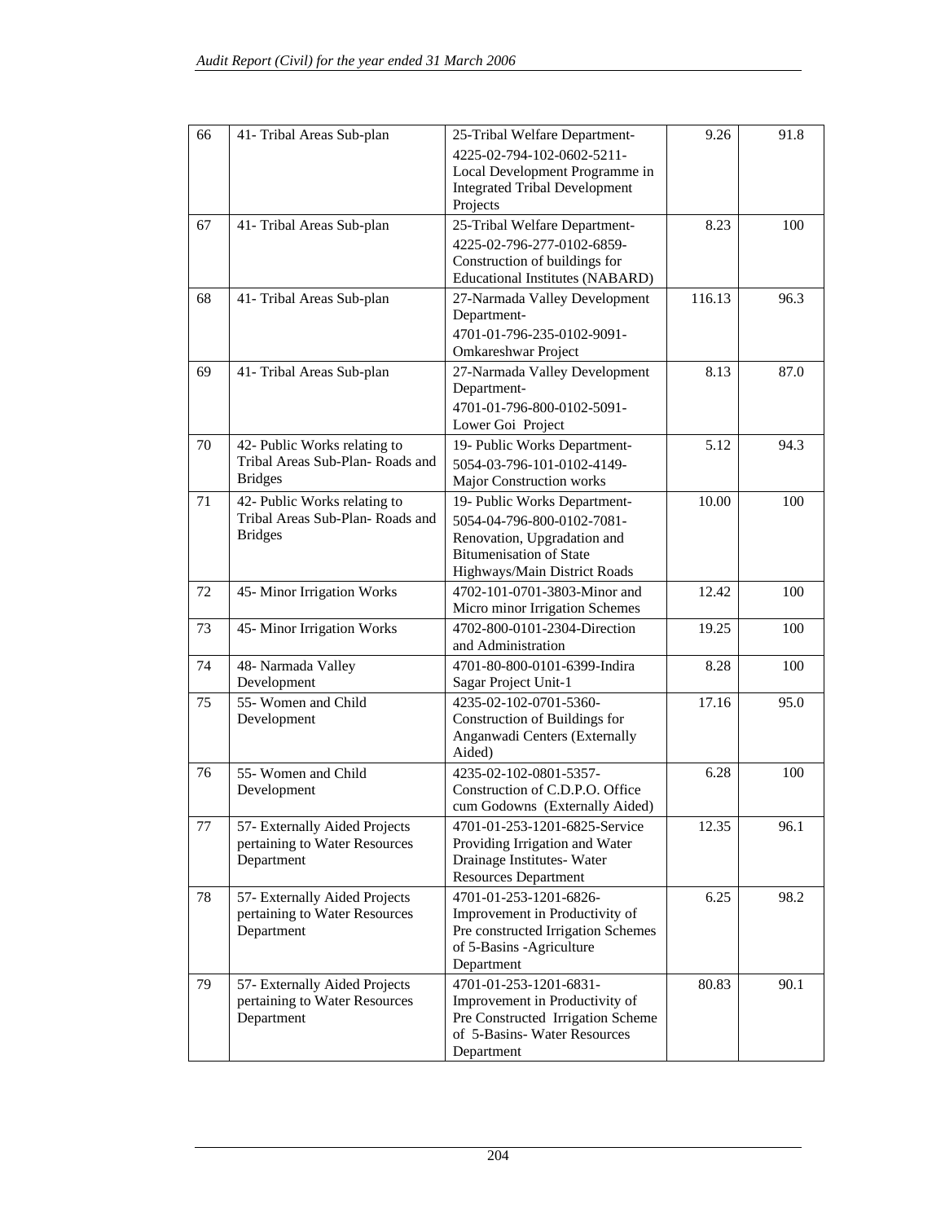| 66 | 41- Tribal Areas Sub-plan | 25-Tribal Welfare Department-4225-02-794-102-0602-5211-Local Development Programme in Integrated Tribal Development Projects | 9.26 | 91.8 |
|---|---|---|---|---|
| 67 | 41- Tribal Areas Sub-plan | 25-Tribal Welfare Department-4225-02-796-277-0102-6859-Construction of buildings for Educational Institutes (NABARD) | 8.23 | 100 |
| 68 | 41- Tribal Areas Sub-plan | 27-Narmada Valley Development Department-4701-01-796-235-0102-9091-Omkareshwar Project | 116.13 | 96.3 |
| 69 | 41- Tribal Areas Sub-plan | 27-Narmada Valley Development Department-4701-01-796-800-0102-5091-Lower Goi Project | 8.13 | 87.0 |
| 70 | 42- Public Works relating to Tribal Areas Sub-Plan- Roads and Bridges | 19- Public Works Department-5054-03-796-101-0102-4149-Major Construction works | 5.12 | 94.3 |
| 71 | 42- Public Works relating to Tribal Areas Sub-Plan- Roads and Bridges | 19- Public Works Department-5054-04-796-800-0102-7081-Renovation, Upgradation and Bitumenisation of State Highways/Main District Roads | 10.00 | 100 |
| 72 | 45- Minor Irrigation Works | 4702-101-0701-3803-Minor and Micro minor Irrigation Schemes | 12.42 | 100 |
| 73 | 45- Minor Irrigation Works | 4702-800-0101-2304-Direction and Administration | 19.25 | 100 |
| 74 | 48- Narmada Valley Development | 4701-80-800-0101-6399-Indira Sagar Project Unit-1 | 8.28 | 100 |
| 75 | 55- Women and Child Development | 4235-02-102-0701-5360-Construction of Buildings for Anganwadi Centers (Externally Aided) | 17.16 | 95.0 |
| 76 | 55- Women and Child Development | 4235-02-102-0801-5357-Construction of C.D.P.O. Office cum Godowns (Externally Aided) | 6.28 | 100 |
| 77 | 57- Externally Aided Projects pertaining to Water Resources Department | 4701-01-253-1201-6825-Service Providing Irrigation and Water Drainage Institutes- Water Resources Department | 12.35 | 96.1 |
| 78 | 57- Externally Aided Projects pertaining to Water Resources Department | 4701-01-253-1201-6826-Improvement in Productivity of Pre constructed Irrigation Schemes of 5-Basins -Agriculture Department | 6.25 | 98.2 |
| 79 | 57- Externally Aided Projects pertaining to Water Resources Department | 4701-01-253-1201-6831-Improvement in Productivity of Pre Constructed Irrigation Scheme of 5-Basins- Water Resources Department | 80.83 | 90.1 |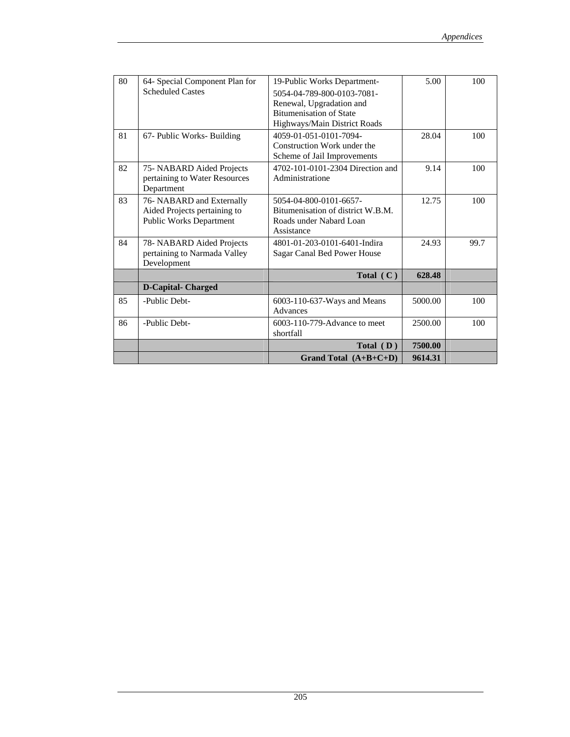| 80 | 64- Special Component Plan for Scheduled Castes | 19-Public Works Department- 5054-04-789-800-0103-7081- Renewal, Upgradation and Bitumenisation of State Highways/Main District Roads | 5.00 | 100 |
|---|---|---|---|---|
| 81 | 67- Public Works- Building | 4059-01-051-0101-7094- Construction Work under the Scheme of Jail Improvements | 28.04 | 100 |
| 82 | 75- NABARD Aided Projects pertaining to Water Resources Department | 4702-101-0101-2304 Direction and Administratione | 9.14 | 100 |
| 83 | 76- NABARD and Externally Aided Projects pertaining to Public Works Department | 5054-04-800-0101-6657- Bitumenisation of district W.B.M. Roads under Nabard Loan Assistance | 12.75 | 100 |
| 84 | 78- NABARD Aided Projects pertaining to Narmada Valley Development | 4801-01-203-0101-6401-Indira Sagar Canal Bed Power House | 24.93 | 99.7 |
| | | **Total ( C )** | **628.48** | |
| | **D-Capital- Charged** | | | |
| 85 | -Public Debt- | 6003-110-637-Ways and Means Advances | 5000.00 | 100 |
| 86 | -Public Debt- | 6003-110-779-Advance to meet shortfall | 2500.00 | 100 |
| | | **Total ( D )** | **7500.00** | |
| | | **Grand Total (A+B+C+D)** | **9614.31** | |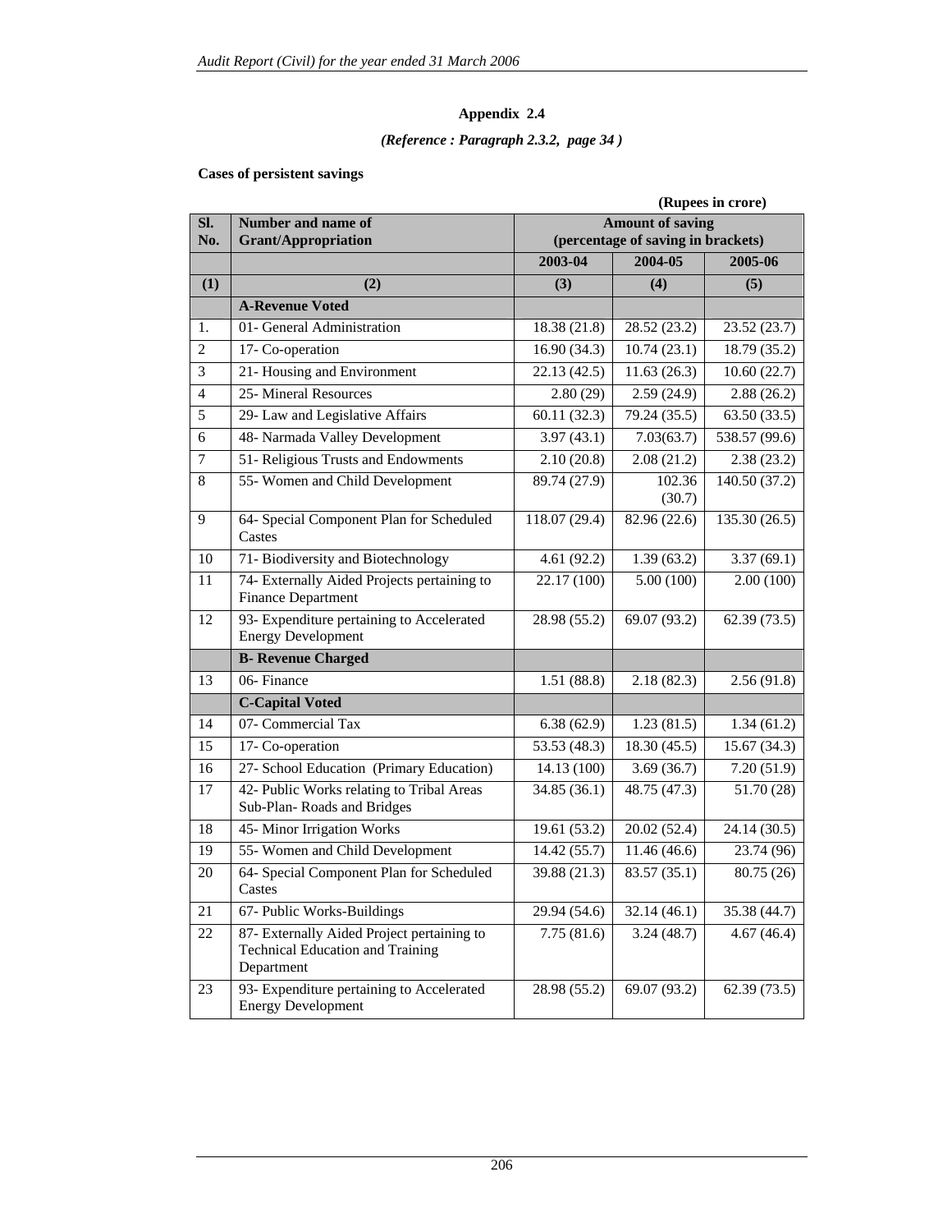# Appendix 2.4

*(Reference : Paragraph 2.3.2, page 34 )*

**Cases of persistent savings**

**(Rupees in crore)**

| Sl. No. | Number and name of Grant/Appropriation | Amount of saving (percentage of saving in brackets) | | |
|---|---|---|---|---|
| | | 2003-04 | 2004-05 | 2005-06 |
| (1) | (2) | (3) | (4) | (5) |
| | **A-Revenue Voted** | | | |
| 1. | 01- General Administration | 18.38 (21.8) | 28.52 (23.2) | 23.52 (23.7) |
| 2 | 17- Co-operation | 16.90 (34.3) | 10.74 (23.1) | 18.79 (35.2) |
| 3 | 21- Housing and Environment | 22.13 (42.5) | 11.63 (26.3) | 10.60 (22.7) |
| 4 | 25- Mineral Resources | 2.80 (29) | 2.59 (24.9) | 2.88 (26.2) |
| 5 | 29- Law and Legislative Affairs | 60.11 (32.3) | 79.24 (35.5) | 63.50 (33.5) |
| 6 | 48- Narmada Valley Development | 3.97 (43.1) | 7.03(63.7) | 538.57 (99.6) |
| 7 | 51- Religious Trusts and Endowments | 2.10 (20.8) | 2.08 (21.2) | 2.38 (23.2) |
| 8 | 55- Women and Child Development | 89.74 (27.9) | 102.36 (30.7) | 140.50 (37.2) |
| 9 | 64- Special Component Plan for Scheduled Castes | 118.07 (29.4) | 82.96 (22.6) | 135.30 (26.5) |
| 10 | 71- Biodiversity and Biotechnology | 4.61 (92.2) | 1.39 (63.2) | 3.37 (69.1) |
| 11 | 74- Externally Aided Projects pertaining to Finance Department | 22.17 (100) | 5.00 (100) | 2.00 (100) |
| 12 | 93- Expenditure pertaining to Accelerated Energy Development | 28.98 (55.2) | 69.07 (93.2) | 62.39 (73.5) |
| | **B- Revenue Charged** | | | |
| 13 | 06- Finance | 1.51 (88.8) | 2.18 (82.3) | 2.56 (91.8) |
| | **C-Capital Voted** | | | |
| 14 | 07- Commercial Tax | 6.38 (62.9) | 1.23 (81.5) | 1.34 (61.2) |
| 15 | 17- Co-operation | 53.53 (48.3) | 18.30 (45.5) | 15.67 (34.3) |
| 16 | 27- School Education (Primary Education) | 14.13 (100) | 3.69 (36.7) | 7.20 (51.9) |
| 17 | 42- Public Works relating to Tribal Areas Sub-Plan- Roads and Bridges | 34.85 (36.1) | 48.75 (47.3) | 51.70 (28) |
| 18 | 45- Minor Irrigation Works | 19.61 (53.2) | 20.02 (52.4) | 24.14 (30.5) |
| 19 | 55- Women and Child Development | 14.42 (55.7) | 11.46 (46.6) | 23.74 (96) |
| 20 | 64- Special Component Plan for Scheduled Castes | 39.88 (21.3) | 83.57 (35.1) | 80.75 (26) |
| 21 | 67- Public Works-Buildings | 29.94 (54.6) | 32.14 (46.1) | 35.38 (44.7) |
| 22 | 87- Externally Aided Project pertaining to Technical Education and Training Department | 7.75 (81.6) | 3.24 (48.7) | 4.67 (46.4) |
| 23 | 93- Expenditure pertaining to Accelerated Energy Development | 28.98 (55.2) | 69.07 (93.2) | 62.39 (73.5) |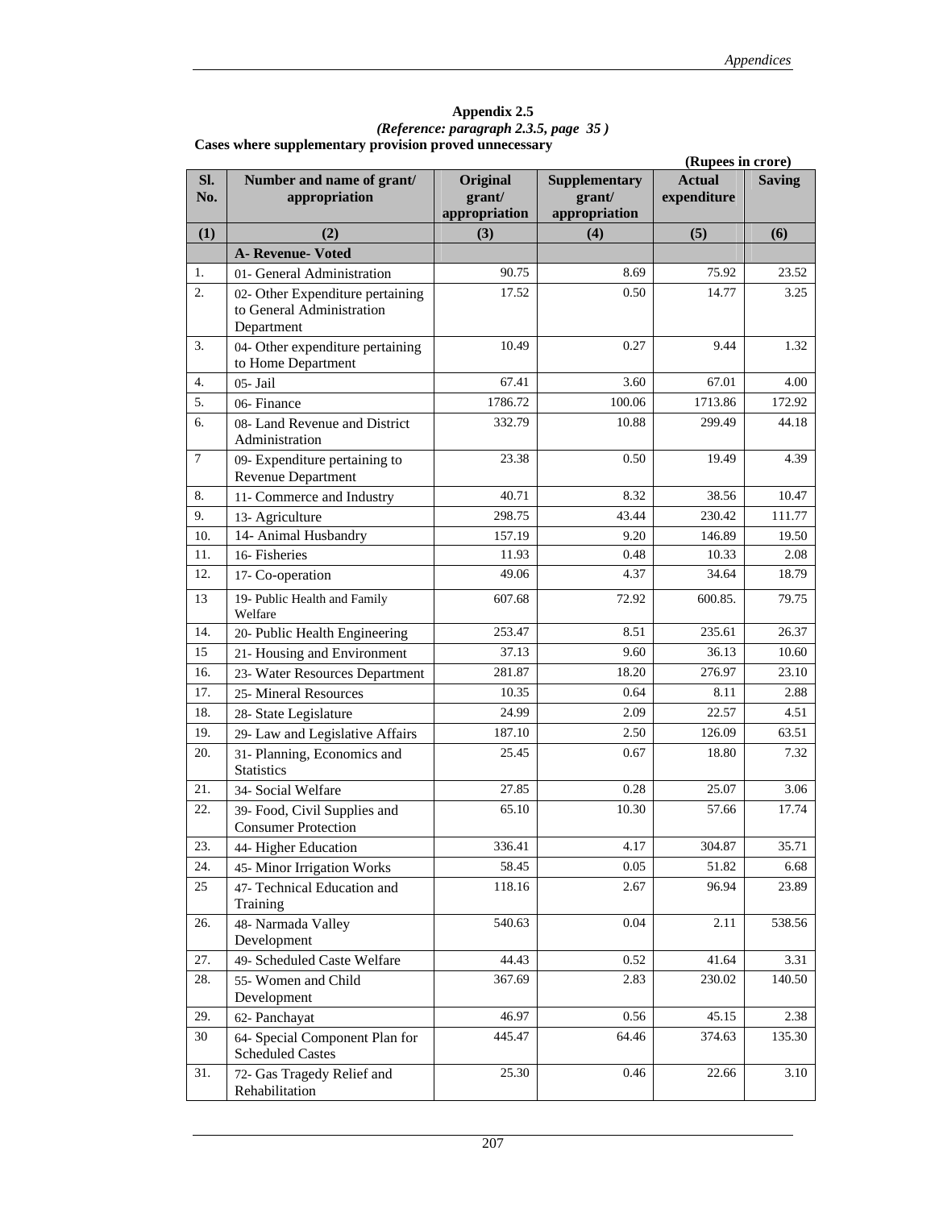**Appendix 2.5**

*(Reference: paragraph 2.3.5, page 35 )*

**Cases where supplementary provision proved unnecessary**

**(Rupees in crore)**

| Sl. No. | Number and name of grant/ appropriation | Original grant/ appropriation | Supplementary grant/ appropriation | Actual expenditure | Saving |
|---|---|---|---|---|---|
| (1) | (2) | (3) | (4) | (5) | (6) |
| | **A- Revenue- Voted** | | | | |
| 1. | 01- General Administration | 90.75 | 8.69 | 75.92 | 23.52 |
| 2. | 02- Other Expenditure pertaining to General Administration Department | 17.52 | 0.50 | 14.77 | 3.25 |
| 3. | 04- Other expenditure pertaining to Home Department | 10.49 | 0.27 | 9.44 | 1.32 |
| 4. | 05- Jail | 67.41 | 3.60 | 67.01 | 4.00 |
| 5. | 06- Finance | 1786.72 | 100.06 | 1713.86 | 172.92 |
| 6. | 08- Land Revenue and District Administration | 332.79 | 10.88 | 299.49 | 44.18 |
| 7 | 09- Expenditure pertaining to Revenue Department | 23.38 | 0.50 | 19.49 | 4.39 |
| 8. | 11- Commerce and Industry | 40.71 | 8.32 | 38.56 | 10.47 |
| 9. | 13- Agriculture | 298.75 | 43.44 | 230.42 | 111.77 |
| 10. | 14- Animal Husbandry | 157.19 | 9.20 | 146.89 | 19.50 |
| 11. | 16- Fisheries | 11.93 | 0.48 | 10.33 | 2.08 |
| 12. | 17- Co-operation | 49.06 | 4.37 | 34.64 | 18.79 |
| 13 | 19- Public Health and Family Welfare | 607.68 | 72.92 | 600.85. | 79.75 |
| 14. | 20- Public Health Engineering | 253.47 | 8.51 | 235.61 | 26.37 |
| 15 | 21- Housing and Environment | 37.13 | 9.60 | 36.13 | 10.60 |
| 16. | 23- Water Resources Department | 281.87 | 18.20 | 276.97 | 23.10 |
| 17. | 25- Mineral Resources | 10.35 | 0.64 | 8.11 | 2.88 |
| 18. | 28- State Legislature | 24.99 | 2.09 | 22.57 | 4.51 |
| 19. | 29- Law and Legislative Affairs | 187.10 | 2.50 | 126.09 | 63.51 |
| 20. | 31- Planning, Economics and Statistics | 25.45 | 0.67 | 18.80 | 7.32 |
| 21. | 34- Social Welfare | 27.85 | 0.28 | 25.07 | 3.06 |
| 22. | 39- Food, Civil Supplies and Consumer Protection | 65.10 | 10.30 | 57.66 | 17.74 |
| 23. | 44- Higher Education | 336.41 | 4.17 | 304.87 | 35.71 |
| 24. | 45- Minor Irrigation Works | 58.45 | 0.05 | 51.82 | 6.68 |
| 25 | 47- Technical Education and Training | 118.16 | 2.67 | 96.94 | 23.89 |
| 26. | 48- Narmada Valley Development | 540.63 | 0.04 | 2.11 | 538.56 |
| 27. | 49- Scheduled Caste Welfare | 44.43 | 0.52 | 41.64 | 3.31 |
| 28. | 55- Women and Child Development | 367.69 | 2.83 | 230.02 | 140.50 |
| 29. | 62- Panchayat | 46.97 | 0.56 | 45.15 | 2.38 |
| 30 | 64- Special Component Plan for Scheduled Castes | 445.47 | 64.46 | 374.63 | 135.30 |
| 31. | 72- Gas Tragedy Relief and Rehabilitation | 25.30 | 0.46 | 22.66 | 3.10 |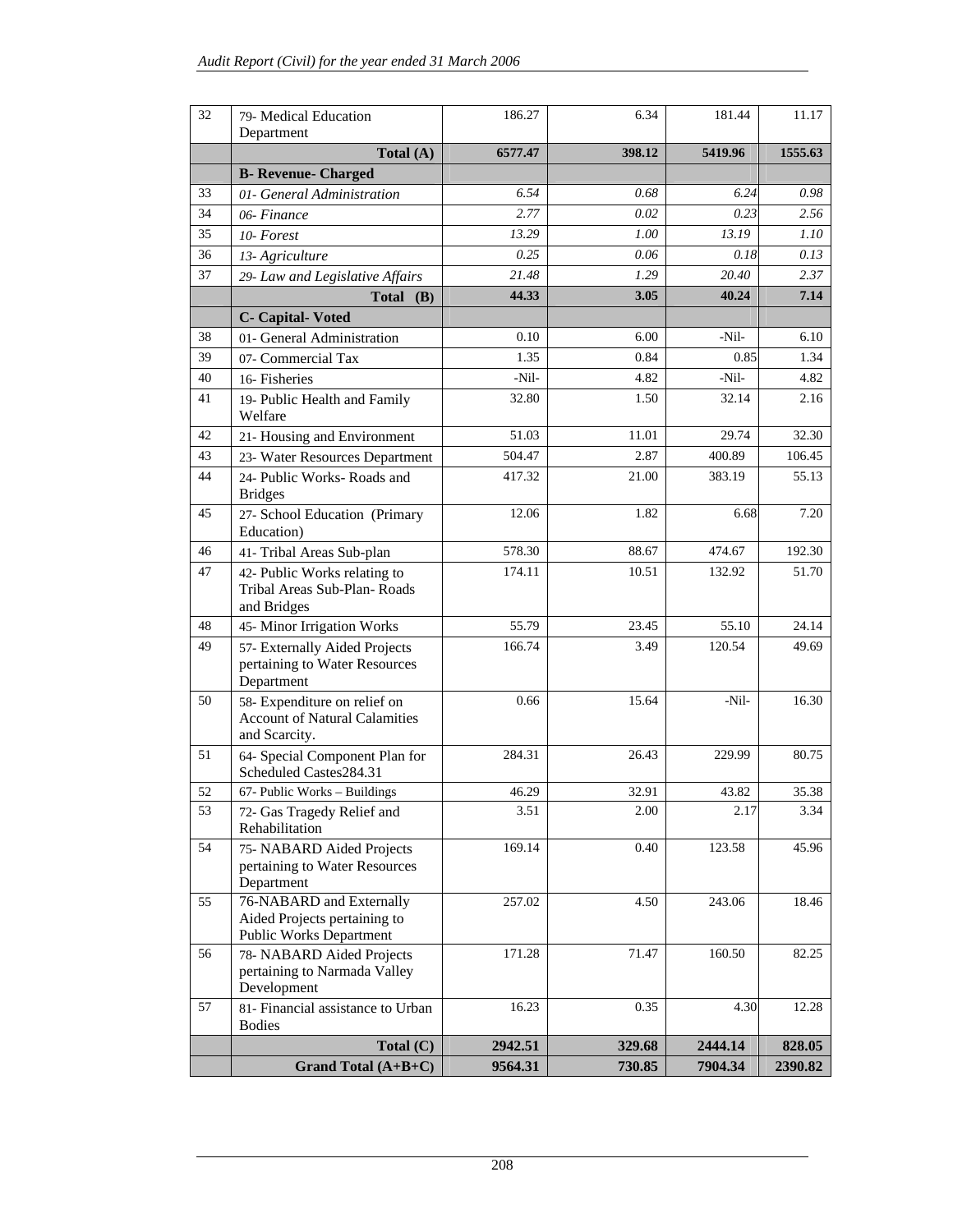| 32 | 79- Medical Education Department | 186.27 | 6.34 | 181.44 | 11.17 |
|---|---|---|---|---|---|
| | **Total (A)** | **6577.47** | **398.12** | **5419.96** | **1555.63** |
| | **B- Revenue- Charged** | | | | |
| 33 | *01- General Administration* | *6.54* | *0.68* | *6.24* | *0.98* |
| 34 | *06- Finance* | *2.77* | *0.02* | *0.23* | *2.56* |
| 35 | *10- Forest* | *13.29* | *1.00* | *13.19* | *1.10* |
| 36 | *13- Agriculture* | *0.25* | *0.06* | *0.18* | *0.13* |
| 37 | *29- Law and Legislative Affairs* | *21.48* | *1.29* | *20.40* | *2.37* |
| | **Total (B)** | **44.33** | **3.05** | **40.24** | **7.14** |
| | **C- Capital- Voted** | | | | |
| 38 | 01- General Administration | 0.10 | 6.00 | -Nil- | 6.10 |
| 39 | 07- Commercial Tax | 1.35 | 0.84 | 0.85 | 1.34 |
| 40 | 16- Fisheries | -Nil- | 4.82 | -Nil- | 4.82 |
| 41 | 19- Public Health and Family Welfare | 32.80 | 1.50 | 32.14 | 2.16 |
| 42 | 21- Housing and Environment | 51.03 | 11.01 | 29.74 | 32.30 |
| 43 | 23- Water Resources Department | 504.47 | 2.87 | 400.89 | 106.45 |
| 44 | 24- Public Works- Roads and Bridges | 417.32 | 21.00 | 383.19 | 55.13 |
| 45 | 27- School Education (Primary Education) | 12.06 | 1.82 | 6.68 | 7.20 |
| 46 | 41- Tribal Areas Sub-plan | 578.30 | 88.67 | 474.67 | 192.30 |
| 47 | 42- Public Works relating to Tribal Areas Sub-Plan- Roads and Bridges | 174.11 | 10.51 | 132.92 | 51.70 |
| 48 | 45- Minor Irrigation Works | 55.79 | 23.45 | 55.10 | 24.14 |
| 49 | 57- Externally Aided Projects pertaining to Water Resources Department | 166.74 | 3.49 | 120.54 | 49.69 |
| 50 | 58- Expenditure on relief on Account of Natural Calamities and Scarcity. | 0.66 | 15.64 | -Nil- | 16.30 |
| 51 | 64- Special Component Plan for Scheduled Castes284.31 | 284.31 | 26.43 | 229.99 | 80.75 |
| 52 | 67- Public Works – Buildings | 46.29 | 32.91 | 43.82 | 35.38 |
| 53 | 72- Gas Tragedy Relief and Rehabilitation | 3.51 | 2.00 | 2.17 | 3.34 |
| 54 | 75- NABARD Aided Projects pertaining to Water Resources Department | 169.14 | 0.40 | 123.58 | 45.96 |
| 55 | 76-NABARD and Externally Aided Projects pertaining to Public Works Department | 257.02 | 4.50 | 243.06 | 18.46 |
| 56 | 78- NABARD Aided Projects pertaining to Narmada Valley Development | 171.28 | 71.47 | 160.50 | 82.25 |
| 57 | 81- Financial assistance to Urban Bodies | 16.23 | 0.35 | 4.30 | 12.28 |
| | **Total (C)** | **2942.51** | **329.68** | **2444.14** | **828.05** |
| | **Grand Total (A+B+C)** | **9564.31** | **730.85** | **7904.34** | **2390.82** |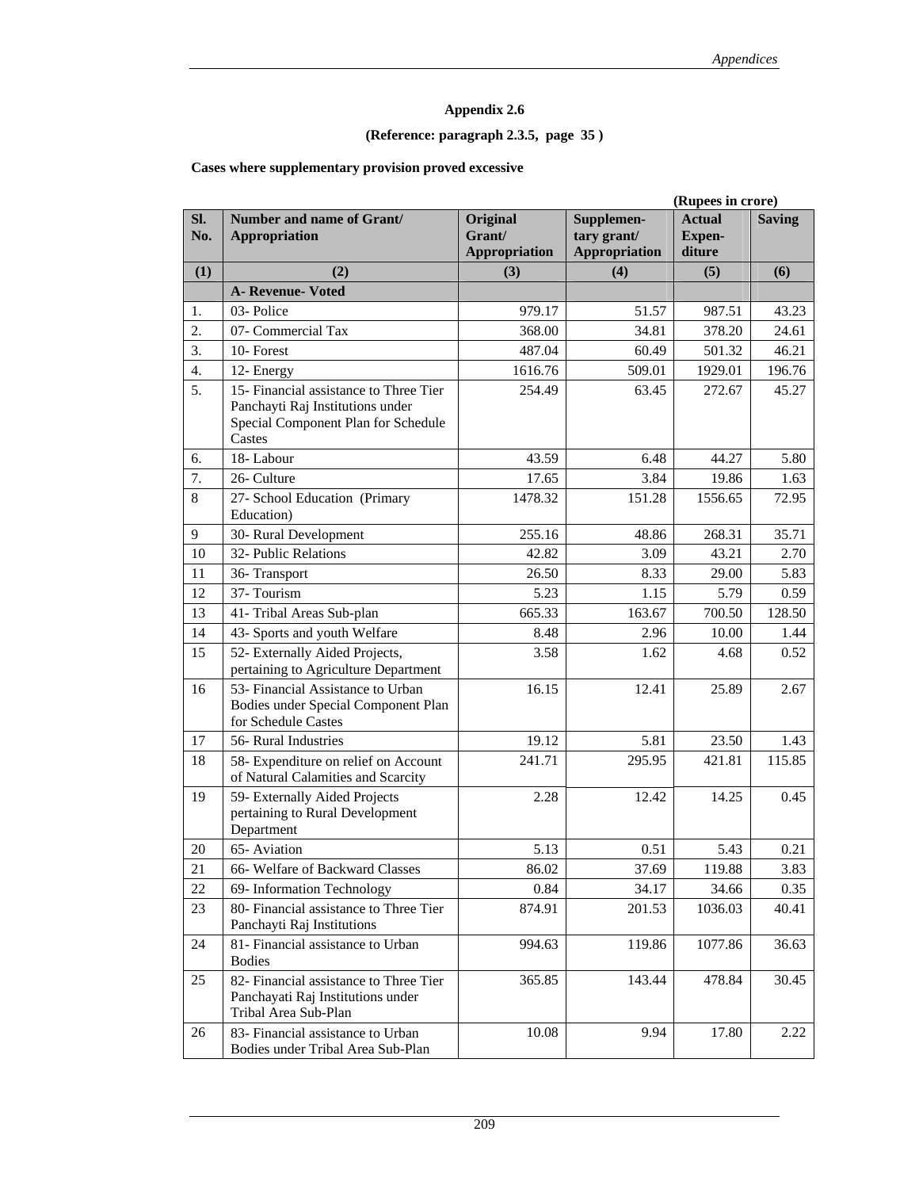## Appendix 2.6

**(Reference: paragraph 2.3.5, page 35 )**

**Cases where supplementary provision proved excessive**

**(Rupees in crore)**

| Sl. No. | Number and name of Grant/ Appropriation | Original Grant/ Appropriation | Supplementary grant/ Appropriation | Actual Expenditure | Saving |
|---|---|---|---|---|---|
| (1) | (2) | (3) | (4) | (5) | (6) |
| | **A- Revenue- Voted** | | | | |
| 1. | 03- Police | 979.17 | 51.57 | 987.51 | 43.23 |
| 2. | 07- Commercial Tax | 368.00 | 34.81 | 378.20 | 24.61 |
| 3. | 10- Forest | 487.04 | 60.49 | 501.32 | 46.21 |
| 4. | 12- Energy | 1616.76 | 509.01 | 1929.01 | 196.76 |
| 5. | 15- Financial assistance to Three Tier Panchayti Raj Institutions under Special Component Plan for Schedule Castes | 254.49 | 63.45 | 272.67 | 45.27 |
| 6. | 18- Labour | 43.59 | 6.48 | 44.27 | 5.80 |
| 7. | 26- Culture | 17.65 | 3.84 | 19.86 | 1.63 |
| 8 | 27- School Education (Primary Education) | 1478.32 | 151.28 | 1556.65 | 72.95 |
| 9 | 30- Rural Development | 255.16 | 48.86 | 268.31 | 35.71 |
| 10 | 32- Public Relations | 42.82 | 3.09 | 43.21 | 2.70 |
| 11 | 36- Transport | 26.50 | 8.33 | 29.00 | 5.83 |
| 12 | 37- Tourism | 5.23 | 1.15 | 5.79 | 0.59 |
| 13 | 41- Tribal Areas Sub-plan | 665.33 | 163.67 | 700.50 | 128.50 |
| 14 | 43- Sports and youth Welfare | 8.48 | 2.96 | 10.00 | 1.44 |
| 15 | 52- Externally Aided Projects, pertaining to Agriculture Department | 3.58 | 1.62 | 4.68 | 0.52 |
| 16 | 53- Financial Assistance to Urban Bodies under Special Component Plan for Schedule Castes | 16.15 | 12.41 | 25.89 | 2.67 |
| 17 | 56- Rural Industries | 19.12 | 5.81 | 23.50 | 1.43 |
| 18 | 58- Expenditure on relief on Account of Natural Calamities and Scarcity | 241.71 | 295.95 | 421.81 | 115.85 |
| 19 | 59- Externally Aided Projects pertaining to Rural Development Department | 2.28 | 12.42 | 14.25 | 0.45 |
| 20 | 65- Aviation | 5.13 | 0.51 | 5.43 | 0.21 |
| 21 | 66- Welfare of Backward Classes | 86.02 | 37.69 | 119.88 | 3.83 |
| 22 | 69- Information Technology | 0.84 | 34.17 | 34.66 | 0.35 |
| 23 | 80- Financial assistance to Three Tier Panchayti Raj Institutions | 874.91 | 201.53 | 1036.03 | 40.41 |
| 24 | 81- Financial assistance to Urban Bodies | 994.63 | 119.86 | 1077.86 | 36.63 |
| 25 | 82- Financial assistance to Three Tier Panchayati Raj Institutions under Tribal Area Sub-Plan | 365.85 | 143.44 | 478.84 | 30.45 |
| 26 | 83- Financial assistance to Urban Bodies under Tribal Area Sub-Plan | 10.08 | 9.94 | 17.80 | 2.22 |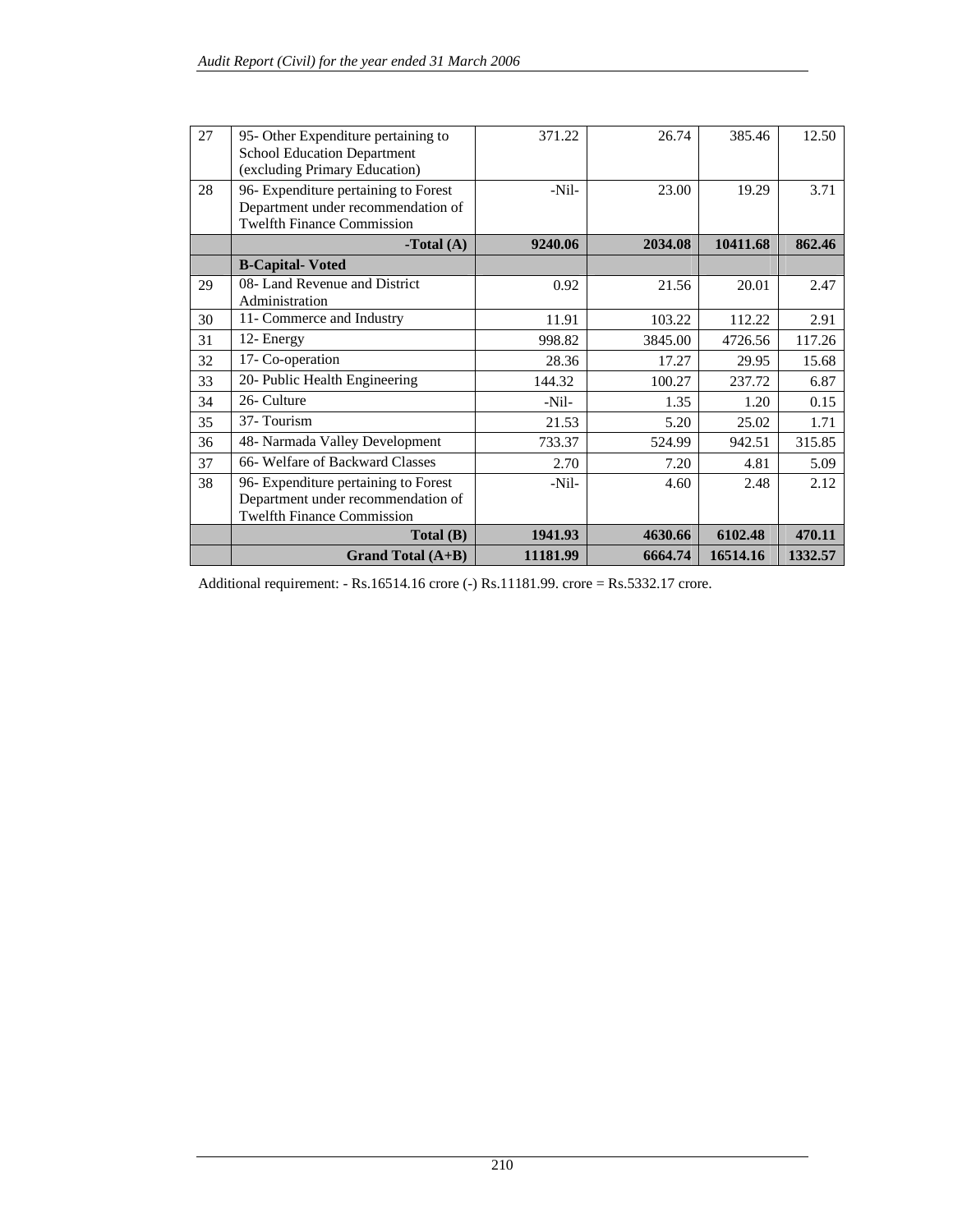| 27 | 95- Other Expenditure pertaining to School Education Department (excluding Primary Education) | 371.22 | 26.74 | 385.46 | 12.50 |
|---|---|---|---|---|---|
| 28 | 96- Expenditure pertaining to Forest Department under recommendation of Twelfth Finance Commission | -Nil- | 23.00 | 19.29 | 3.71 |
| | **-Total (A)** | **9240.06** | **2034.08** | **10411.68** | **862.46** |
| | **B-Capital- Voted** | | | | |
| 29 | 08- Land Revenue and District Administration | 0.92 | 21.56 | 20.01 | 2.47 |
| 30 | 11- Commerce and Industry | 11.91 | 103.22 | 112.22 | 2.91 |
| 31 | 12- Energy | 998.82 | 3845.00 | 4726.56 | 117.26 |
| 32 | 17- Co-operation | 28.36 | 17.27 | 29.95 | 15.68 |
| 33 | 20- Public Health Engineering | 144.32 | 100.27 | 237.72 | 6.87 |
| 34 | 26- Culture | -Nil- | 1.35 | 1.20 | 0.15 |
| 35 | 37- Tourism | 21.53 | 5.20 | 25.02 | 1.71 |
| 36 | 48- Narmada Valley Development | 733.37 | 524.99 | 942.51 | 315.85 |
| 37 | 66- Welfare of Backward Classes | 2.70 | 7.20 | 4.81 | 5.09 |
| 38 | 96- Expenditure pertaining to Forest Department under recommendation of Twelfth Finance Commission | -Nil- | 4.60 | 2.48 | 2.12 |
| | **Total (B)** | **1941.93** | **4630.66** | **6102.48** | **470.11** |
| | **Grand Total (A+B)** | **11181.99** | **6664.74** | **16514.16** | **1332.57** |

Additional requirement: - Rs.16514.16 crore (-) Rs.11181.99. crore = Rs.5332.17 crore.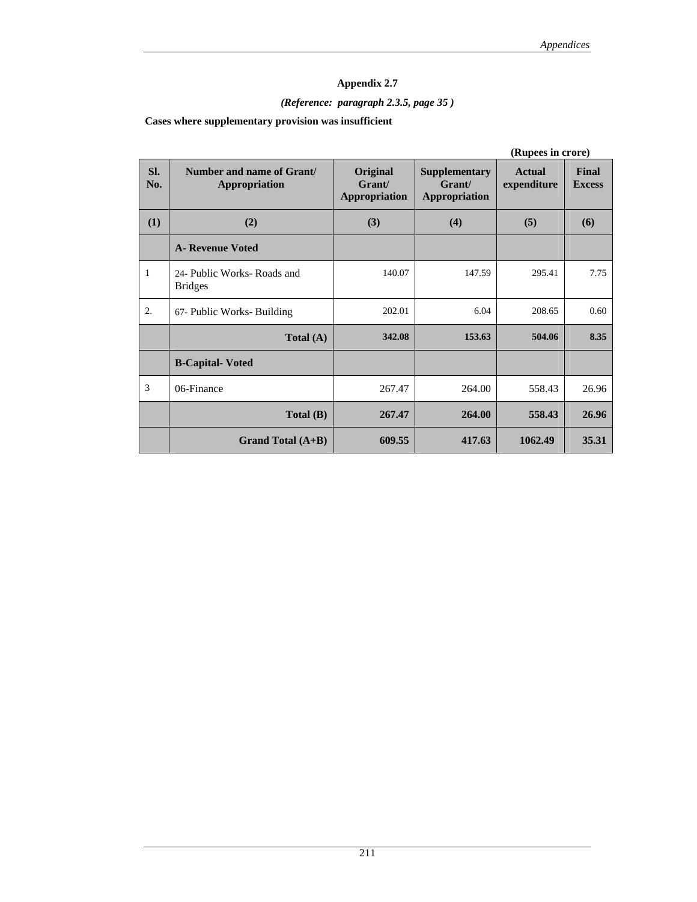## Appendix 2.7

*(Reference: paragraph 2.3.5, page 35 )*

**Cases where supplementary provision was insufficient**

**(Rupees in crore)**

| Sl. No. | Number and name of Grant/ Appropriation | Original Grant/ Appropriation | Supplementary Grant/ Appropriation | Actual expenditure | Final Excess |
|---|---|---|---|---|---|
| (1) | (2) | (3) | (4) | (5) | (6) |
| | **A- Revenue Voted** | | | | |
| 1 | 24- Public Works- Roads and Bridges | 140.07 | 147.59 | 295.41 | 7.75 |
| 2. | 67- Public Works- Building | 202.01 | 6.04 | 208.65 | 0.60 |
| | **Total (A)** | **342.08** | **153.63** | **504.06** | **8.35** |
| | **B-Capital- Voted** | | | | |
| 3 | 06-Finance | 267.47 | 264.00 | 558.43 | 26.96 |
| | **Total (B)** | **267.47** | **264.00** | **558.43** | **26.96** |
| | **Grand Total (A+B)** | **609.55** | **417.63** | **1062.49** | **35.31** |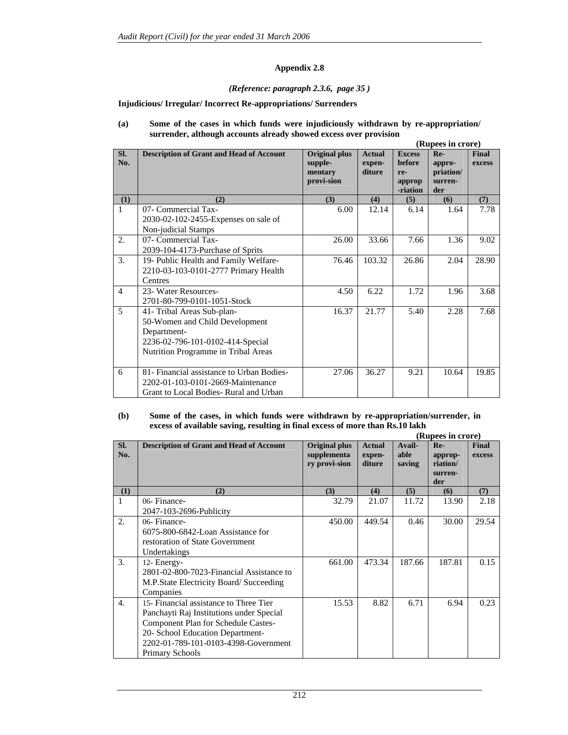## Appendix 2.8

*(Reference: paragraph 2.3.6, page 35 )*

**Injudicious/ Irregular/ Incorrect Re-appropriations/ Surrenders**

**(a) Some of the cases in which funds were injudiciously withdrawn by re-appropriation/ surrender, although accounts already showed excess over provision**

**(Rupees in crore)**

| Sl. No. | Description of Grant and Head of Account | Original plus supple-mentary provi-sion | Actual expen-diture | Excess before re-approp-riation | Re-appro-priation/ surren-der | Final excess |
|---|---|---|---|---|---|---|
| (1) | (2) | (3) | (4) | (5) | (6) | (7) |
| 1 | 07- Commercial Tax- 2030-02-102-2455-Expenses on sale of Non-judicial Stamps | 6.00 | 12.14 | 6.14 | 1.64 | 7.78 |
| 2. | 07- Commercial Tax- 2039-104-4173-Purchase of Sprits | 26.00 | 33.66 | 7.66 | 1.36 | 9.02 |
| 3. | 19- Public Health and Family Welfare- 2210-03-103-0101-2777 Primary Health Centres | 76.46 | 103.32 | 26.86 | 2.04 | 28.90 |
| 4 | 23- Water Resources- 2701-80-799-0101-1051-Stock | 4.50 | 6.22 | 1.72 | 1.96 | 3.68 |
| 5 | 41- Tribal Areas Sub-plan- 50-Women and Child Development Department- 2236-02-796-101-0102-414-Special Nutrition Programme in Tribal Areas | 16.37 | 21.77 | 5.40 | 2.28 | 7.68 |
| 6 | 81- Financial assistance to Urban Bodies- 2202-01-103-0101-2669-Maintenance Grant to Local Bodies- Rural and Urban | 27.06 | 36.27 | 9.21 | 10.64 | 19.85 |

**(b) Some of the cases, in which funds were withdrawn by re-appropriation/surrender, in excess of available saving, resulting in final excess of more than Rs.10 lakh**

**(Rupees in crore)**

| Sl. No. | Description of Grant and Head of Account | Original plus supplementa ry provi-sion | Actual expen-diture | Avail-able saving | Re-approp-riation/ surren-der | Final excess |
|---|---|---|---|---|---|---|
| (1) | (2) | (3) | (4) | (5) | (6) | (7) |
| 1 | 06- Finance- 2047-103-2696-Publicity | 32.79 | 21.07 | 11.72 | 13.90 | 2.18 |
| 2. | 06- Finance- 6075-800-6842-Loan Assistance for restoration of State Government Undertakings | 450.00 | 449.54 | 0.46 | 30.00 | 29.54 |
| 3. | 12- Energy- 2801-02-800-7023-Financial Assistance to M.P.State Electricity Board/ Succeeding Companies | 661.00 | 473.34 | 187.66 | 187.81 | 0.15 |
| 4. | 15- Financial assistance to Three Tier Panchayti Raj Institutions under Special Component Plan for Schedule Castes- 20- School Education Department- 2202-01-789-101-0103-4398-Government Primary Schools | 15.53 | 8.82 | 6.71 | 6.94 | 0.23 |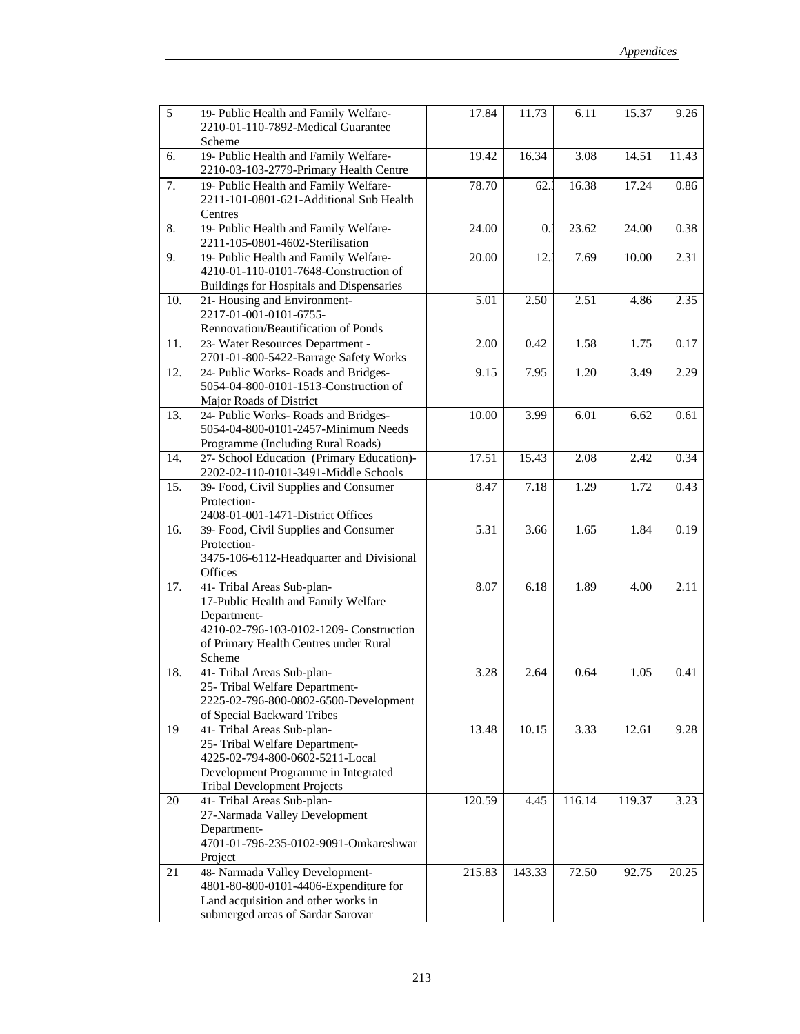| 5 | 19- Public Health and Family Welfare-<br>2210-01-110-7892-Medical Guarantee Scheme | 17.84 | 11.73 | 6.11 | 15.37 | 9.26 |
|---|---|---|---|---|---|---|
| 6. | 19- Public Health and Family Welfare-<br>2210-03-103-2779-Primary Health Centre | 19.42 | 16.34 | 3.08 | 14.51 | 11.43 |
| 7. | 19- Public Health and Family Welfare-<br>2211-101-0801-621-Additional Sub Health Centres | 78.70 | 62. | 16.38 | 17.24 | 0.86 |
| 8. | 19- Public Health and Family Welfare-<br>2211-105-0801-4602-Sterilisation | 24.00 | 0. | 23.62 | 24.00 | 0.38 |
| 9. | 19- Public Health and Family Welfare-<br>4210-01-110-0101-7648-Construction of Buildings for Hospitals and Dispensaries | 20.00 | 12. | 7.69 | 10.00 | 2.31 |
| 10. | 21- Housing and Environment-<br>2217-01-001-0101-6755-Rennovation/Beautification of Ponds | 5.01 | 2.50 | 2.51 | 4.86 | 2.35 |
| 11. | 23- Water Resources Department -<br>2701-01-800-5422-Barrage Safety Works | 2.00 | 0.42 | 1.58 | 1.75 | 0.17 |
| 12. | 24- Public Works- Roads and Bridges-<br>5054-04-800-0101-1513-Construction of Major Roads of District | 9.15 | 7.95 | 1.20 | 3.49 | 2.29 |
| 13. | 24- Public Works- Roads and Bridges-<br>5054-04-800-0101-2457-Minimum Needs Programme (Including Rural Roads) | 10.00 | 3.99 | 6.01 | 6.62 | 0.61 |
| 14. | 27- School Education (Primary Education)-<br>2202-02-110-0101-3491-Middle Schools | 17.51 | 15.43 | 2.08 | 2.42 | 0.34 |
| 15. | 39- Food, Civil Supplies and Consumer Protection-<br>2408-01-001-1471-District Offices | 8.47 | 7.18 | 1.29 | 1.72 | 0.43 |
| 16. | 39- Food, Civil Supplies and Consumer Protection-<br>3475-106-6112-Headquarter and Divisional Offices | 5.31 | 3.66 | 1.65 | 1.84 | 0.19 |
| 17. | 41- Tribal Areas Sub-plan-<br>17-Public Health and Family Welfare Department-<br>4210-02-796-103-0102-1209- Construction of Primary Health Centres under Rural Scheme | 8.07 | 6.18 | 1.89 | 4.00 | 2.11 |
| 18. | 41- Tribal Areas Sub-plan-<br>25- Tribal Welfare Department-<br>2225-02-796-800-0802-6500-Development of Special Backward Tribes | 3.28 | 2.64 | 0.64 | 1.05 | 0.41 |
| 19 | 41- Tribal Areas Sub-plan-<br>25- Tribal Welfare Department-<br>4225-02-794-800-0602-5211-Local Development Programme in Integrated Tribal Development Projects | 13.48 | 10.15 | 3.33 | 12.61 | 9.28 |
| 20 | 41- Tribal Areas Sub-plan-<br>27-Narmada Valley Development Department-<br>4701-01-796-235-0102-9091-Omkareshwar Project | 120.59 | 4.45 | 116.14 | 119.37 | 3.23 |
| 21 | 48- Narmada Valley Development-<br>4801-80-800-0101-4406-Expenditure for Land acquisition and other works in submerged areas of Sardar Sarovar | 215.83 | 143.33 | 72.50 | 92.75 | 20.25 |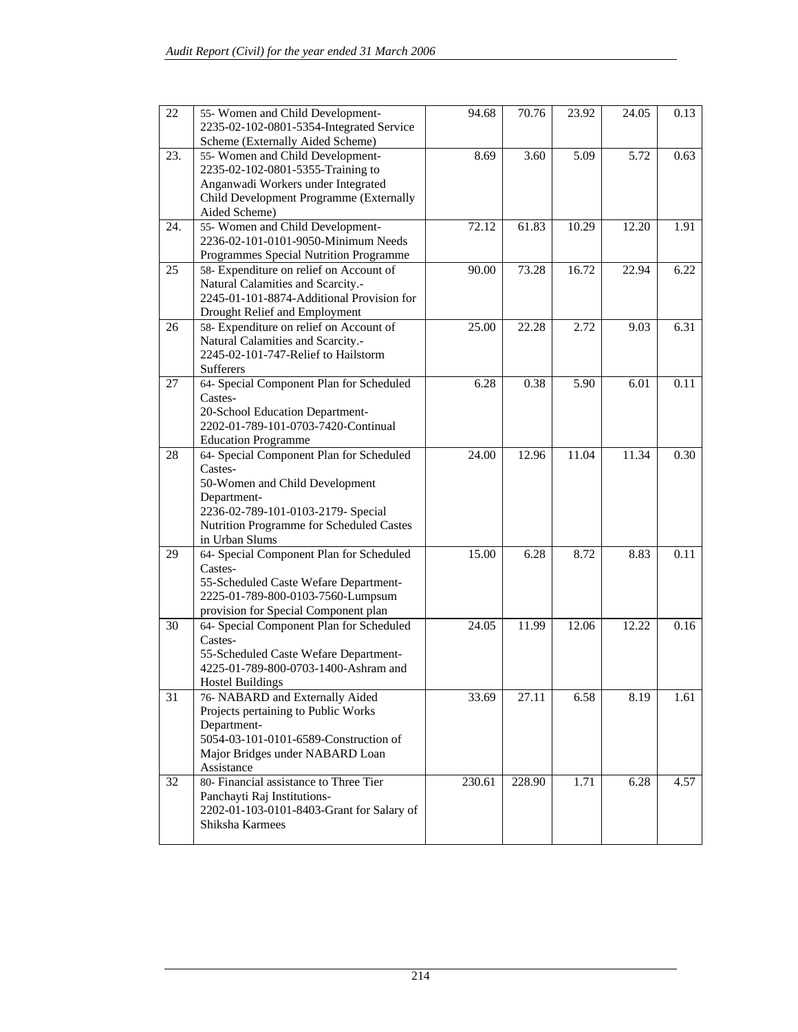| | | | | | | |
|---|---|---|---|---|---|---|
| 22 | 55- Women and Child Development-2235-02-102-0801-5354-Integrated Service Scheme (Externally Aided Scheme) | 94.68 | 70.76 | 23.92 | 24.05 | 0.13 |
| 23. | 55- Women and Child Development-2235-02-102-0801-5355-Training to Anganwadi Workers under Integrated Child Development Programme (Externally Aided Scheme) | 8.69 | 3.60 | 5.09 | 5.72 | 0.63 |
| 24. | 55- Women and Child Development-2236-02-101-0101-9050-Minimum Needs Programmes Special Nutrition Programme | 72.12 | 61.83 | 10.29 | 12.20 | 1.91 |
| 25 | 58- Expenditure on relief on Account of Natural Calamities and Scarcity.-2245-01-101-8874-Additional Provision for Drought Relief and Employment | 90.00 | 73.28 | 16.72 | 22.94 | 6.22 |
| 26 | 58- Expenditure on relief on Account of Natural Calamities and Scarcity.-2245-02-101-747-Relief to Hailstorm Sufferers | 25.00 | 22.28 | 2.72 | 9.03 | 6.31 |
| 27 | 64- Special Component Plan for Scheduled Castes-20-School Education Department-2202-01-789-101-0703-7420-Continual Education Programme | 6.28 | 0.38 | 5.90 | 6.01 | 0.11 |
| 28 | 64- Special Component Plan for Scheduled Castes-50-Women and Child Development Department-2236-02-789-101-0103-2179- Special Nutrition Programme for Scheduled Castes in Urban Slums | 24.00 | 12.96 | 11.04 | 11.34 | 0.30 |
| 29 | 64- Special Component Plan for Scheduled Castes-55-Scheduled Caste Wefare Department-2225-01-789-800-0103-7560-Lumpsum provision for Special Component plan | 15.00 | 6.28 | 8.72 | 8.83 | 0.11 |
| 30 | 64- Special Component Plan for Scheduled Castes-55-Scheduled Caste Wefare Department-4225-01-789-800-0703-1400-Ashram and Hostel Buildings | 24.05 | 11.99 | 12.06 | 12.22 | 0.16 |
| 31 | 76- NABARD and Externally Aided Projects pertaining to Public Works Department-5054-03-101-0101-6589-Construction of Major Bridges under NABARD Loan Assistance | 33.69 | 27.11 | 6.58 | 8.19 | 1.61 |
| 32 | 80- Financial assistance to Three Tier Panchayti Raj Institutions-2202-01-103-0101-8403-Grant for Salary of Shiksha Karmees | 230.61 | 228.90 | 1.71 | 6.28 | 4.57 |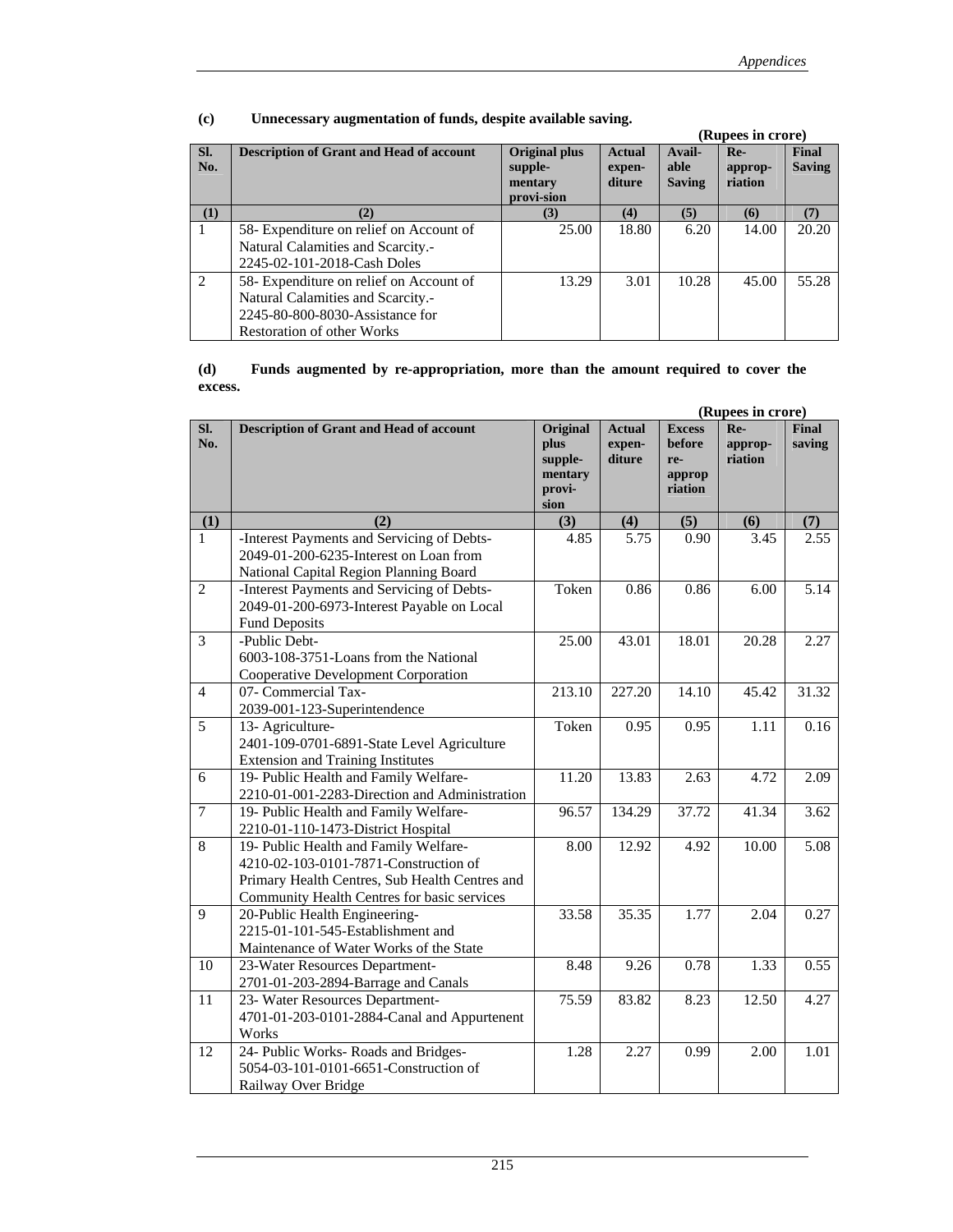**(c) Unnecessary augmentation of funds, despite available saving.**

**(Rupees in crore)**

| Sl. No. | Description of Grant and Head of account | Original plus supple-mentary provi-sion | Actual expen-diture | Avail-able Saving | Re-approp-riation | Final Saving |
|---|---|---|---|---|---|---|
| (1) | (2) | (3) | (4) | (5) | (6) | (7) |
| 1 | 58- Expenditure on relief on Account of Natural Calamities and Scarcity.- 2245-02-101-2018-Cash Doles | 25.00 | 18.80 | 6.20 | 14.00 | 20.20 |
| 2 | 58- Expenditure on relief on Account of Natural Calamities and Scarcity.- 2245-80-800-8030-Assistance for Restoration of other Works | 13.29 | 3.01 | 10.28 | 45.00 | 55.28 |

**(d) Funds augmented by re-appropriation, more than the amount required to cover the excess.**

**(Rupees in crore)**

| Sl. No. | Description of Grant and Head of account | Original plus supple-mentary provi-sion | Actual expen-diture | Excess before re-approp riation | Re-approp-riation | Final saving |
|---|---|---|---|---|---|---|
| (1) | (2) | (3) | (4) | (5) | (6) | (7) |
| 1 | -Interest Payments and Servicing of Debts- 2049-01-200-6235-Interest on Loan from National Capital Region Planning Board | 4.85 | 5.75 | 0.90 | 3.45 | 2.55 |
| 2 | -Interest Payments and Servicing of Debts- 2049-01-200-6973-Interest Payable on Local Fund Deposits | Token | 0.86 | 0.86 | 6.00 | 5.14 |
| 3 | -Public Debt- 6003-108-3751-Loans from the National Cooperative Development Corporation | 25.00 | 43.01 | 18.01 | 20.28 | 2.27 |
| 4 | 07- Commercial Tax- 2039-001-123-Superintendence | 213.10 | 227.20 | 14.10 | 45.42 | 31.32 |
| 5 | 13- Agriculture- 2401-109-0701-6891-State Level Agriculture Extension and Training Institutes | Token | 0.95 | 0.95 | 1.11 | 0.16 |
| 6 | 19- Public Health and Family Welfare- 2210-01-001-2283-Direction and Administration | 11.20 | 13.83 | 2.63 | 4.72 | 2.09 |
| 7 | 19- Public Health and Family Welfare- 2210-01-110-1473-District Hospital | 96.57 | 134.29 | 37.72 | 41.34 | 3.62 |
| 8 | 19- Public Health and Family Welfare- 4210-02-103-0101-7871-Construction of Primary Health Centres, Sub Health Centres and Community Health Centres for basic services | 8.00 | 12.92 | 4.92 | 10.00 | 5.08 |
| 9 | 20-Public Health Engineering- 2215-01-101-545-Establishment and Maintenance of Water Works of the State | 33.58 | 35.35 | 1.77 | 2.04 | 0.27 |
| 10 | 23-Water Resources Department- 2701-01-203-2894-Barrage and Canals | 8.48 | 9.26 | 0.78 | 1.33 | 0.55 |
| 11 | 23- Water Resources Department- 4701-01-203-0101-2884-Canal and Appurtenent Works | 75.59 | 83.82 | 8.23 | 12.50 | 4.27 |
| 12 | 24- Public Works- Roads and Bridges- 5054-03-101-0101-6651-Construction of Railway Over Bridge | 1.28 | 2.27 | 0.99 | 2.00 | 1.01 |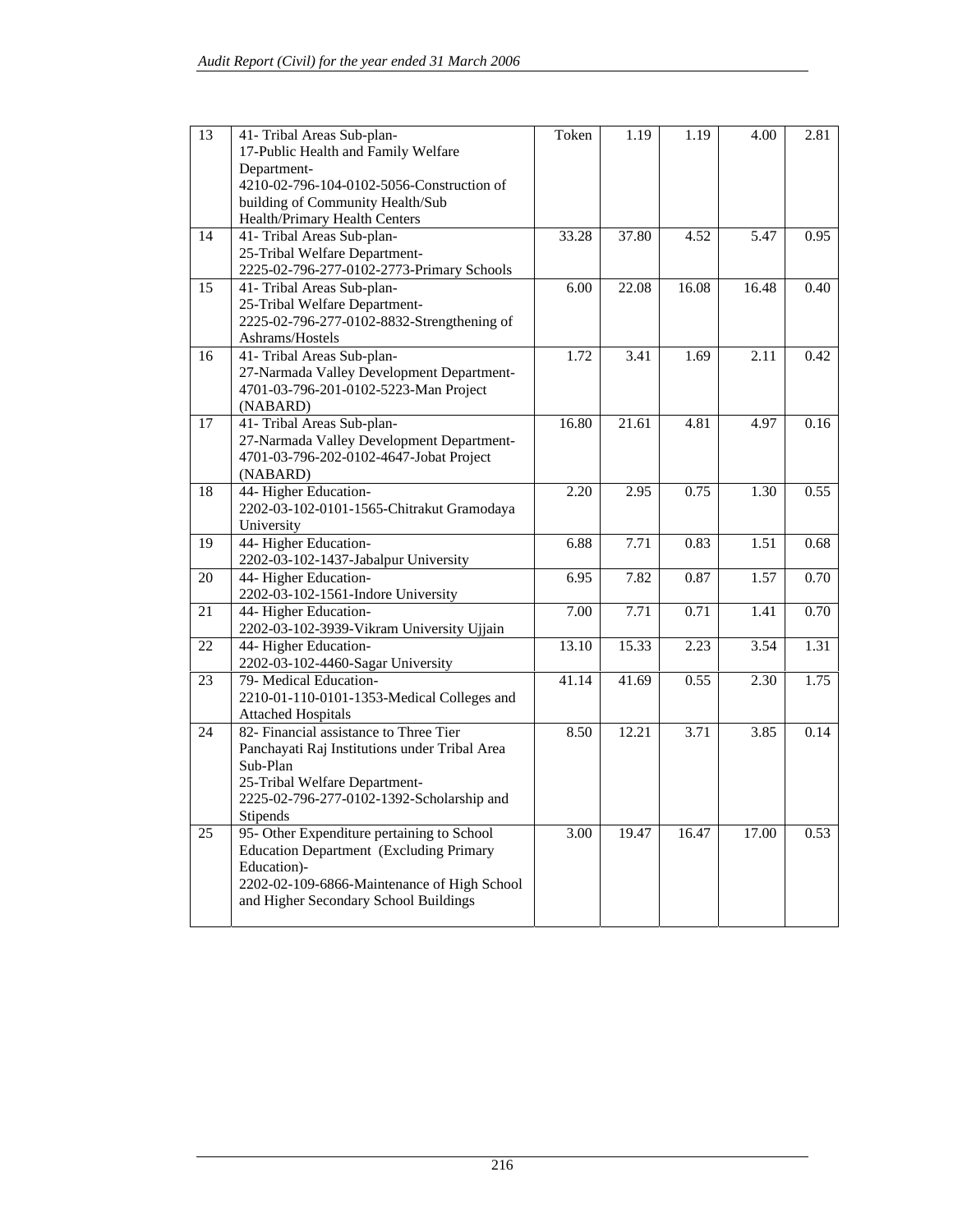| 13 | 41- Tribal Areas Sub-plan-<br>17-Public Health and Family Welfare Department-<br>4210-02-796-104-0102-5056-Construction of building of Community Health/Sub Health/Primary Health Centers | Token | 1.19 | 1.19 | 4.00 | 2.81 |
|---|---|---|---|---|---|---|
| 14 | 41- Tribal Areas Sub-plan-<br>25-Tribal Welfare Department-<br>2225-02-796-277-0102-2773-Primary Schools | 33.28 | 37.80 | 4.52 | 5.47 | 0.95 |
| 15 | 41- Tribal Areas Sub-plan-<br>25-Tribal Welfare Department-<br>2225-02-796-277-0102-8832-Strengthening of Ashrams/Hostels | 6.00 | 22.08 | 16.08 | 16.48 | 0.40 |
| 16 | 41- Tribal Areas Sub-plan-<br>27-Narmada Valley Development Department-<br>4701-03-796-201-0102-5223-Man Project (NABARD) | 1.72 | 3.41 | 1.69 | 2.11 | 0.42 |
| 17 | 41- Tribal Areas Sub-plan-<br>27-Narmada Valley Development Department-<br>4701-03-796-202-0102-4647-Jobat Project (NABARD) | 16.80 | 21.61 | 4.81 | 4.97 | 0.16 |
| 18 | 44- Higher Education-<br>2202-03-102-0101-1565-Chitrakut Gramodaya University | 2.20 | 2.95 | 0.75 | 1.30 | 0.55 |
| 19 | 44- Higher Education-<br>2202-03-102-1437-Jabalpur University | 6.88 | 7.71 | 0.83 | 1.51 | 0.68 |
| 20 | 44- Higher Education-<br>2202-03-102-1561-Indore University | 6.95 | 7.82 | 0.87 | 1.57 | 0.70 |
| 21 | 44- Higher Education-<br>2202-03-102-3939-Vikram University Ujjain | 7.00 | 7.71 | 0.71 | 1.41 | 0.70 |
| 22 | 44- Higher Education-<br>2202-03-102-4460-Sagar University | 13.10 | 15.33 | 2.23 | 3.54 | 1.31 |
| 23 | 79- Medical Education-<br>2210-01-110-0101-1353-Medical Colleges and Attached Hospitals | 41.14 | 41.69 | 0.55 | 2.30 | 1.75 |
| 24 | 82- Financial assistance to Three Tier Panchayati Raj Institutions under Tribal Area Sub-Plan<br>25-Tribal Welfare Department-<br>2225-02-796-277-0102-1392-Scholarship and Stipends | 8.50 | 12.21 | 3.71 | 3.85 | 0.14 |
| 25 | 95- Other Expenditure pertaining to School Education Department (Excluding Primary Education)-<br>2202-02-109-6866-Maintenance of High School and Higher Secondary School Buildings | 3.00 | 19.47 | 16.47 | 17.00 | 0.53 |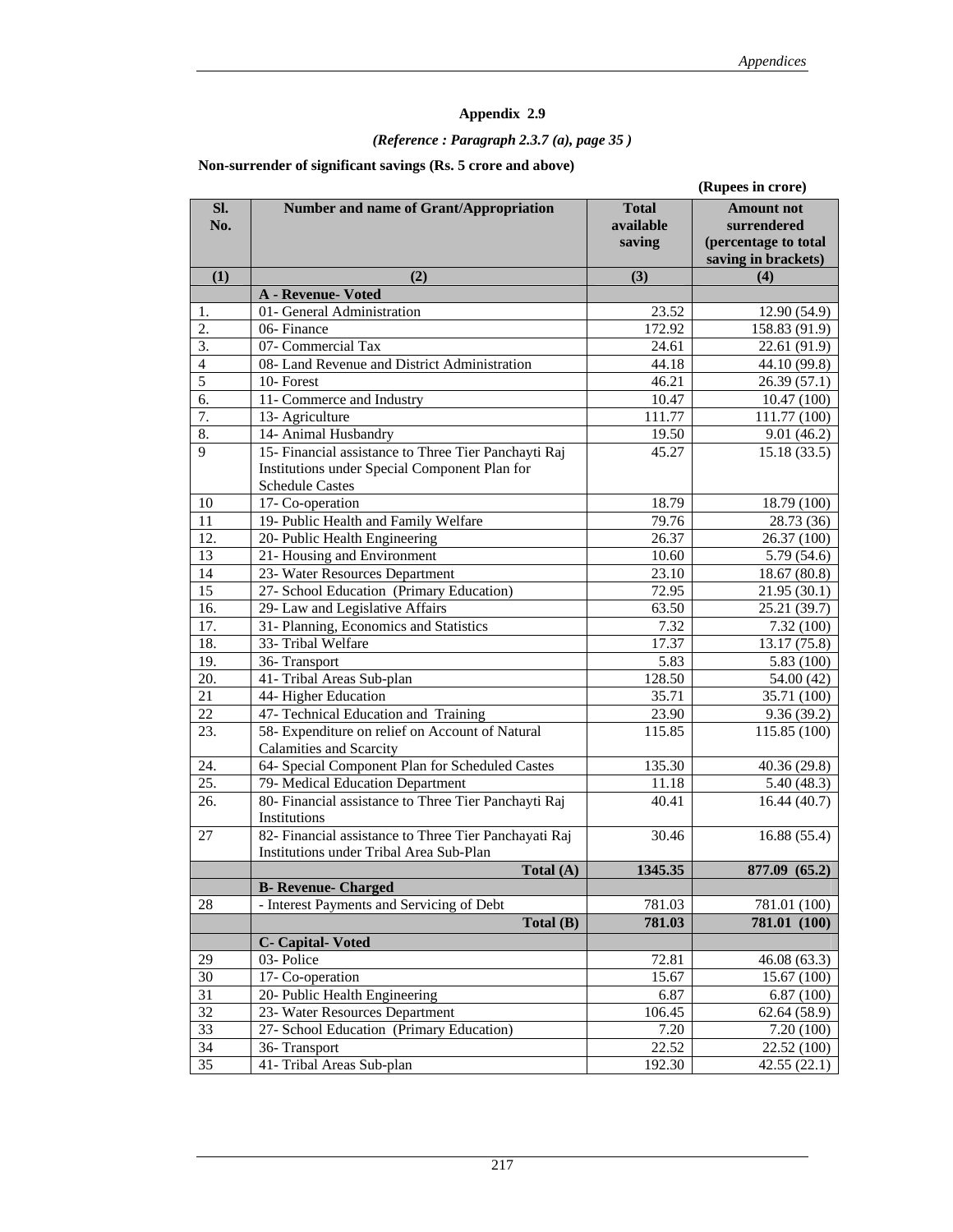# Appendix 2.9

*(Reference : Paragraph 2.3.7 (a), page 35 )*

**Non-surrender of significant savings (Rs. 5 crore and above)**

**(Rupees in crore)**

| Sl. No. | Number and name of Grant/Appropriation | Total available saving | Amount not surrendered (percentage to total saving in brackets) |
|---|---|---|---|
| (1) | (2) | (3) | (4) |
| | **A - Revenue- Voted** | | |
| 1. | 01- General Administration | 23.52 | 12.90 (54.9) |
| 2. | 06- Finance | 172.92 | 158.83 (91.9) |
| 3. | 07- Commercial Tax | 24.61 | 22.61 (91.9) |
| 4 | 08- Land Revenue and District Administration | 44.18 | 44.10 (99.8) |
| 5 | 10- Forest | 46.21 | 26.39 (57.1) |
| 6. | 11- Commerce and Industry | 10.47 | 10.47 (100) |
| 7. | 13- Agriculture | 111.77 | 111.77 (100) |
| 8. | 14- Animal Husbandry | 19.50 | 9.01 (46.2) |
| 9 | 15- Financial assistance to Three Tier Panchayti Raj Institutions under Special Component Plan for Schedule Castes | 45.27 | 15.18 (33.5) |
| 10 | 17- Co-operation | 18.79 | 18.79 (100) |
| 11 | 19- Public Health and Family Welfare | 79.76 | 28.73 (36) |
| 12. | 20- Public Health Engineering | 26.37 | 26.37 (100) |
| 13 | 21- Housing and Environment | 10.60 | 5.79 (54.6) |
| 14 | 23- Water Resources Department | 23.10 | 18.67 (80.8) |
| 15 | 27- School Education (Primary Education) | 72.95 | 21.95 (30.1) |
| 16. | 29- Law and Legislative Affairs | 63.50 | 25.21 (39.7) |
| 17. | 31- Planning, Economics and Statistics | 7.32 | 7.32 (100) |
| 18. | 33- Tribal Welfare | 17.37 | 13.17 (75.8) |
| 19. | 36- Transport | 5.83 | 5.83 (100) |
| 20. | 41- Tribal Areas Sub-plan | 128.50 | 54.00 (42) |
| 21 | 44- Higher Education | 35.71 | 35.71 (100) |
| 22 | 47- Technical Education and Training | 23.90 | 9.36 (39.2) |
| 23. | 58- Expenditure on relief on Account of Natural Calamities and Scarcity | 115.85 | 115.85 (100) |
| 24. | 64- Special Component Plan for Scheduled Castes | 135.30 | 40.36 (29.8) |
| 25. | 79- Medical Education Department | 11.18 | 5.40 (48.3) |
| 26. | 80- Financial assistance to Three Tier Panchayti Raj Institutions | 40.41 | 16.44 (40.7) |
| 27 | 82- Financial assistance to Three Tier Panchayati Raj Institutions under Tribal Area Sub-Plan | 30.46 | 16.88 (55.4) |
| | **Total (A)** | **1345.35** | **877.09 (65.2)** |
| | **B- Revenue- Charged** | | |
| 28 | - Interest Payments and Servicing of Debt | 781.03 | 781.01 (100) |
| | **Total (B)** | **781.03** | **781.01 (100)** |
| | **C- Capital- Voted** | | |
| 29 | 03- Police | 72.81 | 46.08 (63.3) |
| 30 | 17- Co-operation | 15.67 | 15.67 (100) |
| 31 | 20- Public Health Engineering | 6.87 | 6.87 (100) |
| 32 | 23- Water Resources Department | 106.45 | 62.64 (58.9) |
| 33 | 27- School Education (Primary Education) | 7.20 | 7.20 (100) |
| 34 | 36- Transport | 22.52 | 22.52 (100) |
| 35 | 41- Tribal Areas Sub-plan | 192.30 | 42.55 (22.1) |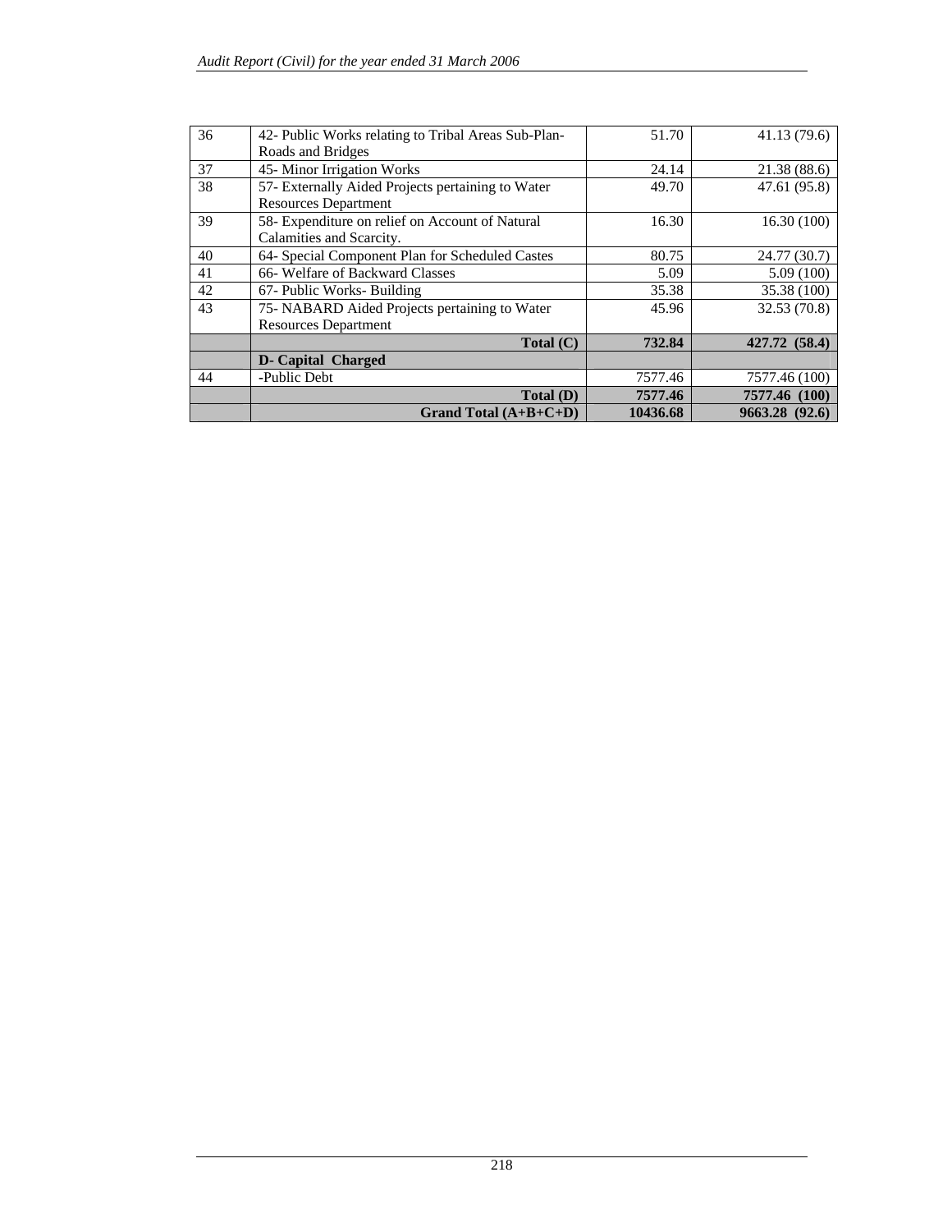| 36 | 42- Public Works relating to Tribal Areas Sub-Plan-Roads and Bridges | 51.70 | 41.13 (79.6) |
|---|---|---|---|
| 37 | 45- Minor Irrigation Works | 24.14 | 21.38 (88.6) |
| 38 | 57- Externally Aided Projects pertaining to Water Resources Department | 49.70 | 47.61 (95.8) |
| 39 | 58- Expenditure on relief on Account of Natural Calamities and Scarcity. | 16.30 | 16.30 (100) |
| 40 | 64- Special Component Plan for Scheduled Castes | 80.75 | 24.77 (30.7) |
| 41 | 66- Welfare of Backward Classes | 5.09 | 5.09 (100) |
| 42 | 67- Public Works- Building | 35.38 | 35.38 (100) |
| 43 | 75- NABARD Aided Projects pertaining to Water Resources Department | 45.96 | 32.53 (70.8) |
| | **Total (C)** | **732.84** | **427.72 (58.4)** |
| | **D- Capital Charged** | | |
| 44 | -Public Debt | 7577.46 | 7577.46 (100) |
| | **Total (D)** | **7577.46** | **7577.46 (100)** |
| | **Grand Total (A+B+C+D)** | **10436.68** | **9663.28 (92.6)** |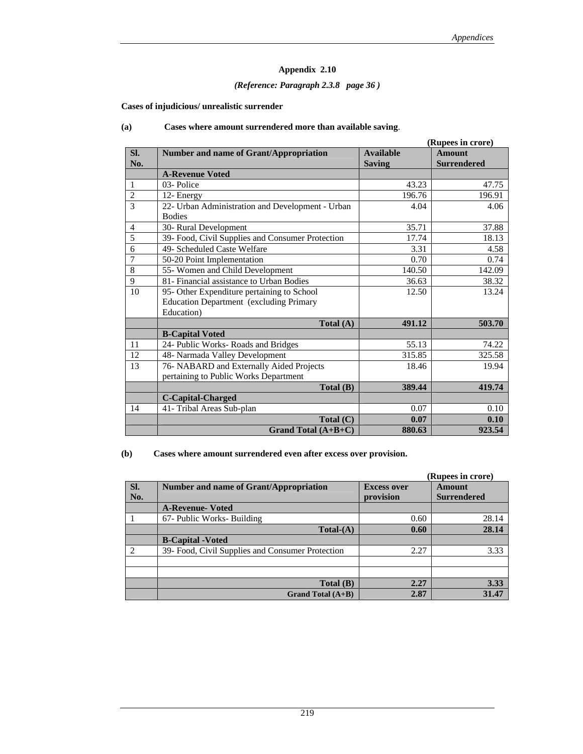## Appendix 2.10

***(Reference: Paragraph 2.3.8 page 36 )***

**Cases of injudicious/ unrealistic surrender**

**(a) Cases where amount surrendered more than available saving**.

**(Rupees in crore)**

| Sl. No. | Number and name of Grant/Appropriation | Available Saving | Amount Surrendered |
|---|---|---|---|
| | **A-Revenue Voted** | | |
| 1 | 03- Police | 43.23 | 47.75 |
| 2 | 12- Energy | 196.76 | 196.91 |
| 3 | 22- Urban Administration and Development - Urban Bodies | 4.04 | 4.06 |
| 4 | 30- Rural Development | 35.71 | 37.88 |
| 5 | 39- Food, Civil Supplies and Consumer Protection | 17.74 | 18.13 |
| 6 | 49- Scheduled Caste Welfare | 3.31 | 4.58 |
| 7 | 50-20 Point Implementation | 0.70 | 0.74 |
| 8 | 55- Women and Child Development | 140.50 | 142.09 |
| 9 | 81- Financial assistance to Urban Bodies | 36.63 | 38.32 |
| 10 | 95- Other Expenditure pertaining to School Education Department (excluding Primary Education) | 12.50 | 13.24 |
| | **Total (A)** | **491.12** | **503.70** |
| | **B-Capital Voted** | | |
| 11 | 24- Public Works- Roads and Bridges | 55.13 | 74.22 |
| 12 | 48- Narmada Valley Development | 315.85 | 325.58 |
| 13 | 76- NABARD and Externally Aided Projects pertaining to Public Works Department | 18.46 | 19.94 |
| | **Total (B)** | **389.44** | **419.74** |
| | **C-Capital-Charged** | | |
| 14 | 41- Tribal Areas Sub-plan | 0.07 | 0.10 |
| | **Total (C)** | **0.07** | **0.10** |
| | **Grand Total (A+B+C)** | **880.63** | **923.54** |

**(b) Cases where amount surrendered even after excess over provision.**

**(Rupees in crore)**

| Sl. No. | Number and name of Grant/Appropriation | Excess over provision | Amount Surrendered |
|---|---|---|---|
| | **A-Revenue- Voted** | | |
| 1 | 67- Public Works- Building | 0.60 | 28.14 |
| | **Total-(A)** | **0.60** | **28.14** |
| | **B-Capital -Voted** | | |
| 2 | 39- Food, Civil Supplies and Consumer Protection | 2.27 | 3.33 |
| | | | |
| | | | |
| | **Total (B)** | **2.27** | **3.33** |
| | **Grand Total (A+B)** | **2.87** | **31.47** |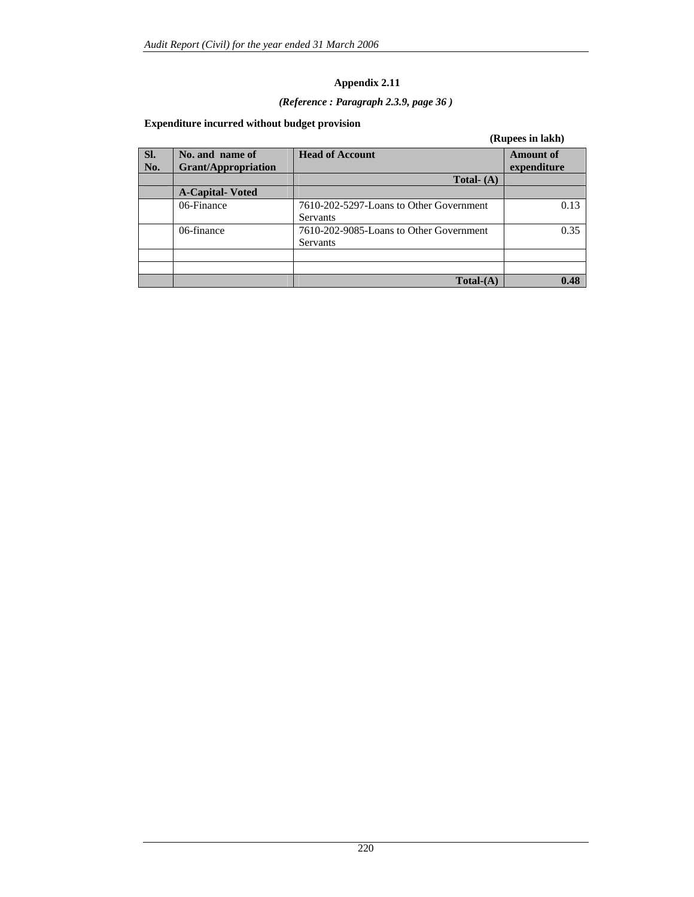**Appendix 2.11**

***(Reference : Paragraph 2.3.9, page 36 )***

**Expenditure incurred without budget provision**

**(Rupees in lakh)**

| Sl. No. | No. and name of Grant/Appropriation | Head of Account | Amount of expenditure |
|---|---|---|---|
| | | **Total- (A)** | |
| | **A-Capital- Voted** | | |
| | 06-Finance | 7610-202-5297-Loans to Other Government Servants | 0.13 |
| | 06-finance | 7610-202-9085-Loans to Other Government Servants | 0.35 |
| | | | |
| | | | |
| | | **Total-(A)** | **0.48** |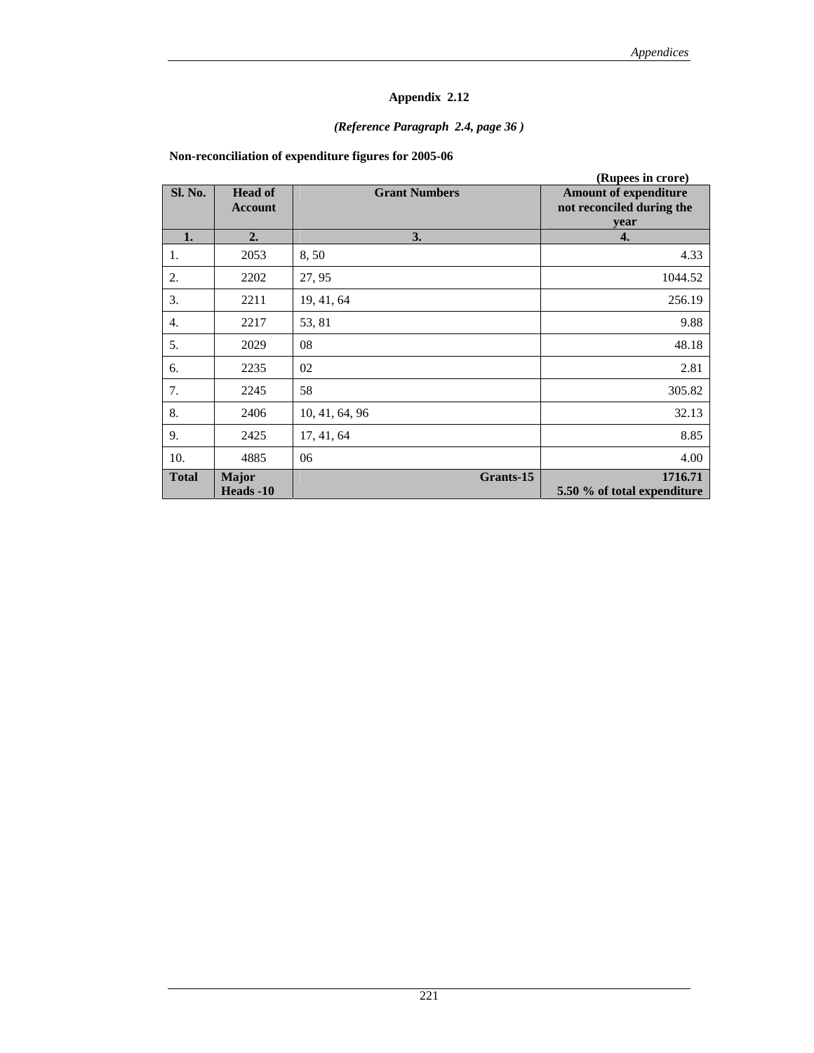# Appendix 2.12

*(Reference Paragraph 2.4, page 36 )*

**Non-reconciliation of expenditure figures for 2005-06**

**(Rupees in crore)**

| Sl. No. | Head of Account | Grant Numbers | Amount of expenditure not reconciled during the year |
|---|---|---|---|
| 1. | 2. | 3. | 4. |
| 1. | 2053 | 8, 50 | 4.33 |
| 2. | 2202 | 27, 95 | 1044.52 |
| 3. | 2211 | 19, 41, 64 | 256.19 |
| 4. | 2217 | 53, 81 | 9.88 |
| 5. | 2029 | 08 | 48.18 |
| 6. | 2235 | 02 | 2.81 |
| 7. | 2245 | 58 | 305.82 |
| 8. | 2406 | 10, 41, 64, 96 | 32.13 |
| 9. | 2425 | 17, 41, 64 | 8.85 |
| 10. | 4885 | 06 | 4.00 |
| **Total** | **Major Heads -10** | **Grants-15** | **1716.71 5.50 % of total expenditure** |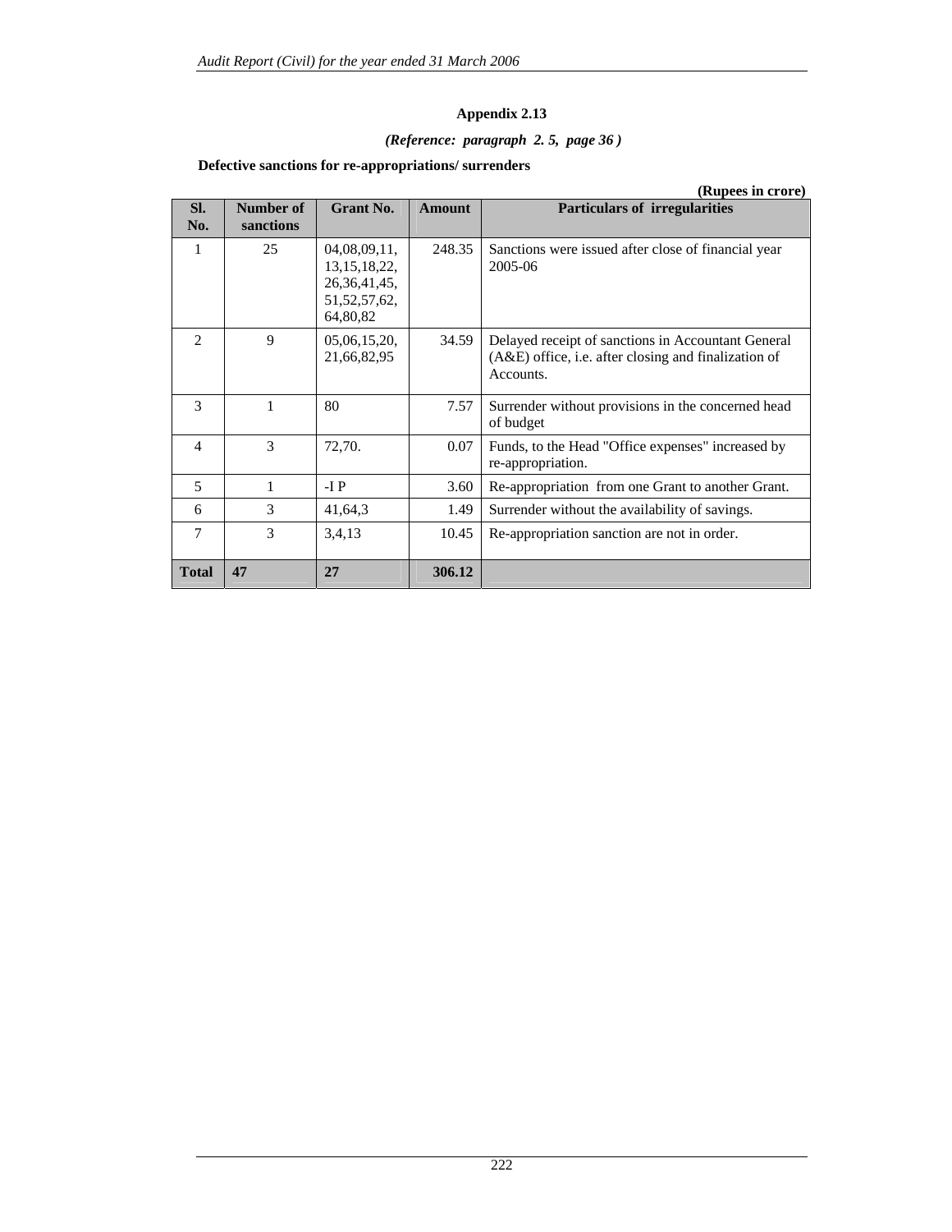**Appendix 2.13**

***(Reference: paragraph 2. 5, page 36 )***

**Defective sanctions for re-appropriations/ surrenders**

**(Rupees in crore)**

| Sl. No. | Number of sanctions | Grant No. | Amount | Particulars of irregularities |
|---|---|---|---|---|
| 1 | 25 | 04,08,09,11, 13,15,18,22, 26,36,41,45, 51,52,57,62, 64,80,82 | 248.35 | Sanctions were issued after close of financial year 2005-06 |
| 2 | 9 | 05,06,15,20, 21,66,82,95 | 34.59 | Delayed receipt of sanctions in Accountant General (A&E) office, i.e. after closing and finalization of Accounts. |
| 3 | 1 | 80 | 7.57 | Surrender without provisions in the concerned head of budget |
| 4 | 3 | 72,70. | 0.07 | Funds, to the Head "Office expenses" increased by re-appropriation. |
| 5 | 1 | -I P | 3.60 | Re-appropriation from one Grant to another Grant. |
| 6 | 3 | 41,64,3 | 1.49 | Surrender without the availability of savings. |
| 7 | 3 | 3,4,13 | 10.45 | Re-appropriation sanction are not in order. |
| **Total** | **47** | **27** | **306.12** | |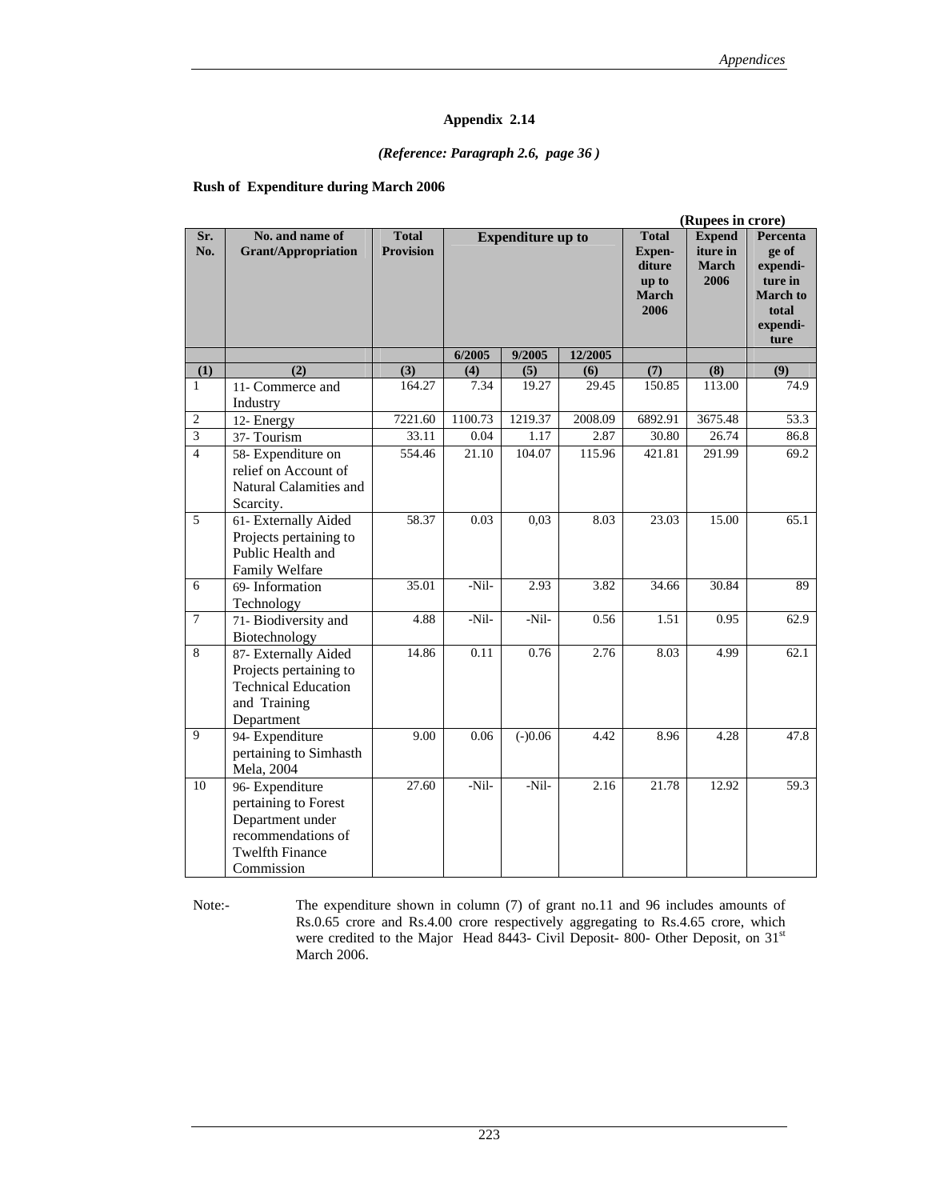# Appendix 2.14

*(Reference: Paragraph 2.6, page 36 )*

**Rush of Expenditure during March 2006**

(Rupees in crore)

| Sr. No. | No. and name of Grant/Appropriation | Total Provision | Expenditure up to | | | Total Expen-diture up to March 2006 | Expend iture in March 2006 | Percentage of expenditure in March to total expenditure |
|---|---|---|---|---|---|---|---|---|
| | | | 6/2005 | 9/2005 | 12/2005 | | | |
| (1) | (2) | (3) | (4) | (5) | (6) | (7) | (8) | (9) |
| 1 | 11- Commerce and Industry | 164.27 | 7.34 | 19.27 | 29.45 | 150.85 | 113.00 | 74.9 |
| 2 | 12- Energy | 7221.60 | 1100.73 | 1219.37 | 2008.09 | 6892.91 | 3675.48 | 53.3 |
| 3 | 37- Tourism | 33.11 | 0.04 | 1.17 | 2.87 | 30.80 | 26.74 | 86.8 |
| 4 | 58- Expenditure on relief on Account of Natural Calamities and Scarcity. | 554.46 | 21.10 | 104.07 | 115.96 | 421.81 | 291.99 | 69.2 |
| 5 | 61- Externally Aided Projects pertaining to Public Health and Family Welfare | 58.37 | 0.03 | 0,03 | 8.03 | 23.03 | 15.00 | 65.1 |
| 6 | 69- Information Technology | 35.01 | -Nil- | 2.93 | 3.82 | 34.66 | 30.84 | 89 |
| 7 | 71- Biodiversity and Biotechnology | 4.88 | -Nil- | -Nil- | 0.56 | 1.51 | 0.95 | 62.9 |
| 8 | 87- Externally Aided Projects pertaining to Technical Education and Training Department | 14.86 | 0.11 | 0.76 | 2.76 | 8.03 | 4.99 | 62.1 |
| 9 | 94- Expenditure pertaining to Simhasth Mela, 2004 | 9.00 | 0.06 | (-)0.06 | 4.42 | 8.96 | 4.28 | 47.8 |
| 10 | 96- Expenditure pertaining to Forest Department under recommendations of Twelfth Finance Commission | 27.60 | -Nil- | -Nil- | 2.16 | 21.78 | 12.92 | 59.3 |

Note:- The expenditure shown in column (7) of grant no.11 and 96 includes amounts of Rs.0.65 crore and Rs.4.00 crore respectively aggregating to Rs.4.65 crore, which were credited to the Major Head 8443- Civil Deposit- 800- Other Deposit, on 31st March 2006.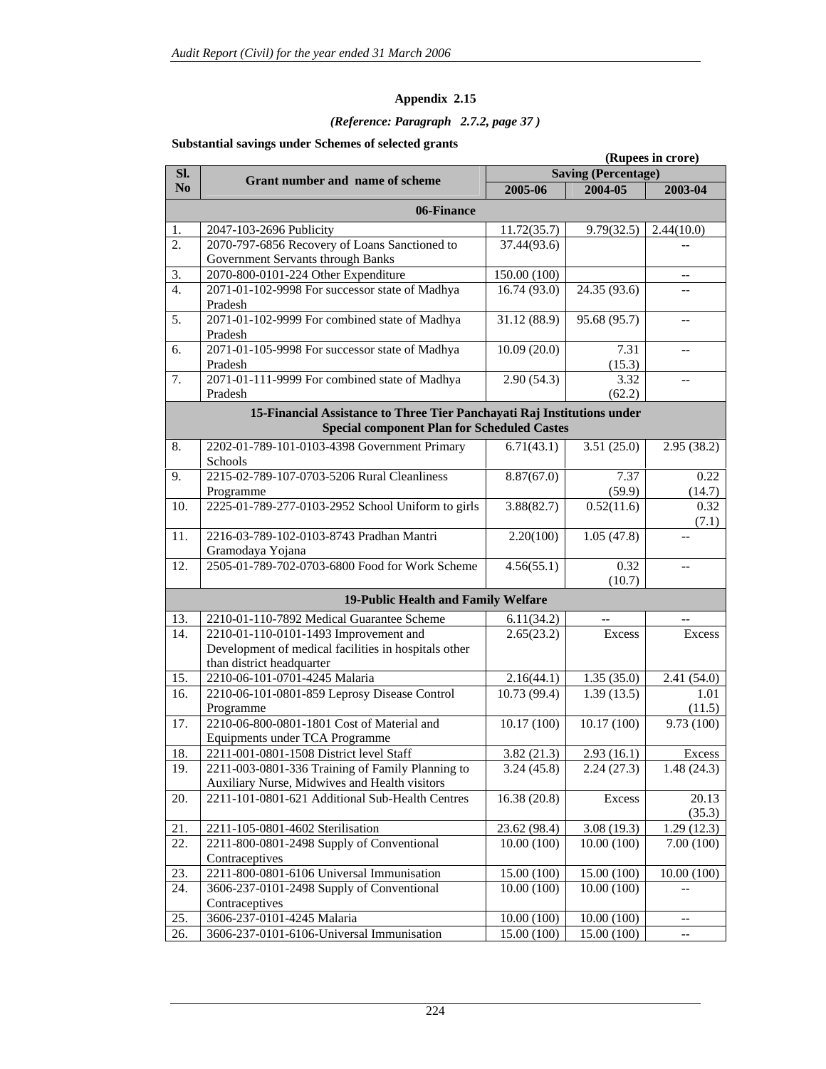## Appendix 2.15

*(Reference: Paragraph 2.7.2, page 37 )*

**Substantial savings under Schemes of selected grants**

**(Rupees in crore)**

| Sl. No | Grant number and name of scheme | Saving (Percentage) | | |
|---|---|---|---|---|
| | | 2005-06 | 2004-05 | 2003-04 |
| | **06-Finance** | | | |
| 1. | 2047-103-2696 Publicity | 11.72(35.7) | 9.79(32.5) | 2.44(10.0) |
| 2. | 2070-797-6856 Recovery of Loans Sanctioned to Government Servants through Banks | 37.44(93.6) | | -- |
| 3. | 2070-800-0101-224 Other Expenditure | 150.00 (100) | | -- |
| 4. | 2071-01-102-9998 For successor state of Madhya Pradesh | 16.74 (93.0) | 24.35 (93.6) | -- |
| 5. | 2071-01-102-9999 For combined state of Madhya Pradesh | 31.12 (88.9) | 95.68 (95.7) | -- |
| 6. | 2071-01-105-9998 For successor state of Madhya Pradesh | 10.09 (20.0) | 7.31 (15.3) | -- |
| 7. | 2071-01-111-9999 For combined state of Madhya Pradesh | 2.90 (54.3) | 3.32 (62.2) | -- |
| | **15-Financial Assistance to Three Tier Panchayati Raj Institutions under Special component Plan for Scheduled Castes** | | | |
| 8. | 2202-01-789-101-0103-4398 Government Primary Schools | 6.71(43.1) | 3.51 (25.0) | 2.95 (38.2) |
| 9. | 2215-02-789-107-0703-5206 Rural Cleanliness Programme | 8.87(67.0) | 7.37 (59.9) | 0.22 (14.7) |
| 10. | 2225-01-789-277-0103-2952 School Uniform to girls | 3.88(82.7) | 0.52(11.6) | 0.32 (7.1) |
| 11. | 2216-03-789-102-0103-8743 Pradhan Mantri Gramodaya Yojana | 2.20(100) | 1.05 (47.8) | -- |
| 12. | 2505-01-789-702-0703-6800 Food for Work Scheme | 4.56(55.1) | 0.32 (10.7) | -- |
| | **19-Public Health and Family Welfare** | | | |
| 13. | 2210-01-110-7892 Medical Guarantee Scheme | 6.11(34.2) | -- | -- |
| 14. | 2210-01-110-0101-1493 Improvement and Development of medical facilities in hospitals other than district headquarter | 2.65(23.2) | Excess | Excess |
| 15. | 2210-06-101-0701-4245 Malaria | 2.16(44.1) | 1.35 (35.0) | 2.41 (54.0) |
| 16. | 2210-06-101-0801-859 Leprosy Disease Control Programme | 10.73 (99.4) | 1.39 (13.5) | 1.01 (11.5) |
| 17. | 2210-06-800-0801-1801 Cost of Material and Equipments under TCA Programme | 10.17 (100) | 10.17 (100) | 9.73 (100) |
| 18. | 2211-001-0801-1508 District level Staff | 3.82 (21.3) | 2.93 (16.1) | Excess |
| 19. | 2211-003-0801-336 Training of Family Planning to Auxiliary Nurse, Midwives and Health visitors | 3.24 (45.8) | 2.24 (27.3) | 1.48 (24.3) |
| 20. | 2211-101-0801-621 Additional Sub-Health Centres | 16.38 (20.8) | Excess | 20.13 (35.3) |
| 21. | 2211-105-0801-4602 Sterilisation | 23.62 (98.4) | 3.08 (19.3) | 1.29 (12.3) |
| 22. | 2211-800-0801-2498 Supply of Conventional Contraceptives | 10.00 (100) | 10.00 (100) | 7.00 (100) |
| 23. | 2211-800-0801-6106 Universal Immunisation | 15.00 (100) | 15.00 (100) | 10.00 (100) |
| 24. | 3606-237-0101-2498 Supply of Conventional Contraceptives | 10.00 (100) | 10.00 (100) | -- |
| 25. | 3606-237-0101-4245 Malaria | 10.00 (100) | 10.00 (100) | -- |
| 26. | 3606-237-0101-6106-Universal Immunisation | 15.00 (100) | 15.00 (100) | -- |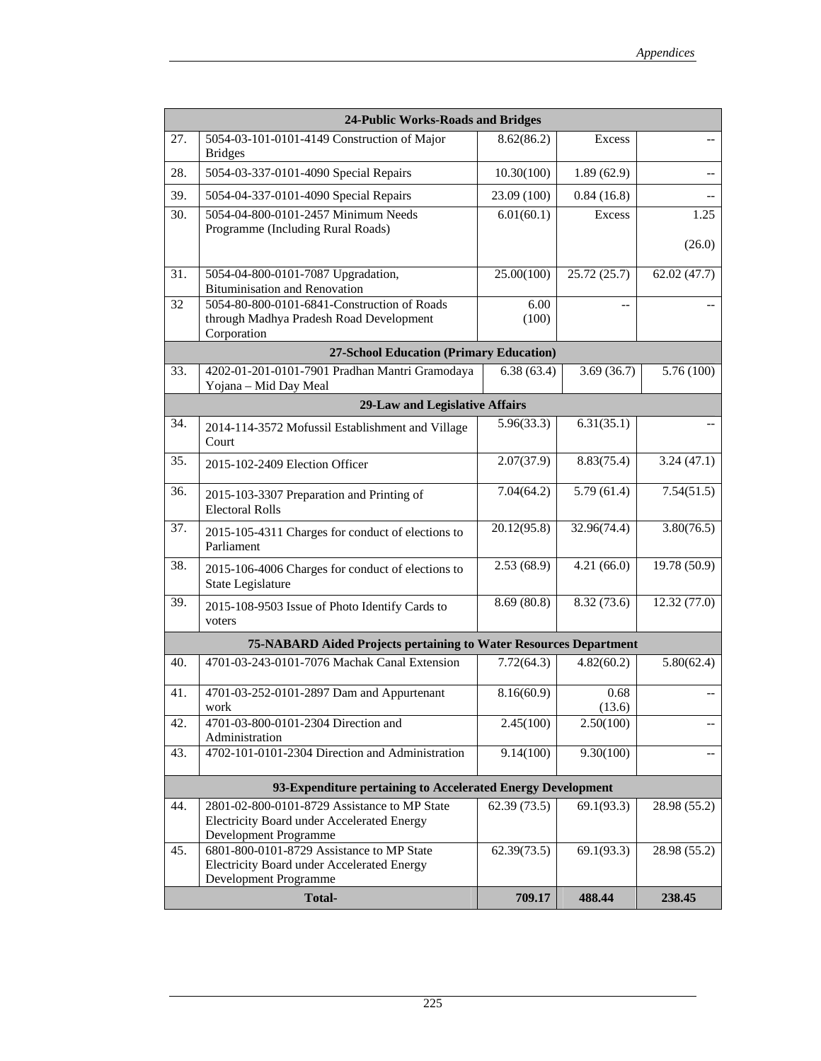| | 24-Public Works-Roads and Bridges | | | |
|---|---|---|---|---|
| 27. | 5054-03-101-0101-4149 Construction of Major Bridges | 8.62(86.2) | Excess | -- |
| 28. | 5054-03-337-0101-4090 Special Repairs | 10.30(100) | 1.89 (62.9) | -- |
| 39. | 5054-04-337-0101-4090 Special Repairs | 23.09 (100) | 0.84 (16.8) | -- |
| 30. | 5054-04-800-0101-2457 Minimum Needs Programme (Including Rural Roads) | 6.01(60.1) | Excess | 1.25 (26.0) |
| 31. | 5054-04-800-0101-7087 Upgradation, Bituminisation and Renovation | 25.00(100) | 25.72 (25.7) | 62.02 (47.7) |
| 32 | 5054-80-800-0101-6841-Construction of Roads through Madhya Pradesh Road Development Corporation | 6.00 (100) | -- | -- |
| | **27-School Education (Primary Education)** | | | |
| 33. | 4202-01-201-0101-7901 Pradhan Mantri Gramodaya Yojana – Mid Day Meal | 6.38 (63.4) | 3.69 (36.7) | 5.76 (100) |
| | **29-Law and Legislative Affairs** | | | |
| 34. | 2014-114-3572 Mofussil Establishment and Village Court | 5.96(33.3) | 6.31(35.1) | -- |
| 35. | 2015-102-2409 Election Officer | 2.07(37.9) | 8.83(75.4) | 3.24 (47.1) |
| 36. | 2015-103-3307 Preparation and Printing of Electoral Rolls | 7.04(64.2) | 5.79 (61.4) | 7.54(51.5) |
| 37. | 2015-105-4311 Charges for conduct of elections to Parliament | 20.12(95.8) | 32.96(74.4) | 3.80(76.5) |
| 38. | 2015-106-4006 Charges for conduct of elections to State Legislature | 2.53 (68.9) | 4.21 (66.0) | 19.78 (50.9) |
| 39. | 2015-108-9503 Issue of Photo Identify Cards to voters | 8.69 (80.8) | 8.32 (73.6) | 12.32 (77.0) |
| | **75-NABARD Aided Projects pertaining to Water Resources Department** | | | |
| 40. | 4701-03-243-0101-7076 Machak Canal Extension | 7.72(64.3) | 4.82(60.2) | 5.80(62.4) |
| 41. | 4701-03-252-0101-2897 Dam and Appurtenant work | 8.16(60.9) | 0.68 (13.6) | -- |
| 42. | 4701-03-800-0101-2304 Direction and Administration | 2.45(100) | 2.50(100) | -- |
| 43. | 4702-101-0101-2304 Direction and Administration | 9.14(100) | 9.30(100) | -- |
| | **93-Expenditure pertaining to Accelerated Energy Development** | | | |
| 44. | 2801-02-800-0101-8729 Assistance to MP State Electricity Board under Accelerated Energy Development Programme | 62.39 (73.5) | 69.1(93.3) | 28.98 (55.2) |
| 45. | 6801-800-0101-8729 Assistance to MP State Electricity Board under Accelerated Energy Development Programme | 62.39(73.5) | 69.1(93.3) | 28.98 (55.2) |
| | **Total-** | **709.17** | **488.44** | **238.45** |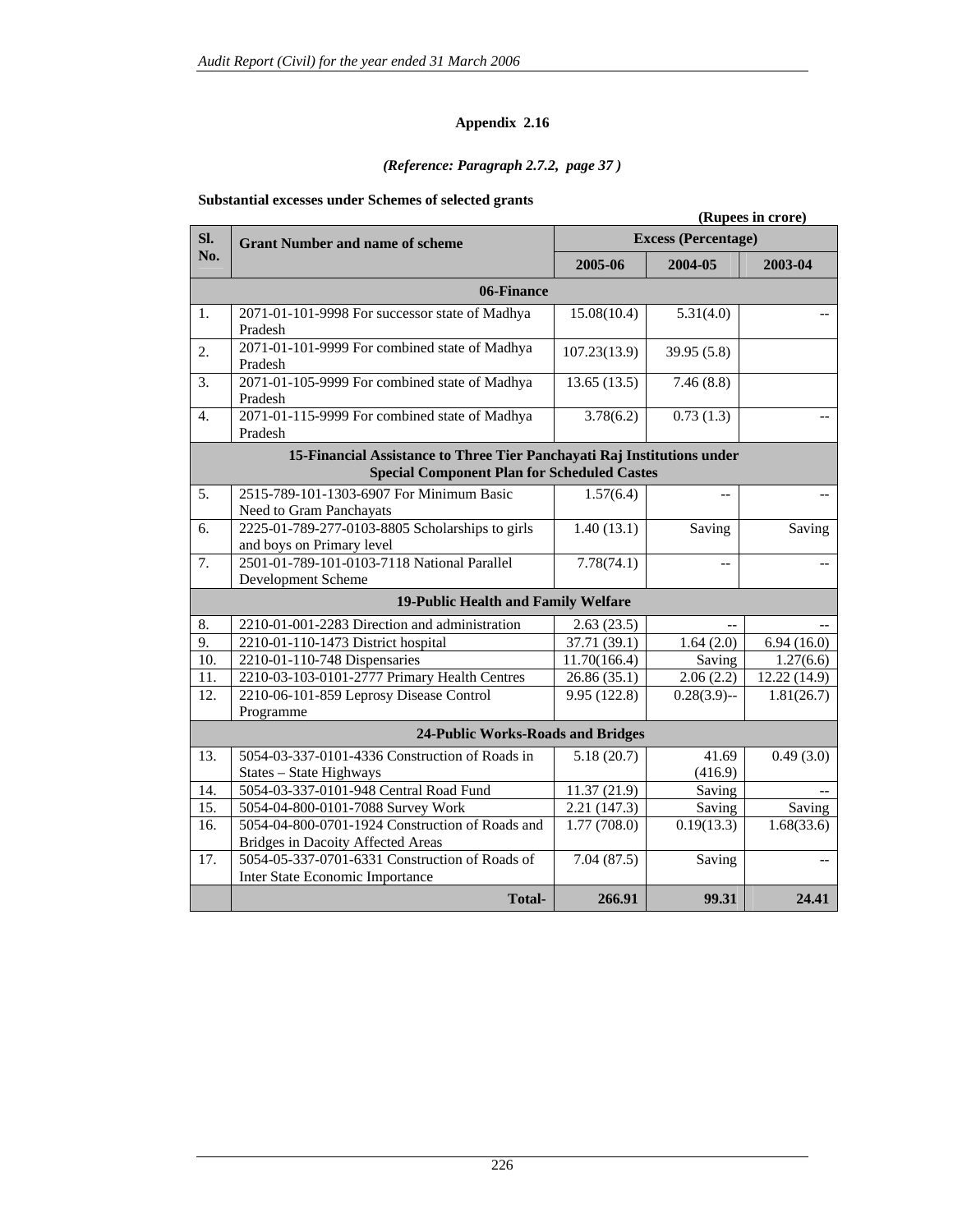# Appendix 2.16

*(Reference: Paragraph 2.7.2, page 37 )*

**Substantial excesses under Schemes of selected grants**

**(Rupees in crore)**

| Sl. No. | Grant Number and name of scheme | Excess (Percentage) | | |
|---|---|---|---|---|
| | | **2005-06** | **2004-05** | **2003-04** |
| | **06-Finance** | | | |
| 1. | 2071-01-101-9998 For successor state of Madhya Pradesh | 15.08(10.4) | 5.31(4.0) | -- |
| 2. | 2071-01-101-9999 For combined state of Madhya Pradesh | 107.23(13.9) | 39.95 (5.8) | |
| 3. | 2071-01-105-9999 For combined state of Madhya Pradesh | 13.65 (13.5) | 7.46 (8.8) | |
| 4. | 2071-01-115-9999 For combined state of Madhya Pradesh | 3.78(6.2) | 0.73 (1.3) | -- |
| | **15-Financial Assistance to Three Tier Panchayati Raj Institutions under Special Component Plan for Scheduled Castes** | | | |
| 5. | 2515-789-101-1303-6907 For Minimum Basic Need to Gram Panchayats | 1.57(6.4) | -- | -- |
| 6. | 2225-01-789-277-0103-8805 Scholarships to girls and boys on Primary level | 1.40 (13.1) | Saving | Saving |
| 7. | 2501-01-789-101-0103-7118 National Parallel Development Scheme | 7.78(74.1) | -- | -- |
| | **19-Public Health and Family Welfare** | | | |
| 8. | 2210-01-001-2283 Direction and administration | 2.63 (23.5) | -- | -- |
| 9. | 2210-01-110-1473 District hospital | 37.71 (39.1) | 1.64 (2.0) | 6.94 (16.0) |
| 10. | 2210-01-110-748 Dispensaries | 11.70(166.4) | Saving | 1.27(6.6) |
| 11. | 2210-03-103-0101-2777 Primary Health Centres | 26.86 (35.1) | 2.06 (2.2) | 12.22 (14.9) |
| 12. | 2210-06-101-859 Leprosy Disease Control Programme | 9.95 (122.8) | 0.28(3.9)-- | 1.81(26.7) |
| | **24-Public Works-Roads and Bridges** | | | |
| 13. | 5054-03-337-0101-4336 Construction of Roads in States – State Highways | 5.18 (20.7) | 41.69 (416.9) | 0.49 (3.0) |
| 14. | 5054-03-337-0101-948 Central Road Fund | 11.37 (21.9) | Saving | -- |
| 15. | 5054-04-800-0101-7088 Survey Work | 2.21 (147.3) | Saving | Saving |
| 16. | 5054-04-800-0701-1924 Construction of Roads and Bridges in Dacoity Affected Areas | 1.77 (708.0) | 0.19(13.3) | 1.68(33.6) |
| 17. | 5054-05-337-0701-6331 Construction of Roads of Inter State Economic Importance | 7.04 (87.5) | Saving | -- |
| | **Total-** | **266.91** | **99.31** | **24.41** |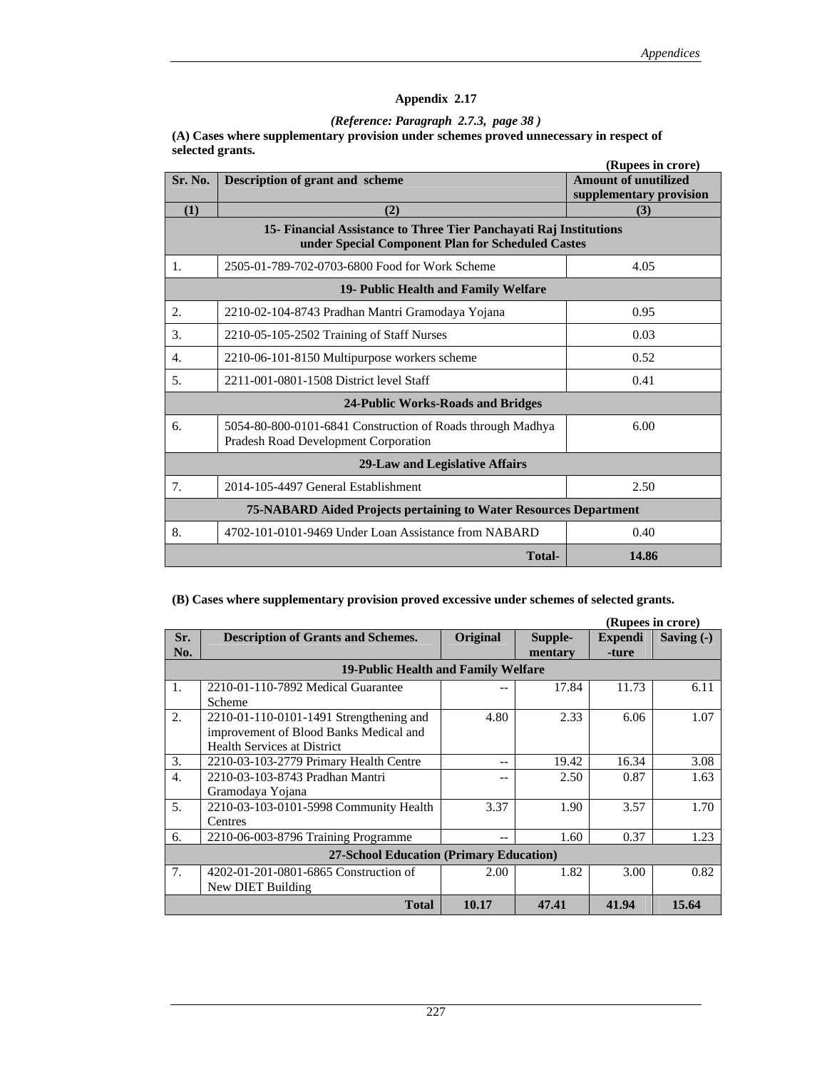# Appendix 2.17

*(Reference: Paragraph 2.7.3, page 38 )*

**(A) Cases where supplementary provision under schemes proved unnecessary in respect of selected grants.**

**(Rupees in crore)**

| Sr. No. | Description of grant and scheme | Amount of unutilized supplementary provision |
|---|---|---|
| (1) | (2) | (3) |
| | **15- Financial Assistance to Three Tier Panchayati Raj Institutions under Special Component Plan for Scheduled Castes** | |
| 1. | 2505-01-789-702-0703-6800 Food for Work Scheme | 4.05 |
| | **19- Public Health and Family Welfare** | |
| 2. | 2210-02-104-8743 Pradhan Mantri Gramodaya Yojana | 0.95 |
| 3. | 2210-05-105-2502 Training of Staff Nurses | 0.03 |
| 4. | 2210-06-101-8150 Multipurpose workers scheme | 0.52 |
| 5. | 2211-001-0801-1508 District level Staff | 0.41 |
| | **24-Public Works-Roads and Bridges** | |
| 6. | 5054-80-800-0101-6841 Construction of Roads through Madhya Pradesh Road Development Corporation | 6.00 |
| | **29-Law and Legislative Affairs** | |
| 7. | 2014-105-4497 General Establishment | 2.50 |
| | **75-NABARD Aided Projects pertaining to Water Resources Department** | |
| 8. | 4702-101-0101-9469 Under Loan Assistance from NABARD | 0.40 |
| | **Total-** | **14.86** |

**(B) Cases where supplementary provision proved excessive under schemes of selected grants.**

**(Rupees in crore)**

| Sr. No. | Description of Grants and Schemes. | Original | Supple-mentary | Expendi-ture | Saving (-) |
|---|---|---|---|---|---|
| | **19-Public Health and Family Welfare** | | | | |
| 1. | 2210-01-110-7892 Medical Guarantee Scheme | -- | 17.84 | 11.73 | 6.11 |
| 2. | 2210-01-110-0101-1491 Strengthening and improvement of Blood Banks Medical and Health Services at District | 4.80 | 2.33 | 6.06 | 1.07 |
| 3. | 2210-03-103-2779 Primary Health Centre | -- | 19.42 | 16.34 | 3.08 |
| 4. | 2210-03-103-8743 Pradhan Mantri Gramodaya Yojana | -- | 2.50 | 0.87 | 1.63 |
| 5. | 2210-03-103-0101-5998 Community Health Centres | 3.37 | 1.90 | 3.57 | 1.70 |
| 6. | 2210-06-003-8796 Training Programme | -- | 1.60 | 0.37 | 1.23 |
| | **27-School Education (Primary Education)** | | | | |
| 7. | 4202-01-201-0801-6865 Construction of New DIET Building | 2.00 | 1.82 | 3.00 | 0.82 |
| | **Total** | **10.17** | **47.41** | **41.94** | **15.64** |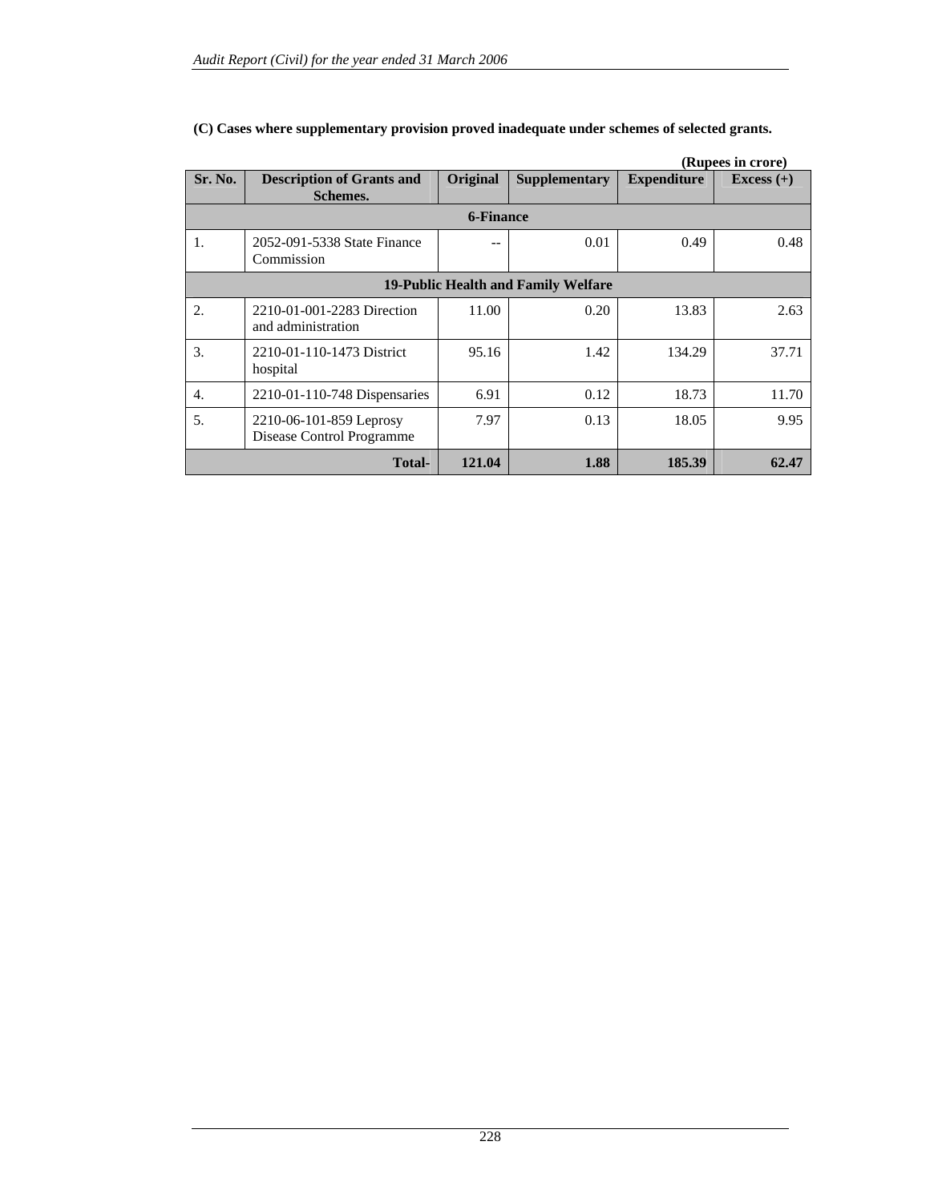**(C) Cases where supplementary provision proved inadequate under schemes of selected grants.**

**(Rupees in crore)**

| Sr. No. | Description of Grants and Schemes. | Original | Supplementary | Expenditure | Excess (+) |
|---|---|---|---|---|---|
| **6-Finance** | | | | | |
| 1. | 2052-091-5338 State Finance Commission | -- | 0.01 | 0.49 | 0.48 |
| **19-Public Health and Family Welfare** | | | | | |
| 2. | 2210-01-001-2283 Direction and administration | 11.00 | 0.20 | 13.83 | 2.63 |
| 3. | 2210-01-110-1473 District hospital | 95.16 | 1.42 | 134.29 | 37.71 |
| 4. | 2210-01-110-748 Dispensaries | 6.91 | 0.12 | 18.73 | 11.70 |
| 5. | 2210-06-101-859 Leprosy Disease Control Programme | 7.97 | 0.13 | 18.05 | 9.95 |
| | **Total-** | **121.04** | **1.88** | **185.39** | **62.47** |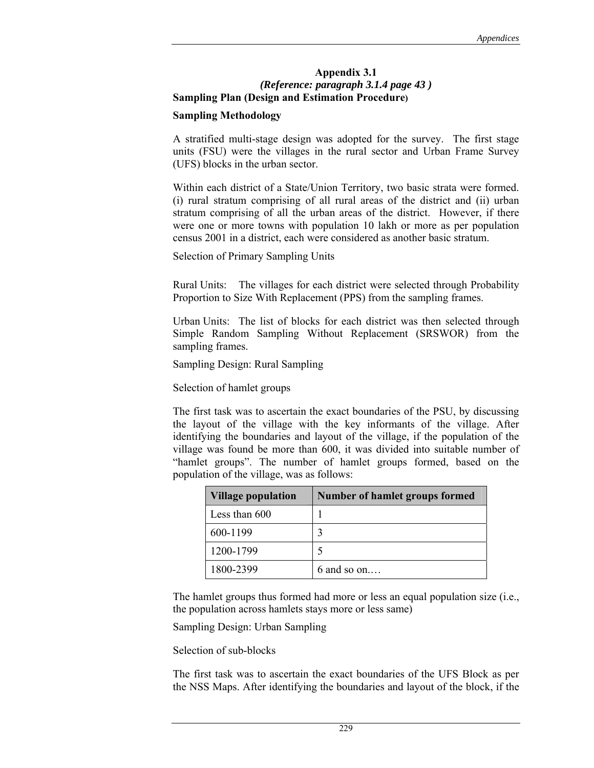## Appendix 3.1

*(Reference: paragraph 3.1.4 page 43 )*

**Sampling Plan (Design and Estimation Procedure)**

**Sampling Methodology**

A stratified multi-stage design was adopted for the survey. The first stage units (FSU) were the villages in the rural sector and Urban Frame Survey (UFS) blocks in the urban sector.

Within each district of a State/Union Territory, two basic strata were formed. (i) rural stratum comprising of all rural areas of the district and (ii) urban stratum comprising of all the urban areas of the district. However, if there were one or more towns with population 10 lakh or more as per population census 2001 in a district, each were considered as another basic stratum.

Selection of Primary Sampling Units

Rural Units: The villages for each district were selected through Probability Proportion to Size With Replacement (PPS) from the sampling frames.

Urban Units: The list of blocks for each district was then selected through Simple Random Sampling Without Replacement (SRSWOR) from the sampling frames.

Sampling Design: Rural Sampling

Selection of hamlet groups

The first task was to ascertain the exact boundaries of the PSU, by discussing the layout of the village with the key informants of the village. After identifying the boundaries and layout of the village, if the population of the village was found be more than 600, it was divided into suitable number of "hamlet groups". The number of hamlet groups formed, based on the population of the village, was as follows:

| Village population | Number of hamlet groups formed |
|---|---|
| Less than 600 | 1 |
| 600-1199 | 3 |
| 1200-1799 | 5 |
| 1800-2399 | 6 and so on.… |

The hamlet groups thus formed had more or less an equal population size (i.e., the population across hamlets stays more or less same)

Sampling Design: Urban Sampling

Selection of sub-blocks

The first task was to ascertain the exact boundaries of the UFS Block as per the NSS Maps. After identifying the boundaries and layout of the block, if the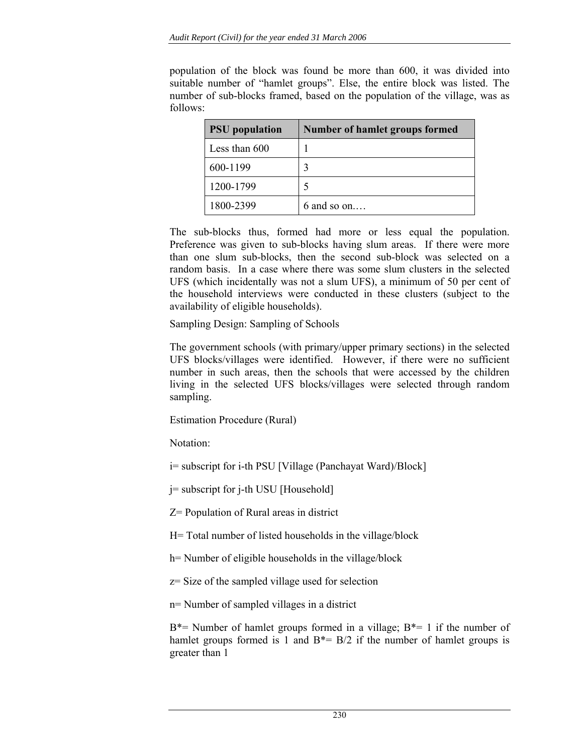population of the block was found be more than 600, it was divided into suitable number of “hamlet groups”. Else, the entire block was listed. The number of sub-blocks framed, based on the population of the village, was as follows:

| PSU population | Number of hamlet groups formed |
| --- | --- |
| Less than 600 | 1 |
| 600-1199 | 3 |
| 1200-1799 | 5 |
| 1800-2399 | 6 and so on.… |

The sub-blocks thus, formed had more or less equal the population. Preference was given to sub-blocks having slum areas. If there were more than one slum sub-blocks, then the second sub-block was selected on a random basis. In a case where there was some slum clusters in the selected UFS (which incidentally was not a slum UFS), a minimum of 50 per cent of the household interviews were conducted in these clusters (subject to the availability of eligible households).

Sampling Design: Sampling of Schools

The government schools (with primary/upper primary sections) in the selected UFS blocks/villages were identified. However, if there were no sufficient number in such areas, then the schools that were accessed by the children living in the selected UFS blocks/villages were selected through random sampling.

Estimation Procedure (Rural)

Notation:

i= subscript for i-th PSU [Village (Panchayat Ward)/Block]

j= subscript for j-th USU [Household]

Z= Population of Rural areas in district

H= Total number of listed households in the village/block

h= Number of eligible households in the village/block

z= Size of the sampled village used for selection

n= Number of sampled villages in a district

$B^*$= Number of hamlet groups formed in a village; $B^*$= 1 if the number of hamlet groups formed is 1 and $B^*$= B/2 if the number of hamlet groups is greater than 1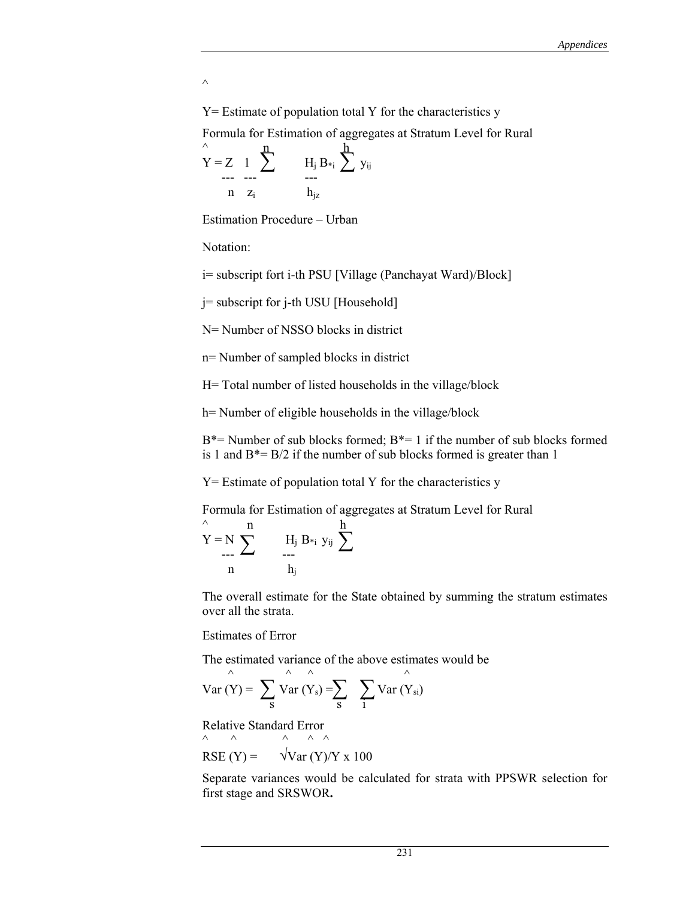$\hat{Y}$ = Estimate of population total Y for the characteristics y

Formula for Estimation of aggregates at Stratum Level for Rural

$$\hat{Y} = \frac{Z}{n} \sum^{n} \frac{1}{z_i} \frac{H_j B_{*i}}{h_{jz}} \sum^{h} y_{ij}$$

Estimation Procedure – Urban

Notation:

i= subscript fort i-th PSU [Village (Panchayat Ward)/Block]

j= subscript for j-th USU [Household]

N= Number of NSSO blocks in district

n= Number of sampled blocks in district

H= Total number of listed households in the village/block

h= Number of eligible households in the village/block

B*= Number of sub blocks formed; B*= 1 if the number of sub blocks formed is 1 and B*= B/2 if the number of sub blocks formed is greater than 1

Y= Estimate of population total Y for the characteristics y

Formula for Estimation of aggregates at Stratum Level for Rural

$$\hat{Y} = \frac{N}{n} \sum^{n} \frac{H_j B_{*i} y_{ij}}{h_j} \sum^{h}$$

The overall estimate for the State obtained by summing the stratum estimates over all the strata.

Estimates of Error

The estimated variance of the above estimates would be

$$Var(\hat{Y}) = \sum_{s} Var(\hat{Y}_s) = \sum_{s} \sum_{i} Var(\hat{Y}_{si})$$

Relative Standard Error

$$RSE(\hat{Y}) = \sqrt{Var(\hat{Y})}/\hat{Y} \times 100$$

Separate variances would be calculated for strata with PPSWR selection for first stage and SRSWOR**.**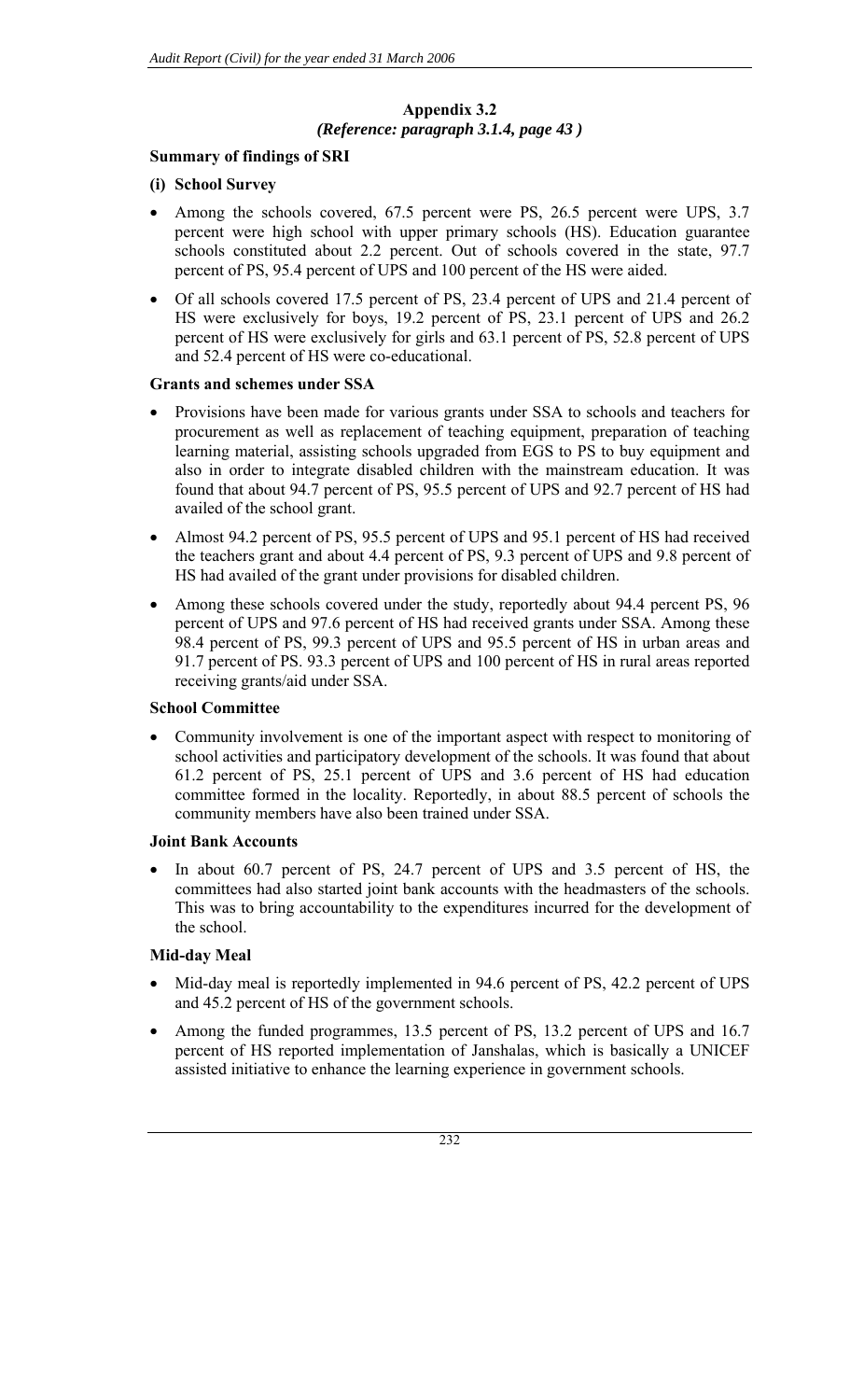## Appendix 3.2

*(Reference: paragraph 3.1.4, page 43 )*

**Summary of findings of SRI**

**(i) School Survey**

- Among the schools covered, 67.5 percent were PS, 26.5 percent were UPS, 3.7 percent were high school with upper primary schools (HS). Education guarantee schools constituted about 2.2 percent. Out of schools covered in the state, 97.7 percent of PS, 95.4 percent of UPS and 100 percent of the HS were aided.
- Of all schools covered 17.5 percent of PS, 23.4 percent of UPS and 21.4 percent of HS were exclusively for boys, 19.2 percent of PS, 23.1 percent of UPS and 26.2 percent of HS were exclusively for girls and 63.1 percent of PS, 52.8 percent of UPS and 52.4 percent of HS were co-educational.

**Grants and schemes under SSA**

- Provisions have been made for various grants under SSA to schools and teachers for procurement as well as replacement of teaching equipment, preparation of teaching learning material, assisting schools upgraded from EGS to PS to buy equipment and also in order to integrate disabled children with the mainstream education. It was found that about 94.7 percent of PS, 95.5 percent of UPS and 92.7 percent of HS had availed of the school grant.
- Almost 94.2 percent of PS, 95.5 percent of UPS and 95.1 percent of HS had received the teachers grant and about 4.4 percent of PS, 9.3 percent of UPS and 9.8 percent of HS had availed of the grant under provisions for disabled children.
- Among these schools covered under the study, reportedly about 94.4 percent PS, 96 percent of UPS and 97.6 percent of HS had received grants under SSA. Among these 98.4 percent of PS, 99.3 percent of UPS and 95.5 percent of HS in urban areas and 91.7 percent of PS. 93.3 percent of UPS and 100 percent of HS in rural areas reported receiving grants/aid under SSA.

**School Committee**

- Community involvement is one of the important aspect with respect to monitoring of school activities and participatory development of the schools. It was found that about 61.2 percent of PS, 25.1 percent of UPS and 3.6 percent of HS had education committee formed in the locality. Reportedly, in about 88.5 percent of schools the community members have also been trained under SSA.

**Joint Bank Accounts**

- In about 60.7 percent of PS, 24.7 percent of UPS and 3.5 percent of HS, the committees had also started joint bank accounts with the headmasters of the schools. This was to bring accountability to the expenditures incurred for the development of the school.

**Mid-day Meal**

- Mid-day meal is reportedly implemented in 94.6 percent of PS, 42.2 percent of UPS and 45.2 percent of HS of the government schools.
- Among the funded programmes, 13.5 percent of PS, 13.2 percent of UPS and 16.7 percent of HS reported implementation of Janshalas, which is basically a UNICEF assisted initiative to enhance the learning experience in government schools.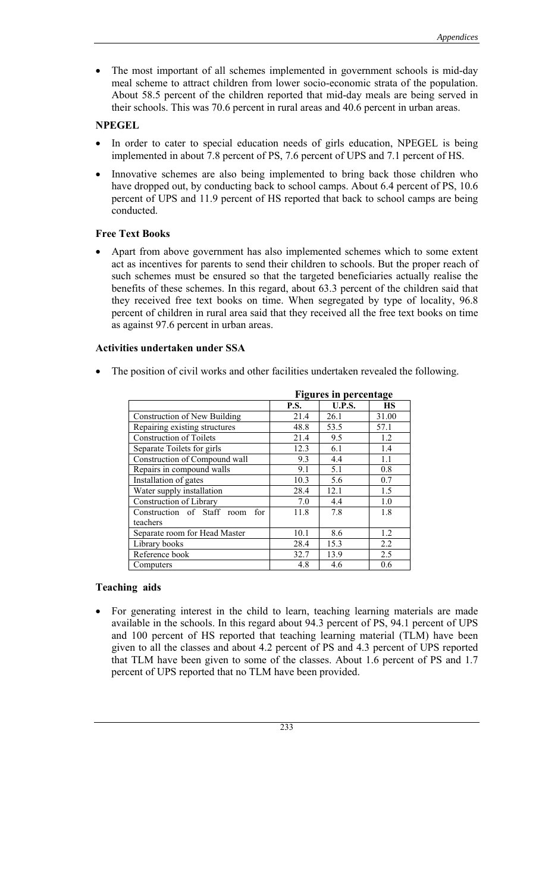- The most important of all schemes implemented in government schools is mid-day meal scheme to attract children from lower socio-economic strata of the population. About 58.5 percent of the children reported that mid-day meals are being served in their schools. This was 70.6 percent in rural areas and 40.6 percent in urban areas.

**NPEGEL**

- In order to cater to special education needs of girls education, NPEGEL is being implemented in about 7.8 percent of PS, 7.6 percent of UPS and 7.1 percent of HS.
- Innovative schemes are also being implemented to bring back those children who have dropped out, by conducting back to school camps. About 6.4 percent of PS, 10.6 percent of UPS and 11.9 percent of HS reported that back to school camps are being conducted.

**Free Text Books**

- Apart from above government has also implemented schemes which to some extent act as incentives for parents to send their children to schools. But the proper reach of such schemes must be ensured so that the targeted beneficiaries actually realise the benefits of these schemes. In this regard, about 63.3 percent of the children said that they received free text books on time. When segregated by type of locality, 96.8 percent of children in rural area said that they received all the free text books on time as against 97.6 percent in urban areas.

**Activities undertaken under SSA**

- The position of civil works and other facilities undertaken revealed the following.

| | Figures in percentage | | |
|---|---|---|---|
| | **P.S.** | **U.P.S.** | **HS** |
| Construction of New Building | 21.4 | 26.1 | 31.00 |
| Repairing existing structures | 48.8 | 53.5 | 57.1 |
| Construction of Toilets | 21.4 | 9.5 | 1.2 |
| Separate Toilets for girls | 12.3 | 6.1 | 1.4 |
| Construction of Compound wall | 9.3 | 4.4 | 1.1 |
| Repairs in compound walls | 9.1 | 5.1 | 0.8 |
| Installation of gates | 10.3 | 5.6 | 0.7 |
| Water supply installation | 28.4 | 12.1 | 1.5 |
| Construction of Library | 7.0 | 4.4 | 1.0 |
| Construction of Staff room for teachers | 11.8 | 7.8 | 1.8 |
| Separate room for Head Master | 10.1 | 8.6 | 1.2 |
| Library books | 28.4 | 15.3 | 2.2 |
| Reference book | 32.7 | 13.9 | 2.5 |
| Computers | 4.8 | 4.6 | 0.6 |

**Teaching aids**

- For generating interest in the child to learn, teaching learning materials are made available in the schools. In this regard about 94.3 percent of PS, 94.1 percent of UPS and 100 percent of HS reported that teaching learning material (TLM) have been given to all the classes and about 4.2 percent of PS and 4.3 percent of UPS reported that TLM have been given to some of the classes. About 1.6 percent of PS and 1.7 percent of UPS reported that no TLM have been provided.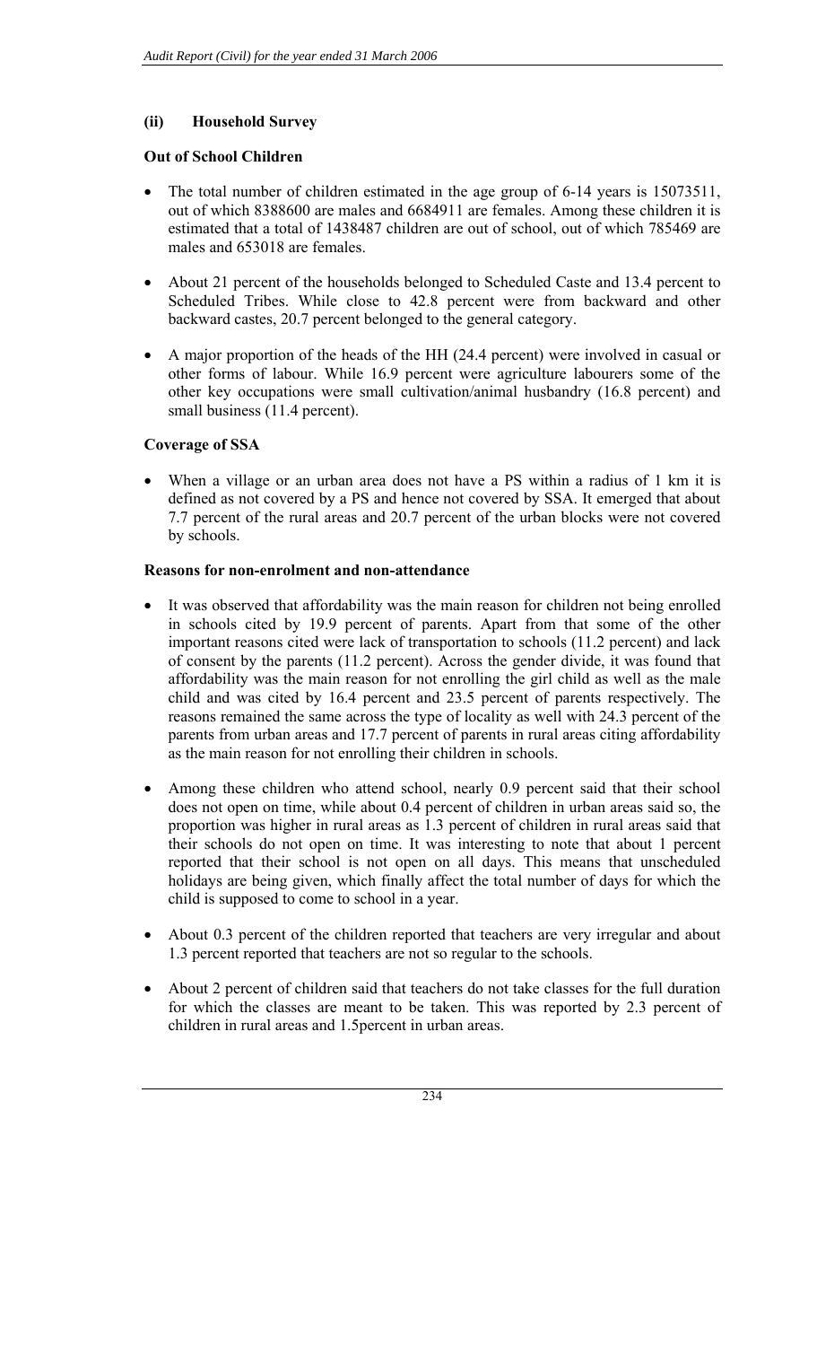### (ii) Household Survey

**Out of School Children**

- The total number of children estimated in the age group of 6-14 years is 15073511, out of which 8388600 are males and 6684911 are females. Among these children it is estimated that a total of 1438487 children are out of school, out of which 785469 are males and 653018 are females.
- About 21 percent of the households belonged to Scheduled Caste and 13.4 percent to Scheduled Tribes. While close to 42.8 percent were from backward and other backward castes, 20.7 percent belonged to the general category.
- A major proportion of the heads of the HH (24.4 percent) were involved in casual or other forms of labour. While 16.9 percent were agriculture labourers some of the other key occupations were small cultivation/animal husbandry (16.8 percent) and small business (11.4 percent).

**Coverage of SSA**

- When a village or an urban area does not have a PS within a radius of 1 km it is defined as not covered by a PS and hence not covered by SSA. It emerged that about 7.7 percent of the rural areas and 20.7 percent of the urban blocks were not covered by schools.

**Reasons for non-enrolment and non-attendance**

- It was observed that affordability was the main reason for children not being enrolled in schools cited by 19.9 percent of parents. Apart from that some of the other important reasons cited were lack of transportation to schools (11.2 percent) and lack of consent by the parents (11.2 percent). Across the gender divide, it was found that affordability was the main reason for not enrolling the girl child as well as the male child and was cited by 16.4 percent and 23.5 percent of parents respectively. The reasons remained the same across the type of locality as well with 24.3 percent of the parents from urban areas and 17.7 percent of parents in rural areas citing affordability as the main reason for not enrolling their children in schools.
- Among these children who attend school, nearly 0.9 percent said that their school does not open on time, while about 0.4 percent of children in urban areas said so, the proportion was higher in rural areas as 1.3 percent of children in rural areas said that their schools do not open on time. It was interesting to note that about 1 percent reported that their school is not open on all days. This means that unscheduled holidays are being given, which finally affect the total number of days for which the child is supposed to come to school in a year.
- About 0.3 percent of the children reported that teachers are very irregular and about 1.3 percent reported that teachers are not so regular to the schools.
- About 2 percent of children said that teachers do not take classes for the full duration for which the classes are meant to be taken. This was reported by 2.3 percent of children in rural areas and 1.5percent in urban areas.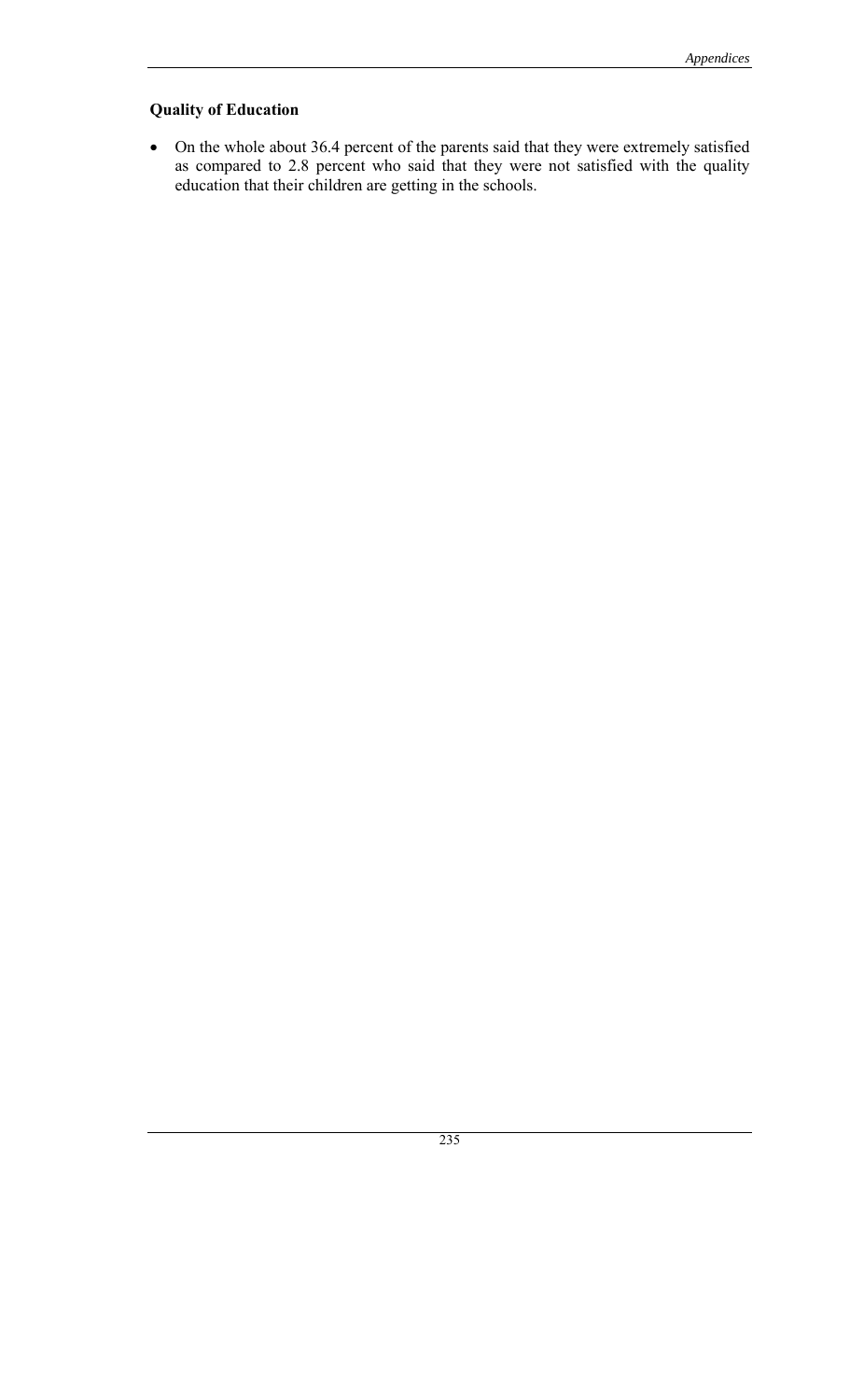### Quality of Education

- On the whole about 36.4 percent of the parents said that they were extremely satisfied as compared to 2.8 percent who said that they were not satisfied with the quality education that their children are getting in the schools.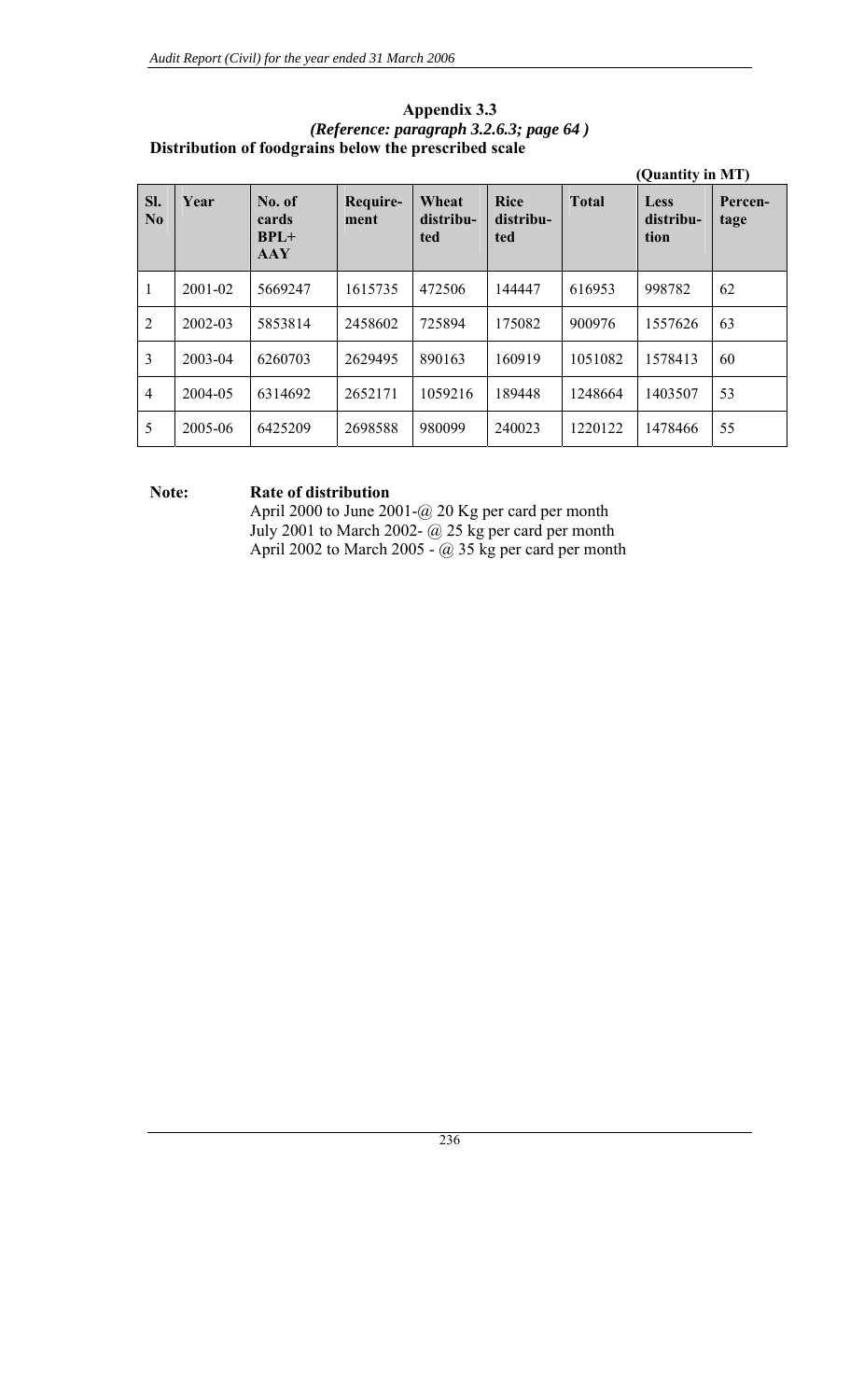## Appendix 3.3

*(Reference: paragraph 3.2.6.3; page 64 )*

**Distribution of foodgrains below the prescribed scale**

**(Quantity in MT)**

| Sl. No | Year | No. of cards BPL+ AAY | Require-ment | Wheat distribu-ted | Rice distribu-ted | Total | Less distribu-tion | Percen-tage |
|---|---|---|---|---|---|---|---|---|
| 1 | 2001-02 | 5669247 | 1615735 | 472506 | 144447 | 616953 | 998782 | 62 |
| 2 | 2002-03 | 5853814 | 2458602 | 725894 | 175082 | 900976 | 1557626 | 63 |
| 3 | 2003-04 | 6260703 | 2629495 | 890163 | 160919 | 1051082 | 1578413 | 60 |
| 4 | 2004-05 | 6314692 | 2652171 | 1059216 | 189448 | 1248664 | 1403507 | 53 |
| 5 | 2005-06 | 6425209 | 2698588 | 980099 | 240023 | 1220122 | 1478466 | 55 |

**Note: Rate of distribution**

April 2000 to June 2001-@ 20 Kg per card per month
July 2001 to March 2002- @ 25 kg per card per month
April 2002 to March 2005 - @ 35 kg per card per month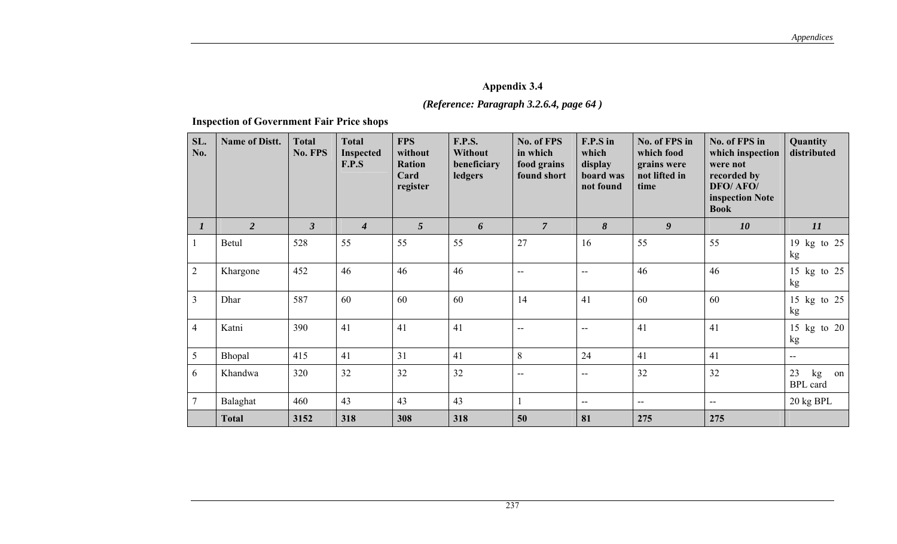## Appendix 3.4

***(Reference: Paragraph 3.2.6.4, page 64 )***

**Inspection of Government Fair Price shops**

| SL. No. | Name of Distt. | Total No. FPS | Total Inspected F.P.S | FPS without Ration Card register | F.P.S. Without beneficiary ledgers | No. of FPS in which food grains found short | F.P.S in which display board was not found | No. of FPS in which food grains were not lifted in time | No. of FPS in which inspection were not recorded by DFO/ AFO/ inspection Note Book | Quantity distributed |
|---|---|---|---|---|---|---|---|---|---|---|
| ***1*** | ***2*** | ***3*** | ***4*** | ***5*** | ***6*** | ***7*** | ***8*** | ***9*** | ***10*** | ***11*** |
| 1 | Betul | 528 | 55 | 55 | 55 | 27 | 16 | 55 | 55 | 19 kg to 25 kg |
| 2 | Khargone | 452 | 46 | 46 | 46 | -- | -- | 46 | 46 | 15 kg to 25 kg |
| 3 | Dhar | 587 | 60 | 60 | 60 | 14 | 41 | 60 | 60 | 15 kg to 25 kg |
| 4 | Katni | 390 | 41 | 41 | 41 | -- | -- | 41 | 41 | 15 kg to 20 kg |
| 5 | Bhopal | 415 | 41 | 31 | 41 | 8 | 24 | 41 | 41 | -- |
| 6 | Khandwa | 320 | 32 | 32 | 32 | -- | -- | 32 | 32 | 23 kg on BPL card |
| 7 | Balaghat | 460 | 43 | 43 | 43 | 1 | -- | -- | -- | 20 kg BPL |
| | **Total** | **3152** | **318** | **308** | **318** | **50** | **81** | **275** | **275** | |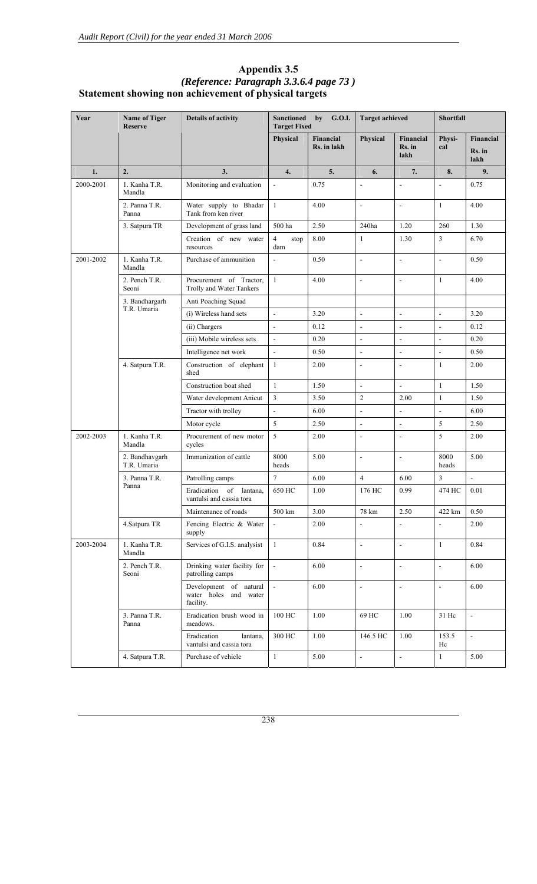## Appendix 3.5

*(Reference: Paragraph 3.3.6.4 page 73 )*

**Statement showing non achievement of physical targets**

| Year | Name of Tiger Reserve | Details of activity | Sanctioned by G.O.I. Target Fixed | | Target achieved | | Shortfall | |
|---|---|---|---|---|---|---|---|---|
| | | | Physical | Financial Rs. in lakh | Physical | Financial Rs. in lakh | Physi-cal | Financial Rs. in lakh |
| 1. | 2. | 3. | 4. | 5. | 6. | 7. | 8. | 9. |
| 2000-2001 | 1. Kanha T.R. Mandla | Monitoring and evaluation | - | 0.75 | - | - | - | 0.75 |
| | 2. Panna T.R. Panna | Water supply to Bhadar Tank from ken river | 1 | 4.00 | - | - | 1 | 4.00 |
| | 3. Satpura TR | Development of grass land | 500 ha | 2.50 | 240ha | 1.20 | 260 | 1.30 |
| | | Creation of new water resources | 4 stop dam | 8.00 | 1 | 1.30 | 3 | 6.70 |
| 2001-2002 | 1. Kanha T.R. Mandla | Purchase of ammunition | - | 0.50 | - | - | - | 0.50 |
| | 2. Pench T.R. Seoni | Procurement of Tractor, Trolly and Water Tankers | 1 | 4.00 | - | - | 1 | 4.00 |
| | 3. Bandhargarh T.R. Umaria | Anti Poaching Squad | | | | | | |
| | | (i) Wireless hand sets | - | 3.20 | - | - | - | 3.20 |
| | | (ii) Chargers | - | 0.12 | - | - | - | 0.12 |
| | | (iii) Mobile wireless sets | - | 0.20 | - | - | - | 0.20 |
| | | Intelligence net work | - | 0.50 | - | - | - | 0.50 |
| | 4. Satpura T.R. | Construction of elephant shed | 1 | 2.00 | - | - | 1 | 2.00 |
| | | Construction boat shed | 1 | 1.50 | - | - | 1 | 1.50 |
| | | Water development Anicut | 3 | 3.50 | 2 | 2.00 | 1 | 1.50 |
| | | Tractor with trolley | - | 6.00 | - | - | - | 6.00 |
| | | Motor cycle | 5 | 2.50 | - | - | 5 | 2.50 |
| 2002-2003 | 1. Kanha T.R. Mandla | Procurement of new motor cycles | 5 | 2.00 | - | - | 5 | 2.00 |
| | 2. Bandhavgarh T.R. Umaria | Immunization of cattle | 8000 heads | 5.00 | - | - | 8000 heads | 5.00 |
| | 3. Panna T.R. Panna | Patrolling camps | 7 | 6.00 | 4 | 6.00 | 3 | - |
| | | Eradication of lantana, vantulsi and cassia tora | 650 HC | 1.00 | 176 HC | 0.99 | 474 HC | 0.01 |
| | | Maintenance of roads | 500 km | 3.00 | 78 km | 2.50 | 422 km | 0.50 |
| | 4.Satpura TR | Fencing Electric & Water supply | - | 2.00 | - | - | - | 2.00 |
| 2003-2004 | 1. Kanha T.R. Mandla | Services of G.I.S. analysist | 1 | 0.84 | - | - | 1 | 0.84 |
| | 2. Pench T.R. Seoni | Drinking water facility for patrolling camps | - | 6.00 | - | - | - | 6.00 |
| | | Development of natural water holes and water facility. | - | 6.00 | - | - | - | 6.00 |
| | 3. Panna T.R. Panna | Eradication brush wood in meadows. | 100 HC | 1.00 | 69 HC | 1.00 | 31 Hc | - |
| | | Eradication lantana, vantulsi and cassia tora | 300 HC | 1.00 | 146.5 HC | 1.00 | 153.5 Hc | - |
| | 4. Satpura T.R. | Purchase of vehicle | 1 | 5.00 | - | - | 1 | 5.00 |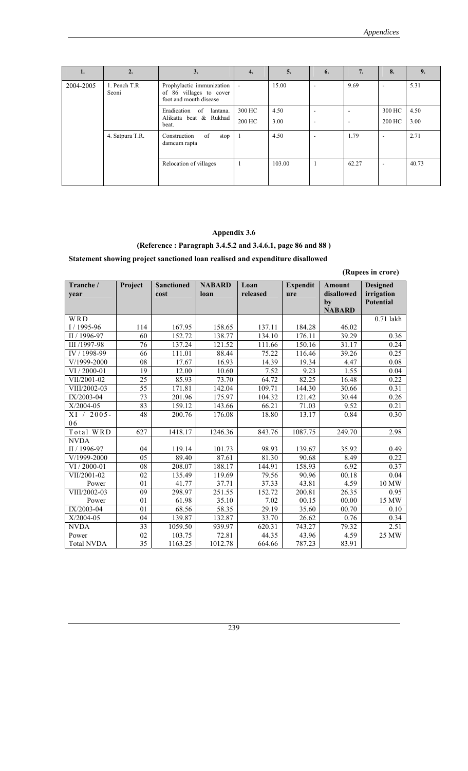| 1. | 2. | 3. | 4. | 5. | 6. | 7. | 8. | 9. |
|---|---|---|---|---|---|---|---|---|
| 2004-2005 | 1. Pench T.R. Seoni | Prophylactic immunization of 86 villages to cover foot and mouth disease | - | 15.00 | - | 9.69 | - | 5.31 |
| | | Eradication of lantana. Alikatta beat & Rukhad beat. | 300 HC<br>200 HC | 4.50<br>3.00 | -<br>- | -<br>- | 300 HC<br>200 HC | 4.50<br>3.00 |
| | 4. Satpura T.R. | Construction of stop damcum rapta | 1 | 4.50 | - | 1.79 | - | 2.71 |
| | | Relocation of villages | 1 | 103.00 | 1 | 62.27 | - | 40.73 |

## Appendix 3.6

### (Reference : Paragraph 3.4.5.2 and 3.4.6.1, page 86 and 88 )

**Statement showing project sanctioned loan realised and expenditure disallowed**

**(Rupees in crore)**

| Tranche / year | Project | Sanctioned cost | NABARD loan | Loan released | Expenditure | Amount disallowed by NABARD | Designed irrigation Potential |
|---|---|---|---|---|---|---|---|
| WRD | | | | | | | 0.71 lakh |
| I / 1995-96 | 114 | 167.95 | 158.65 | 137.11 | 184.28 | 46.02 | |
| II / 1996-97 | 60 | 152.72 | 138.77 | 134.10 | 176.11 | 39.29 | 0.36 |
| III /1997-98 | 76 | 137.24 | 121.52 | 111.66 | 150.16 | 31.17 | 0.24 |
| IV / 1998-99 | 66 | 111.01 | 88.44 | 75.22 | 116.46 | 39.26 | 0.25 |
| V/1999-2000 | 08 | 17.67 | 16.93 | 14.39 | 19.34 | 4.47 | 0.08 |
| VI / 2000-01 | 19 | 12.00 | 10.60 | 7.52 | 9.23 | 1.55 | 0.04 |
| VII/2001-02 | 25 | 85.93 | 73.70 | 64.72 | 82.25 | 16.48 | 0.22 |
| VIII/2002-03 | 55 | 171.81 | 142.04 | 109.71 | 144.30 | 30.66 | 0.31 |
| IX/2003-04 | 73 | 201.96 | 175.97 | 104.32 | 121.42 | 30.44 | 0.26 |
| X/2004-05 | 83 | 159.12 | 143.66 | 66.21 | 71.03 | 9.52 | 0.21 |
| XI / 2005-06 | 48 | 200.76 | 176.08 | 18.80 | 13.17 | 0.84 | 0.30 |
| Total WRD | 627 | 1418.17 | 1246.36 | 843.76 | 1087.75 | 249.70 | 2.98 |
| NVDA | | | | | | | |
| II / 1996-97 | 04 | 119.14 | 101.73 | 98.93 | 139.67 | 35.92 | 0.49 |
| V/1999-2000 | 05 | 89.40 | 87.61 | 81.30 | 90.68 | 8.49 | 0.22 |
| VI / 2000-01 | 08 | 208.07 | 188.17 | 144.91 | 158.93 | 6.92 | 0.37 |
| VII/2001-02 | 02 | 135.49 | 119.69 | 79.56 | 90.96 | 00.18 | 0.04 |
| Power | 01 | 41.77 | 37.71 | 37.33 | 43.81 | 4.59 | 10 MW |
| VIII/2002-03 | 09 | 298.97 | 251.55 | 152.72 | 200.81 | 26.35 | 0.95 |
| Power | 01 | 61.98 | 35.10 | 7.02 | 00.15 | 00.00 | 15 MW |
| IX/2003-04 | 01 | 68.56 | 58.35 | 29.19 | 35.60 | 00.70 | 0.10 |
| X/2004-05 | 04 | 139.87 | 132.87 | 33.70 | 26.62 | 0.76 | 0.34 |
| NVDA | 33 | 1059.50 | 939.97 | 620.31 | 743.27 | 79.32 | 2.51 |
| Power | 02 | 103.75 | 72.81 | 44.35 | 43.96 | 4.59 | 25 MW |
| Total NVDA | 35 | 1163.25 | 1012.78 | 664.66 | 787.23 | 83.91 | |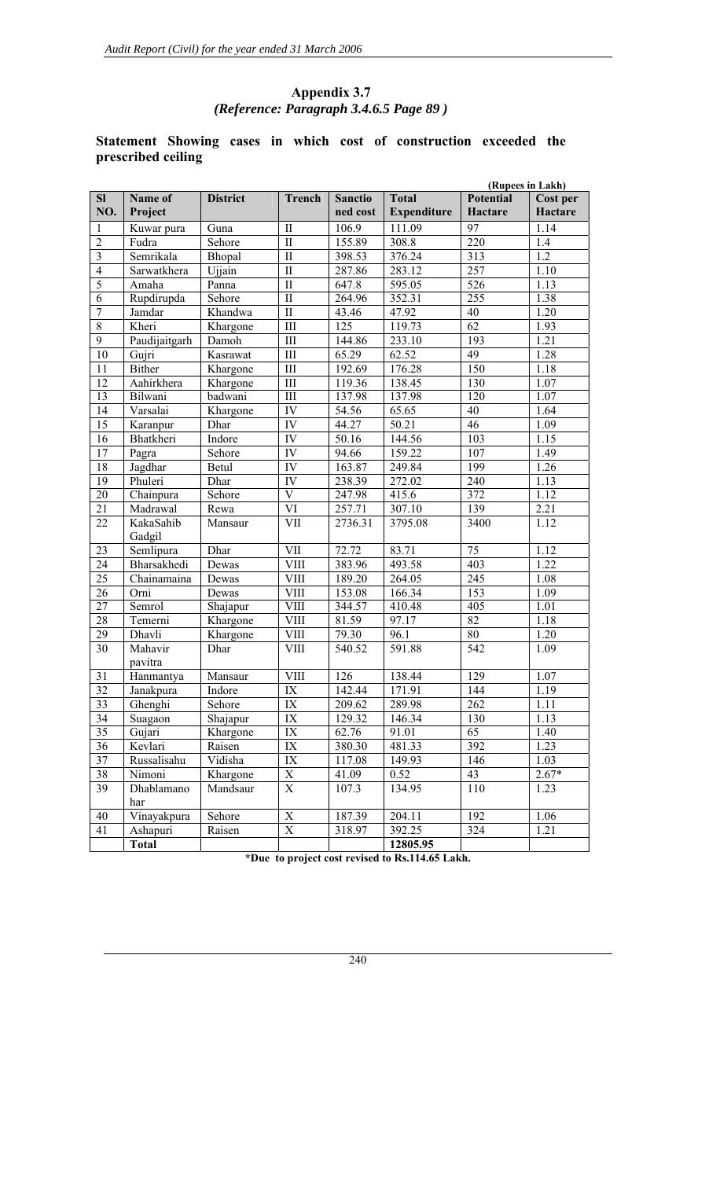## Appendix 3.7

### *(Reference: Paragraph 3.4.6.5 Page 89 )*

**Statement Showing cases in which cost of construction exceeded the prescribed ceiling**

**(Rupees in Lakh)**

| Sl NO. | Name of Project | District | Trench | Sanctioned cost | Total Expenditure | Potential Hactare | Cost per Hactare |
|---|---|---|---|---|---|---|---|
| 1 | Kuwar pura | Guna | II | 106.9 | 111.09 | 97 | 1.14 |
| 2 | Fudra | Sehore | II | 155.89 | 308.8 | 220 | 1.4 |
| 3 | Semrikala | Bhopal | II | 398.53 | 376.24 | 313 | 1.2 |
| 4 | Sarwatkhera | Ujjain | II | 287.86 | 283.12 | 257 | 1.10 |
| 5 | Amaha | Panna | II | 647.8 | 595.05 | 526 | 1.13 |
| 6 | Rupdirupda | Sehore | II | 264.96 | 352.31 | 255 | 1.38 |
| 7 | Jamdar | Khandwa | II | 43.46 | 47.92 | 40 | 1.20 |
| 8 | Kheri | Khargone | III | 125 | 119.73 | 62 | 1.93 |
| 9 | Paudijaitgarh | Damoh | III | 144.86 | 233.10 | 193 | 1.21 |
| 10 | Gujri | Kasrawat | III | 65.29 | 62.52 | 49 | 1.28 |
| 11 | Bither | Khargone | III | 192.69 | 176.28 | 150 | 1.18 |
| 12 | Aahirkhera | Khargone | III | 119.36 | 138.45 | 130 | 1.07 |
| 13 | Bilwani | badwani | III | 137.98 | 137.98 | 120 | 1.07 |
| 14 | Varsalai | Khargone | IV | 54.56 | 65.65 | 40 | 1.64 |
| 15 | Karanpur | Dhar | IV | 44.27 | 50.21 | 46 | 1.09 |
| 16 | Bhatkheri | Indore | IV | 50.16 | 144.56 | 103 | 1.15 |
| 17 | Pagra | Sehore | IV | 94.66 | 159.22 | 107 | 1.49 |
| 18 | Jagdhar | Betul | IV | 163.87 | 249.84 | 199 | 1.26 |
| 19 | Phuleri | Dhar | IV | 238.39 | 272.02 | 240 | 1.13 |
| 20 | Chainpura | Sehore | V | 247.98 | 415.6 | 372 | 1.12 |
| 21 | Madrawal | Rewa | VI | 257.71 | 307.10 | 139 | 2.21 |
| 22 | KakaSahib Gadgil | Mansaur | VII | 2736.31 | 3795.08 | 3400 | 1.12 |
| 23 | Semlipura | Dhar | VII | 72.72 | 83.71 | 75 | 1.12 |
| 24 | Bharsakhedi | Dewas | VIII | 383.96 | 493.58 | 403 | 1.22 |
| 25 | Chainamaina | Dewas | VIII | 189.20 | 264.05 | 245 | 1.08 |
| 26 | Orni | Dewas | VIII | 153.08 | 166.34 | 153 | 1.09 |
| 27 | Semrol | Shajapur | VIII | 344.57 | 410.48 | 405 | 1.01 |
| 28 | Temerni | Khargone | VIII | 81.59 | 97.17 | 82 | 1.18 |
| 29 | Dhavli | Khargone | VIII | 79.30 | 96.1 | 80 | 1.20 |
| 30 | Mahavir pavitra | Dhar | VIII | 540.52 | 591.88 | 542 | 1.09 |
| 31 | Hanmantya | Mansaur | VIII | 126 | 138.44 | 129 | 1.07 |
| 32 | Janakpura | Indore | IX | 142.44 | 171.91 | 144 | 1.19 |
| 33 | Ghenghi | Sehore | IX | 209.62 | 289.98 | 262 | 1.11 |
| 34 | Suagaon | Shajapur | IX | 129.32 | 146.34 | 130 | 1.13 |
| 35 | Gujari | Khargone | IX | 62.76 | 91.01 | 65 | 1.40 |
| 36 | Kevlari | Raisen | IX | 380.30 | 481.33 | 392 | 1.23 |
| 37 | Russalisahu | Vidisha | IX | 117.08 | 149.93 | 146 | 1.03 |
| 38 | Nimoni | Khargone | X | 41.09 | 0.52 | 43 | 2.67* |
| 39 | Dhablamano har | Mandsaur | X | 107.3 | 134.95 | 110 | 1.23 |
| 40 | Vinayakpura | Sehore | X | 187.39 | 204.11 | 192 | 1.06 |
| 41 | Ashapuri | Raisen | X | 318.97 | 392.25 | 324 | 1.21 |
| | **Total** | | | | **12805.95** | | |

**\*Due to project cost revised to Rs.114.65 Lakh.**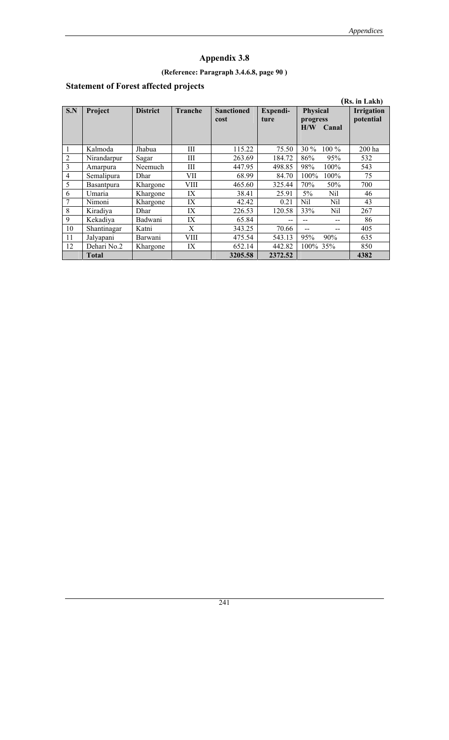# Appendix 3.8

**(Reference: Paragraph 3.4.6.8, page 90 )**

## Statement of Forest affected projects

**(Rs. in Lakh)**

| S.N | Project | District | Tranche | Sanctioned cost | Expendi-ture | Physical progress | | Irrigation potential |
|---|---|---|---|---|---|---|---|---|
| | | | | | | H/W | Canal | |
| 1 | Kalmoda | Jhabua | III | 115.22 | 75.50 | 30 % | 100 % | 200 ha |
| 2 | Nirandarpur | Sagar | III | 263.69 | 184.72 | 86% | 95% | 532 |
| 3 | Amarpura | Neemuch | III | 447.95 | 498.85 | 98% | 100% | 543 |
| 4 | Semalipura | Dhar | VII | 68.99 | 84.70 | 100% | 100% | 75 |
| 5 | Basantpura | Khargone | VIII | 465.60 | 325.44 | 70% | 50% | 700 |
| 6 | Umaria | Khargone | IX | 38.41 | 25.91 | 5% | Nil | 46 |
| 7 | Nimoni | Khargone | IX | 42.42 | 0.21 | Nil | Nil | 43 |
| 8 | Kiradiya | Dhar | IX | 226.53 | 120.58 | 33% | Nil | 267 |
| 9 | Kekadiya | Badwani | IX | 65.84 | -- | -- | -- | 86 |
| 10 | Shantinagar | Katni | X | 343.25 | 70.66 | -- | -- | 405 |
| 11 | Jalyapani | Barwani | VIII | 475.54 | 543.13 | 95% | 90% | 635 |
| 12 | Dehari No.2 | Khargone | IX | 652.14 | 442.82 | 100% | 35% | 850 |
| | **Total** | | | **3205.58** | **2372.52** | | | **4382** |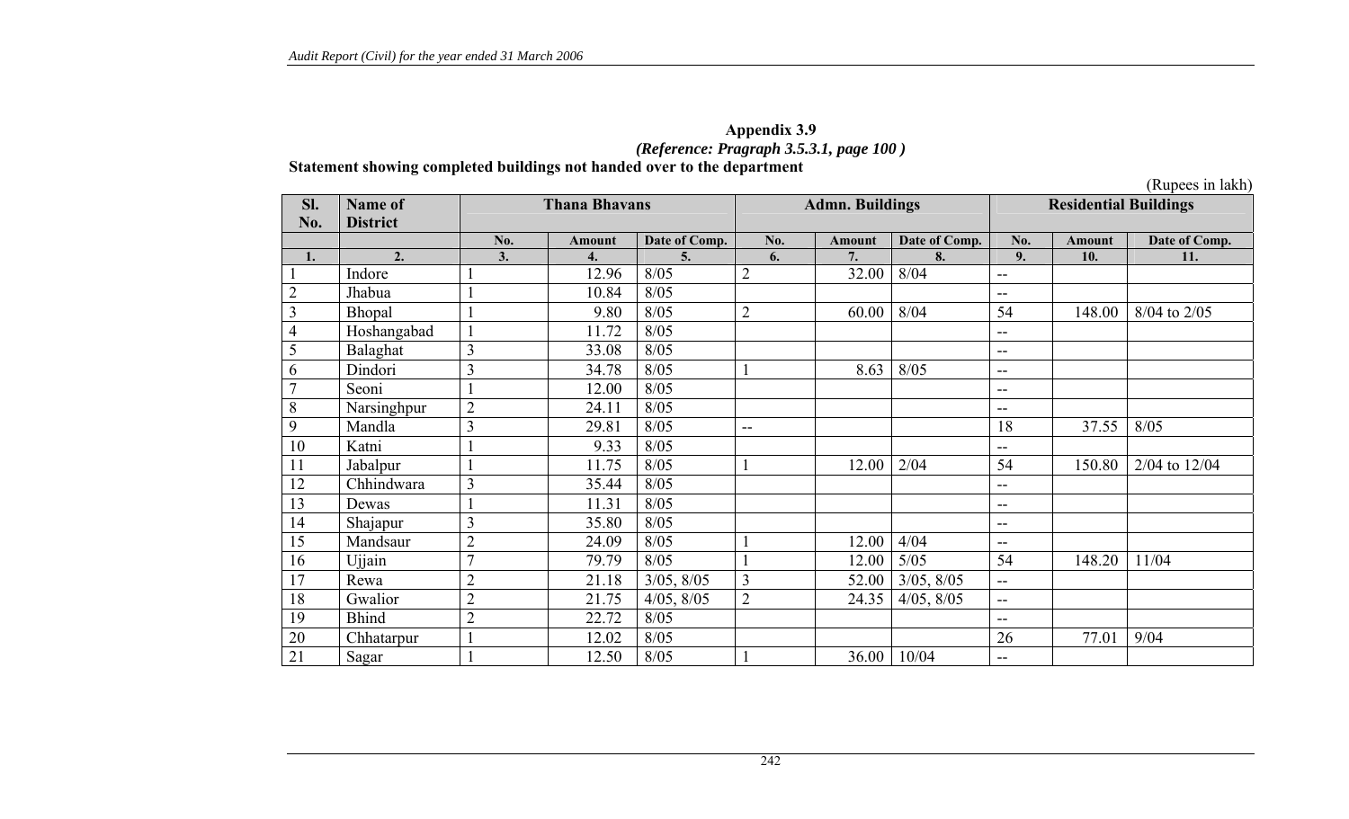**Appendix 3.9**

***(Reference: Pragraph 3.5.3.1, page 100 )***

**Statement showing completed buildings not handed over to the department**

(Rupees in lakh)

| Sl. No. | Name of District | Thana Bhavans | | | Admn. Buildings | | | Residential Buildings | | |
|---|---|---|---|---|---|---|---|---|---|---|
| | | No. | Amount | Date of Comp. | No. | Amount | Date of Comp. | No. | Amount | Date of Comp. |
| 1. | 2. | 3. | 4. | 5. | 6. | 7. | 8. | 9. | 10. | 11. |
| 1 | Indore | 1 | 12.96 | 8/05 | 2 | 32.00 | 8/04 | -- | | |
| 2 | Jhabua | 1 | 10.84 | 8/05 | | | | -- | | |
| 3 | Bhopal | 1 | 9.80 | 8/05 | 2 | 60.00 | 8/04 | 54 | 148.00 | 8/04 to 2/05 |
| 4 | Hoshangabad | 1 | 11.72 | 8/05 | | | | -- | | |
| 5 | Balaghat | 3 | 33.08 | 8/05 | | | | -- | | |
| 6 | Dindori | 3 | 34.78 | 8/05 | 1 | 8.63 | 8/05 | -- | | |
| 7 | Seoni | 1 | 12.00 | 8/05 | | | | -- | | |
| 8 | Narsinghpur | 2 | 24.11 | 8/05 | | | | -- | | |
| 9 | Mandla | 3 | 29.81 | 8/05 | -- | | | 18 | 37.55 | 8/05 |
| 10 | Katni | 1 | 9.33 | 8/05 | | | | -- | | |
| 11 | Jabalpur | 1 | 11.75 | 8/05 | 1 | 12.00 | 2/04 | 54 | 150.80 | 2/04 to 12/04 |
| 12 | Chhindwara | 3 | 35.44 | 8/05 | | | | -- | | |
| 13 | Dewas | 1 | 11.31 | 8/05 | | | | -- | | |
| 14 | Shajapur | 3 | 35.80 | 8/05 | | | | -- | | |
| 15 | Mandsaur | 2 | 24.09 | 8/05 | 1 | 12.00 | 4/04 | -- | | |
| 16 | Ujjain | 7 | 79.79 | 8/05 | 1 | 12.00 | 5/05 | 54 | 148.20 | 11/04 |
| 17 | Rewa | 2 | 21.18 | 3/05, 8/05 | 3 | 52.00 | 3/05, 8/05 | -- | | |
| 18 | Gwalior | 2 | 21.75 | 4/05, 8/05 | 2 | 24.35 | 4/05, 8/05 | -- | | |
| 19 | Bhind | 2 | 22.72 | 8/05 | | | | -- | | |
| 20 | Chhatarpur | 1 | 12.02 | 8/05 | | | | 26 | 77.01 | 9/04 |
| 21 | Sagar | 1 | 12.50 | 8/05 | 1 | 36.00 | 10/04 | -- | | |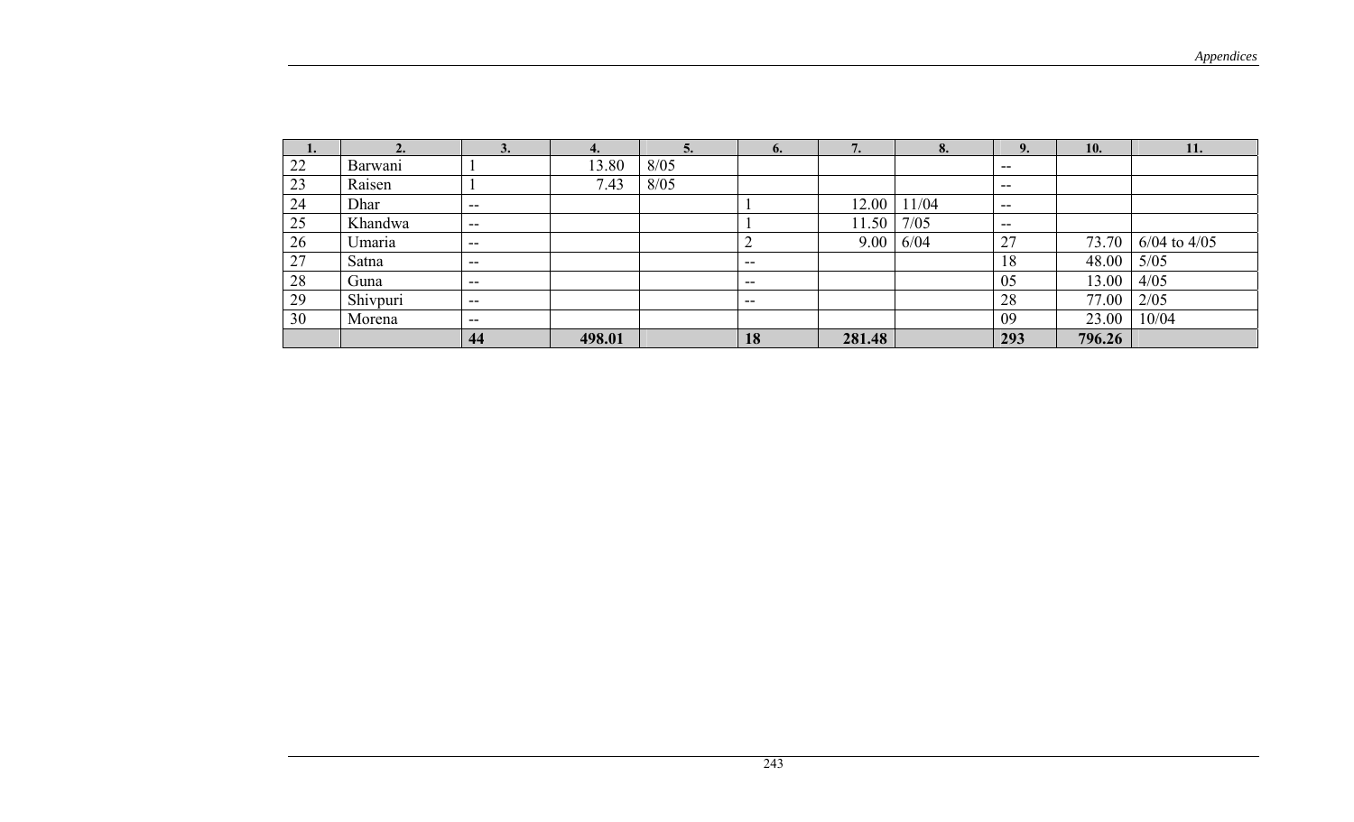| 1. | 2. | 3. | 4. | 5. | 6. | 7. | 8. | 9. | 10. | 11. |
|---|---|---|---|---|---|---|---|---|---|---|
| 22 | Barwani | 1 | 13.80 | 8/05 | | | | -- | | |
| 23 | Raisen | 1 | 7.43 | 8/05 | | | | -- | | |
| 24 | Dhar | -- | | | 1 | 12.00 | 11/04 | -- | | |
| 25 | Khandwa | -- | | | 1 | 11.50 | 7/05 | -- | | |
| 26 | Umaria | -- | | | 2 | 9.00 | 6/04 | 27 | 73.70 | 6/04 to 4/05 |
| 27 | Satna | -- | | | -- | | | 18 | 48.00 | 5/05 |
| 28 | Guna | -- | | | -- | | | 05 | 13.00 | 4/05 |
| 29 | Shivpuri | -- | | | -- | | | 28 | 77.00 | 2/05 |
| 30 | Morena | -- | | | | | | 09 | 23.00 | 10/04 |
| | | **44** | **498.01** | | **18** | **281.48** | | **293** | **796.26** | |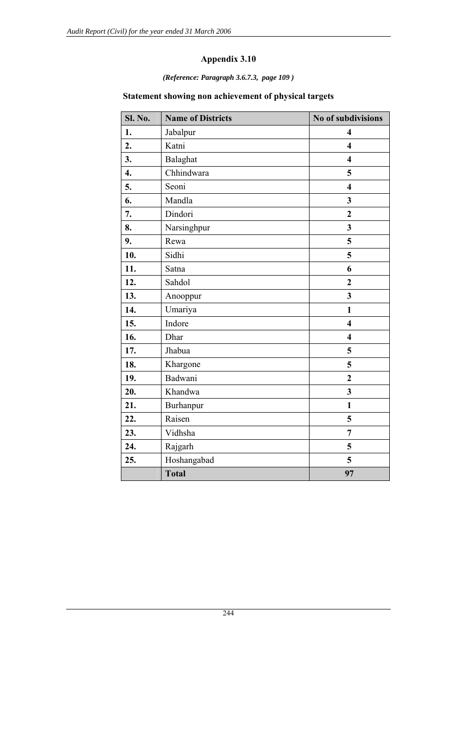## Appendix 3.10

***(Reference: Paragraph 3.6.7.3, page 109 )***

### Statement showing non achievement of physical targets

| Sl. No. | Name of Districts | No of subdivisions |
|---|---|---|
| 1. | Jabalpur | 4 |
| 2. | Katni | 4 |
| 3. | Balaghat | 4 |
| 4. | Chhindwara | 5 |
| 5. | Seoni | 4 |
| 6. | Mandla | 3 |
| 7. | Dindori | 2 |
| 8. | Narsinghpur | 3 |
| 9. | Rewa | 5 |
| 10. | Sidhi | 5 |
| 11. | Satna | 6 |
| 12. | Sahdol | 2 |
| 13. | Anooppur | 3 |
| 14. | Umariya | 1 |
| 15. | Indore | 4 |
| 16. | Dhar | 4 |
| 17. | Jhabua | 5 |
| 18. | Khargone | 5 |
| 19. | Badwani | 2 |
| 20. | Khandwa | 3 |
| 21. | Burhanpur | 1 |
| 22. | Raisen | 5 |
| 23. | Vidhsha | 7 |
| 24. | Rajgarh | 5 |
| 25. | Hoshangabad | 5 |
| | **Total** | **97** |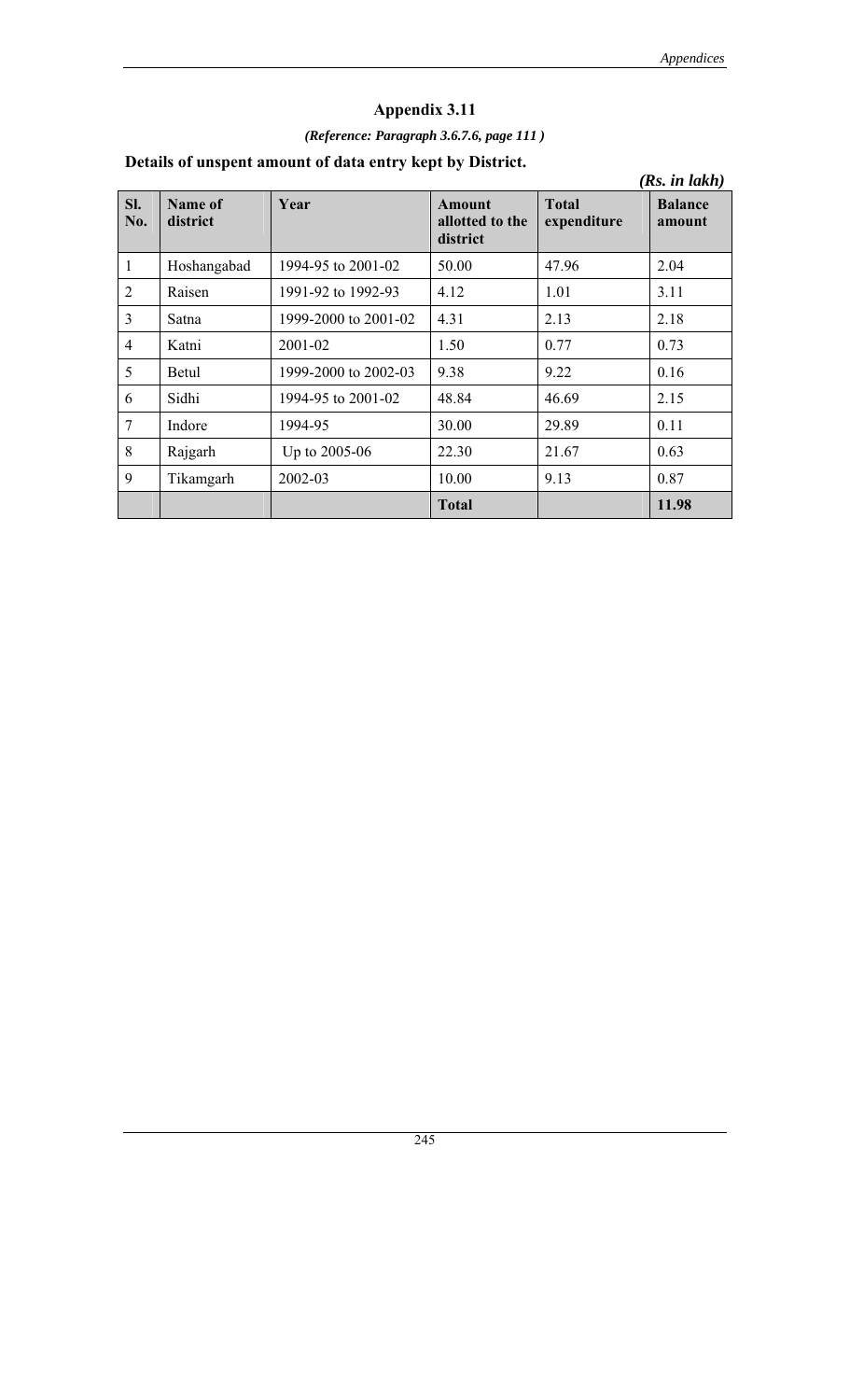# Appendix 3.11

*(Reference: Paragraph 3.6.7.6, page 111 )*

**Details of unspent amount of data entry kept by District.**

*(Rs. in lakh)*

| Sl. No. | Name of district | Year | Amount allotted to the district | Total expenditure | Balance amount |
|---|---|---|---|---|---|
| 1 | Hoshangabad | 1994-95 to 2001-02 | 50.00 | 47.96 | 2.04 |
| 2 | Raisen | 1991-92 to 1992-93 | 4.12 | 1.01 | 3.11 |
| 3 | Satna | 1999-2000 to 2001-02 | 4.31 | 2.13 | 2.18 |
| 4 | Katni | 2001-02 | 1.50 | 0.77 | 0.73 |
| 5 | Betul | 1999-2000 to 2002-03 | 9.38 | 9.22 | 0.16 |
| 6 | Sidhi | 1994-95 to 2001-02 | 48.84 | 46.69 | 2.15 |
| 7 | Indore | 1994-95 | 30.00 | 29.89 | 0.11 |
| 8 | Rajgarh | Up to 2005-06 | 22.30 | 21.67 | 0.63 |
| 9 | Tikamgarh | 2002-03 | 10.00 | 9.13 | 0.87 |
| | | | **Total** | | **11.98** |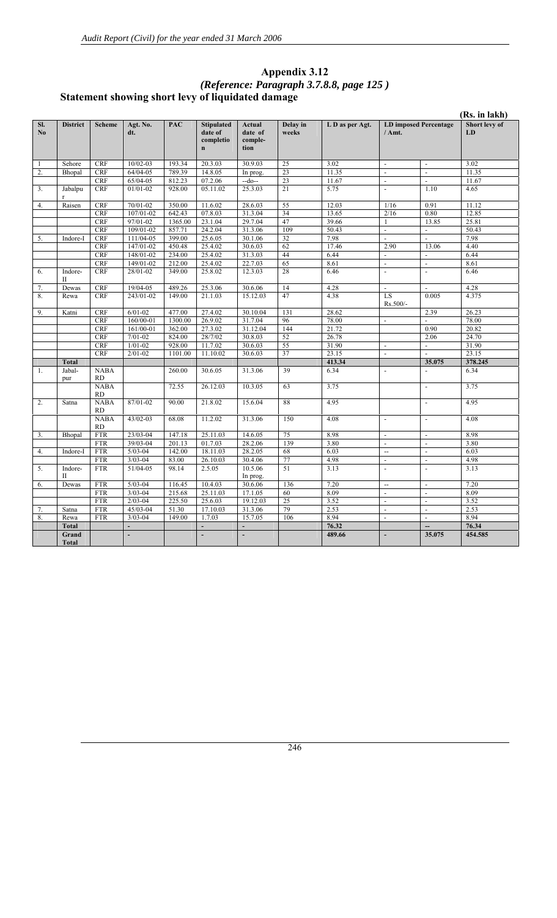## Appendix 3.12

### *(Reference: Paragraph 3.7.8.8, page 125 )*

### Statement showing short levy of liquidated damage

**(Rs. in lakh)**

| Sl. No | District | Scheme | Agt. No. dt. | PAC | Stipulated date of completion | Actual date of completion | Delay in weeks | L D as per Agt. | LD imposed Percentage / Amt. | | Short levy of LD |
|---|---|---|---|---|---|---|---|---|---|---|---|
| 1 | Sehore | CRF | 10/02-03 | 193.34 | 20.3.03 | 30.9.03 | 25 | 3.02 | - | - | 3.02 |
| 2. | Bhopal | CRF | 64/04-05 | 789.39 | 14.8.05 | In prog. | 23 | 11.35 | - | - | 11.35 |
| | | CRF | 65/04-05 | 812.23 | 07.2.06 | --do-- | 23 | 11.67 | - | - | 11.67 |
| 3. | Jabalpur | CRF | 01/01-02 | 928.00 | 05.11.02 | 25.3.03 | 21 | 5.75 | - | 1.10 | 4.65 |
| 4. | Raisen | CRF | 70/01-02 | 350.00 | 11.6.02 | 28.6.03 | 55 | 12.03 | 1/16 | 0.91 | 11.12 |
| | | CRF | 107/01-02 | 642.43 | 07.8.03 | 31.3.04 | 34 | 13.65 | 2/16 | 0.80 | 12.85 |
| | | CRF | 97/01-02 | 1365.00 | 23.1.04 | 29.7.04 | 47 | 39.66 | 1 | 13.85 | 25.81 |
| | | CRF | 109/01-02 | 857.71 | 24.2.04 | 31.3.06 | 109 | 50.43 | - | - | 50.43 |
| 5. | Indore-I | CRF | 111/04-05 | 399.00 | 25.6.05 | 30.1.06 | 32 | 7.98 | - | - | 7.98 |
| | | CRF | 147/01-02 | 450.48 | 25.4.02 | 30.6.03 | 62 | 17.46 | 2.90 | 13.06 | 4.40 |
| | | CRF | 148/01-02 | 234.00 | 25.4.02 | 31.3.03 | 44 | 6.44 | - | - | 6.44 |
| | | CRF | 149/01-02 | 212.00 | 25.4.02 | 22.7.03 | 65 | 8.61 | - | - | 8.61 |
| 6. | Indore-II | CRF | 28/01-02 | 349.00 | 25.8.02 | 12.3.03 | 28 | 6.46 | - | - | 6.46 |
| 7. | Dewas | CRF | 19/04-05 | 489.26 | 25.3.06 | 30.6.06 | 14 | 4.28 | - | - | 4.28 |
| 8. | Rewa | CRF | 243/01-02 | 149.00 | 21.1.03 | 15.12.03 | 47 | 4.38 | LS Rs.500/- | 0.005 | 4.375 |
| 9. | Katni | CRF | 6/01-02 | 477.00 | 27.4.02 | 30.10.04 | 131 | 28.62 | | 2.39 | 26.23 |
| | | CRF | 160/00-01 | 1300.00 | 26.9.02 | 31.7.04 | 96 | 78.00 | - | - | 78.00 |
| | | CRF | 161/00-01 | 362.00 | 27.3.02 | 31.12.04 | 144 | 21.72 | | 0.90 | 20.82 |
| | | CRF | 7/01-02 | 824.00 | 28/7/02 | 30.8.03 | 52 | 26.78 | | 2.06 | 24.70 |
| | | CRF | 1/01-02 | 928.00 | 11.7.02 | 30.6.03 | 55 | 31.90 | - | - | 31.90 |
| | | CRF | 2/01-02 | 1101.00 | 11.10.02 | 30.6.03 | 37 | 23.15 | - | - | 23.15 |
| | **Total** | | | | | | | **413.34** | | **35.075** | **378.245** |
| 1. | Jabal-pur | NABA RD | | 260.00 | 30.6.05 | 31.3.06 | 39 | 6.34 | - | - | 6.34 |
| | | NABA RD | | 72.55 | 26.12.03 | 10.3.05 | 63 | 3.75 | | - | 3.75 |
| 2. | Satna | NABA RD | 87/01-02 | 90.00 | 21.8.02 | 15.6.04 | 88 | 4.95 | | - | 4.95 |
| | | NABA RD | 43/02-03 | 68.08 | 11.2.02 | 31.3.06 | 150 | 4.08 | - | - | 4.08 |
| 3. | Bhopal | FTR | 23/03-04 | 147.18 | 25.11.03 | 14.6.05 | 75 | 8.98 | - | - | 8.98 |
| | | FTR | 39/03-04 | 201.13 | 01.7.03 | 28.2.06 | 139 | 3.80 | - | - | 3.80 |
| 4. | Indore-I | FTR | 5/03-04 | 142.00 | 18.11.03 | 28.2.05 | 68 | 6.03 | -- | - | 6.03 |
| | | FTR | 3/03-04 | 83.00 | 26.10.03 | 30.4.06 | 77 | 4.98 | - | - | 4.98 |
| 5. | Indore-II | FTR | 51/04-05 | 98.14 | 2.5.05 | 10.5.06 In prog. | 51 | 3.13 | - | - | 3.13 |
| 6. | Dewas | FTR | 5/03-04 | 116.45 | 10.4.03 | 30.6.06 | 136 | 7.20 | -- | - | 7.20 |
| | | FTR | 3/03-04 | 215.68 | 25.11.03 | 17.1.05 | 60 | 8.09 | - | - | 8.09 |
| | | FTR | 2/03-04 | 225.50 | 25.6.03 | 19.12.03 | 25 | 3.52 | - | - | 3.52 |
| 7. | Satna | FTR | 45/03-04 | 51.30 | 17.10.03 | 31.3.06 | 79 | 2.53 | - | - | 2.53 |
| 8. | Rewa | FTR | 3/03-04 | 149.00 | 1.7.03 | 15.7.05 | 106 | 8.94 | - | - | 8.94 |
| | **Total** | | - | | - | - | | **76.32** | | **--** | **76.34** |
| | **Grand Total** | | - | | - | - | | **489.66** | - | **35.075** | **454.585** |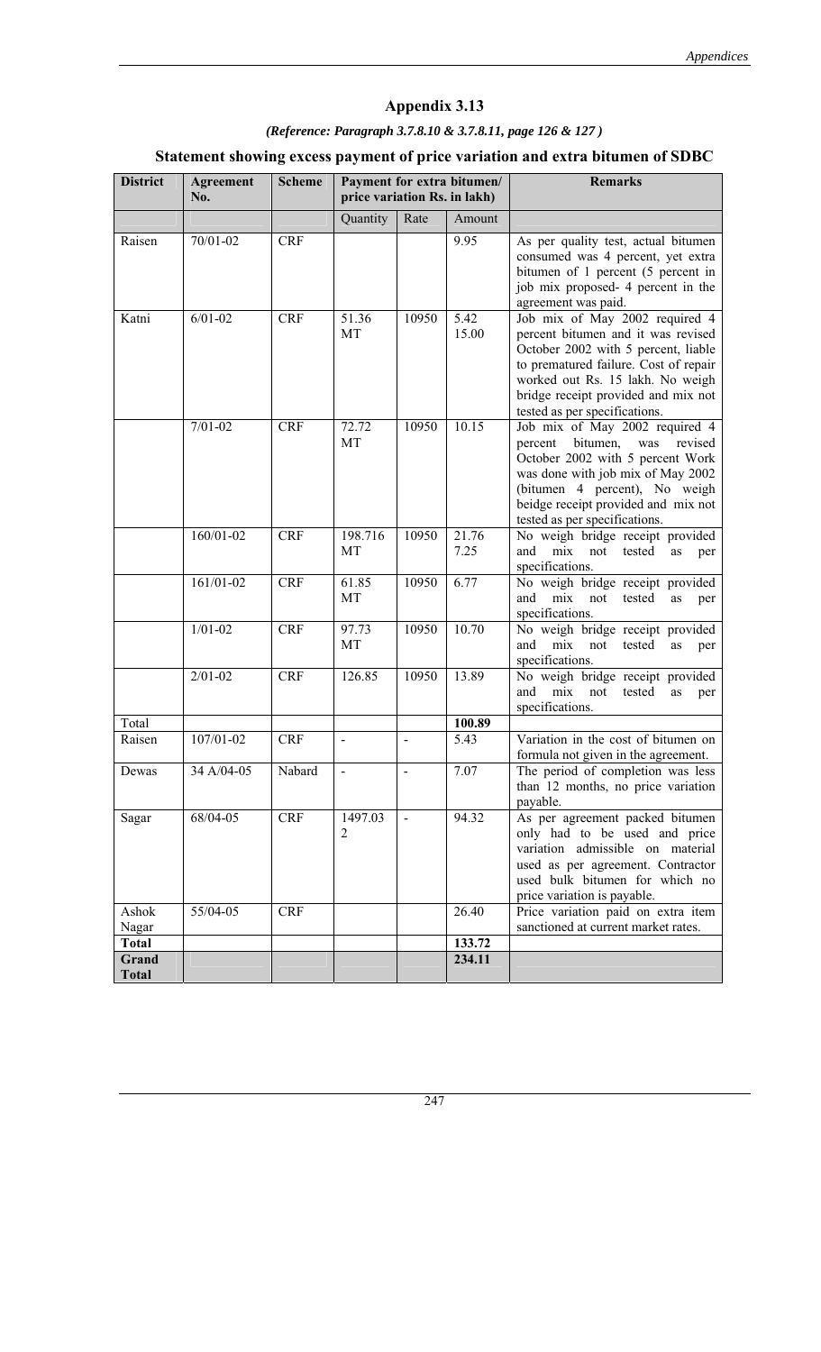# Appendix 3.13

*(Reference: Paragraph 3.7.8.10 & 3.7.8.11, page 126 & 127 )*

## Statement showing excess payment of price variation and extra bitumen of SDBC

| District | Agreement No. | Scheme | Payment for extra bitumen/ price variation Rs. in lakh) | | | Remarks |
|---|---|---|---|---|---|---|
| | | | Quantity | Rate | Amount | |
| Raisen | 70/01-02 | CRF | | | 9.95 | As per quality test, actual bitumen consumed was 4 percent, yet extra bitumen of 1 percent (5 percent in job mix proposed- 4 percent in the agreement was paid. |
| Katni | 6/01-02 | CRF | 51.36 MT | 10950 | 5.42<br>15.00 | Job mix of May 2002 required 4 percent bitumen and it was revised October 2002 with 5 percent, liable to prematured failure. Cost of repair worked out Rs. 15 lakh. No weigh bridge receipt provided and mix not tested as per specifications. |
| | 7/01-02 | CRF | 72.72 MT | 10950 | 10.15 | Job mix of May 2002 required 4 percent bitumen, was revised October 2002 with 5 percent Work was done with job mix of May 2002 (bitumen 4 percent), No weigh beidge receipt provided and mix not tested as per specifications. |
| | 160/01-02 | CRF | 198.716 MT | 10950 | 21.76<br>7.25 | No weigh bridge receipt provided and mix not tested as per specifications. |
| | 161/01-02 | CRF | 61.85 MT | 10950 | 6.77 | No weigh bridge receipt provided and mix not tested as per specifications. |
| | 1/01-02 | CRF | 97.73 MT | 10950 | 10.70 | No weigh bridge receipt provided and mix not tested as per specifications. |
| | 2/01-02 | CRF | 126.85 | 10950 | 13.89 | No weigh bridge receipt provided and mix not tested as per specifications. |
| Total | | | | | **100.89** | |
| Raisen | 107/01-02 | CRF | - | - | 5.43 | Variation in the cost of bitumen on formula not given in the agreement. |
| Dewas | 34 A/04-05 | Nabard | - | - | 7.07 | The period of completion was less than 12 months, no price variation payable. |
| Sagar | 68/04-05 | CRF | 1497.032 | - | 94.32 | As per agreement packed bitumen only had to be used and price variation admissible on material used as per agreement. Contractor used bulk bitumen for which no price variation is payable. |
| Ashok Nagar | 55/04-05 | CRF | | | 26.40 | Price variation paid on extra item sanctioned at current market rates. |
| **Total** | | | | | **133.72** | |
| **Grand Total** | | | | | **234.11** | |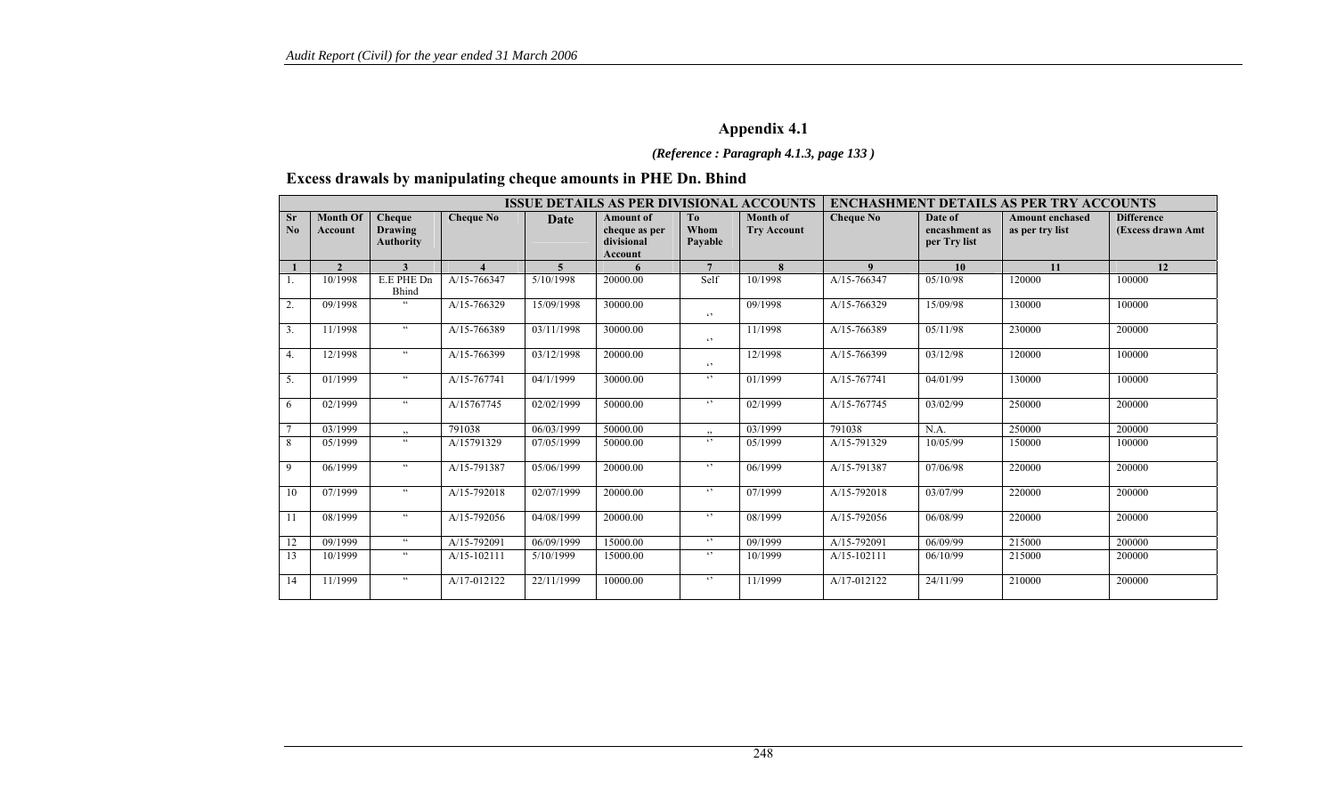## Appendix 4.1

***(Reference : Paragraph 4.1.3, page 133 )***

### Excess drawals by manipulating cheque amounts in PHE Dn. Bhind

| ISSUE DETAILS AS PER DIVISIONAL ACCOUNTS | | | | | | | | ENCHASHMENT DETAILS AS PER TRY ACCOUNTS | | | |
|---|---|---|---|---|---|---|---|---|---|---|---|
| Sr No | Month Of Account | Cheque Drawing Authority | Cheque No | Date | Amount of cheque as per divisional Account | To Whom Payable | Month of Try Account | Cheque No | Date of encashment as per Try list | Amount enchased as per try list | Difference (Excess drawn Amt |
| 1 | 2 | 3 | 4 | 5 | 6 | 7 | 8 | 9 | 10 | 11 | 12 |
| 1. | 10/1998 | E.E PHE Dn Bhind | A/15-766347 | 5/10/1998 | 20000.00 | Self | 10/1998 | A/15-766347 | 05/10/98 | 120000 | 100000 |
| 2. | 09/1998 | " | A/15-766329 | 15/09/1998 | 30000.00 | " | 09/1998 | A/15-766329 | 15/09/98 | 130000 | 100000 |
| 3. | 11/1998 | " | A/15-766389 | 03/11/1998 | 30000.00 | " | 11/1998 | A/15-766389 | 05/11/98 | 230000 | 200000 |
| 4. | 12/1998 | " | A/15-766399 | 03/12/1998 | 20000.00 | " | 12/1998 | A/15-766399 | 03/12/98 | 120000 | 100000 |
| 5. | 01/1999 | " | A/15-767741 | 04/1/1999 | 30000.00 | " | 01/1999 | A/15-767741 | 04/01/99 | 130000 | 100000 |
| 6 | 02/1999 | " | A/15767745 | 02/02/1999 | 50000.00 | " | 02/1999 | A/15-767745 | 03/02/99 | 250000 | 200000 |
| 7 | 03/1999 | ,, | 791038 | 06/03/1999 | 50000.00 | ,, | 03/1999 | 791038 | N.A. | 250000 | 200000 |
| 8 | 05/1999 | " | A/15791329 | 07/05/1999 | 50000.00 | " | 05/1999 | A/15-791329 | 10/05/99 | 150000 | 100000 |
| 9 | 06/1999 | " | A/15-791387 | 05/06/1999 | 20000.00 | " | 06/1999 | A/15-791387 | 07/06/98 | 220000 | 200000 |
| 10 | 07/1999 | " | A/15-792018 | 02/07/1999 | 20000.00 | " | 07/1999 | A/15-792018 | 03/07/99 | 220000 | 200000 |
| 11 | 08/1999 | " | A/15-792056 | 04/08/1999 | 20000.00 | " | 08/1999 | A/15-792056 | 06/08/99 | 220000 | 200000 |
| 12 | 09/1999 | " | A/15-792091 | 06/09/1999 | 15000.00 | " | 09/1999 | A/15-792091 | 06/09/99 | 215000 | 200000 |
| 13 | 10/1999 | " | A/15-102111 | 5/10/1999 | 15000.00 | " | 10/1999 | A/15-102111 | 06/10/99 | 215000 | 200000 |
| 14 | 11/1999 | " | A/17-012122 | 22/11/1999 | 10000.00 | " | 11/1999 | A/17-012122 | 24/11/99 | 210000 | 200000 |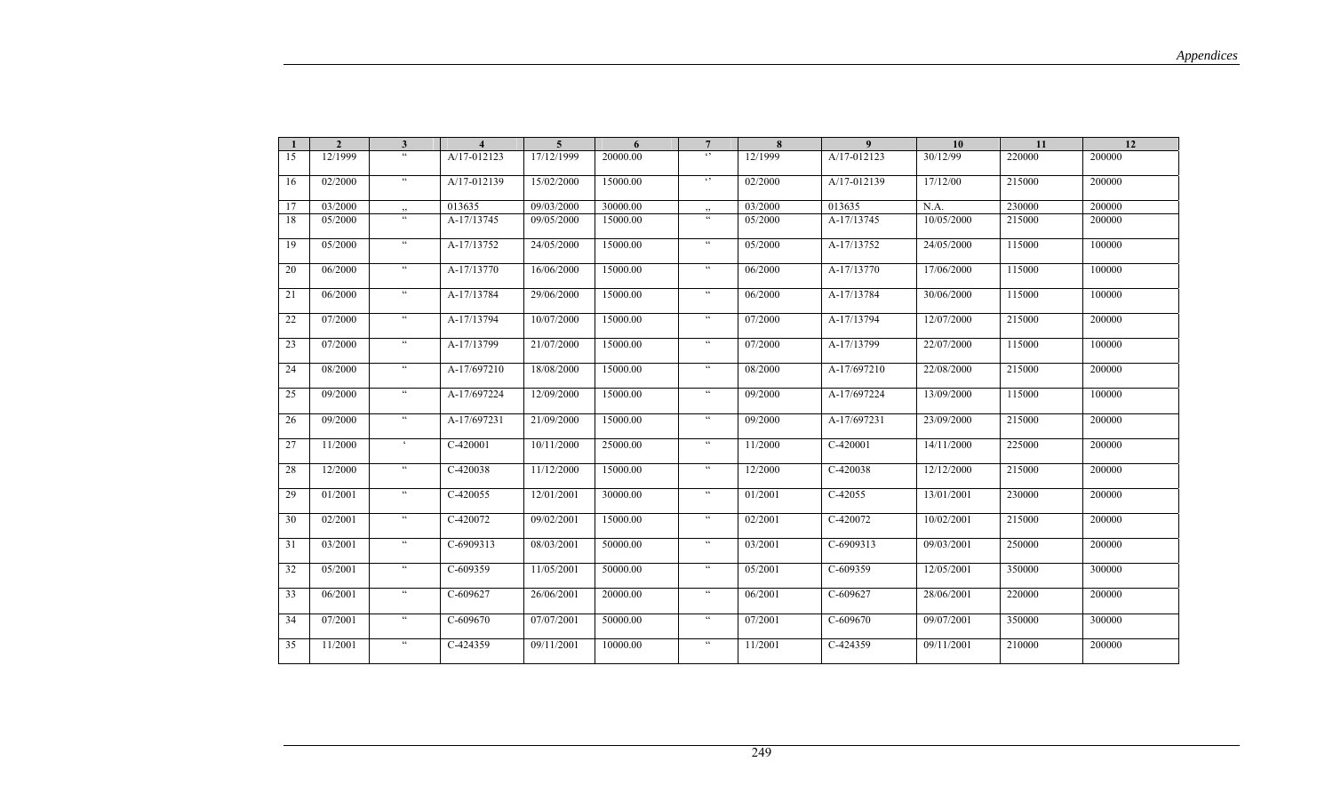| 1 | 2 | 3 | 4 | 5 | 6 | 7 | 8 | 9 | 10 | 11 | 12 |
|---|---|---|---|---|---|---|---|---|---|---|---|
| 15 | 12/1999 | " | A/17-012123 | 17/12/1999 | 20000.00 | '' | 12/1999 | A/17-012123 | 30/12/99 | 220000 | 200000 |
| 16 | 02/2000 | " | A/17-012139 | 15/02/2000 | 15000.00 | '' | 02/2000 | A/17-012139 | 17/12/00 | 215000 | 200000 |
| 17 | 03/2000 | ,, | 013635 | 09/03/2000 | 30000.00 | ,, | 03/2000 | 013635 | N.A. | 230000 | 200000 |
| 18 | 05/2000 | " | A-17/13745 | 09/05/2000 | 15000.00 | " | 05/2000 | A-17/13745 | 10/05/2000 | 215000 | 200000 |
| 19 | 05/2000 | " | A-17/13752 | 24/05/2000 | 15000.00 | " | 05/2000 | A-17/13752 | 24/05/2000 | 115000 | 100000 |
| 20 | 06/2000 | " | A-17/13770 | 16/06/2000 | 15000.00 | " | 06/2000 | A-17/13770 | 17/06/2000 | 115000 | 100000 |
| 21 | 06/2000 | " | A-17/13784 | 29/06/2000 | 15000.00 | " | 06/2000 | A-17/13784 | 30/06/2000 | 115000 | 100000 |
| 22 | 07/2000 | " | A-17/13794 | 10/07/2000 | 15000.00 | " | 07/2000 | A-17/13794 | 12/07/2000 | 215000 | 200000 |
| 23 | 07/2000 | " | A-17/13799 | 21/07/2000 | 15000.00 | " | 07/2000 | A-17/13799 | 22/07/2000 | 115000 | 100000 |
| 24 | 08/2000 | " | A-17/697210 | 18/08/2000 | 15000.00 | " | 08/2000 | A-17/697210 | 22/08/2000 | 215000 | 200000 |
| 25 | 09/2000 | " | A-17/697224 | 12/09/2000 | 15000.00 | " | 09/2000 | A-17/697224 | 13/09/2000 | 115000 | 100000 |
| 26 | 09/2000 | " | A-17/697231 | 21/09/2000 | 15000.00 | " | 09/2000 | A-17/697231 | 23/09/2000 | 215000 | 200000 |
| 27 | 11/2000 | ' | C-420001 | 10/11/2000 | 25000.00 | " | 11/2000 | C-420001 | 14/11/2000 | 225000 | 200000 |
| 28 | 12/2000 | " | C-420038 | 11/12/2000 | 15000.00 | " | 12/2000 | C-420038 | 12/12/2000 | 215000 | 200000 |
| 29 | 01/2001 | " | C-420055 | 12/01/2001 | 30000.00 | " | 01/2001 | C-42055 | 13/01/2001 | 230000 | 200000 |
| 30 | 02/2001 | " | C-420072 | 09/02/2001 | 15000.00 | " | 02/2001 | C-420072 | 10/02/2001 | 215000 | 200000 |
| 31 | 03/2001 | " | C-6909313 | 08/03/2001 | 50000.00 | " | 03/2001 | C-6909313 | 09/03/2001 | 250000 | 200000 |
| 32 | 05/2001 | " | C-609359 | 11/05/2001 | 50000.00 | " | 05/2001 | C-609359 | 12/05/2001 | 350000 | 300000 |
| 33 | 06/2001 | " | C-609627 | 26/06/2001 | 20000.00 | " | 06/2001 | C-609627 | 28/06/2001 | 220000 | 200000 |
| 34 | 07/2001 | " | C-609670 | 07/07/2001 | 50000.00 | " | 07/2001 | C-609670 | 09/07/2001 | 350000 | 300000 |
| 35 | 11/2001 | " | C-424359 | 09/11/2001 | 10000.00 | " | 11/2001 | C-424359 | 09/11/2001 | 210000 | 200000 |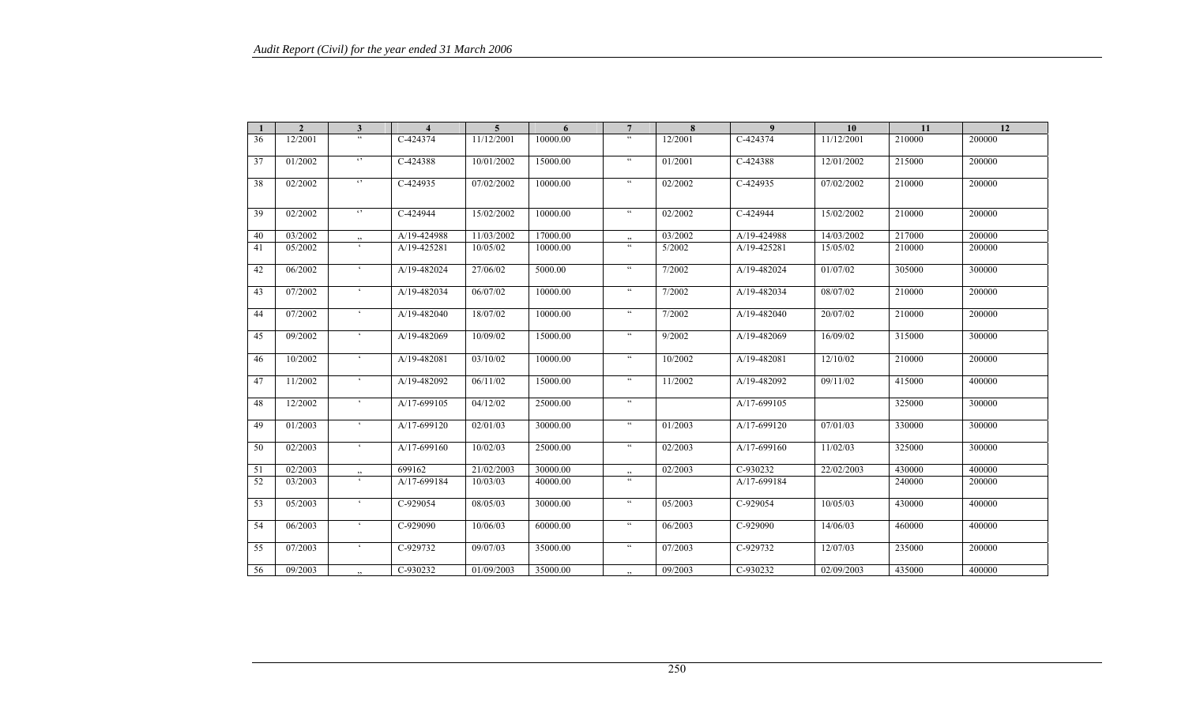| 1 | 2 | 3 | 4 | 5 | 6 | 7 | 8 | 9 | 10 | 11 | 12 |
|---|---|---|---|---|---|---|---|---|---|---|---|
| 36 | 12/2001 | " | C-424374 | 11/12/2001 | 10000.00 | " | 12/2001 | C-424374 | 11/12/2001 | 210000 | 200000 |
| 37 | 01/2002 | '' | C-424388 | 10/01/2002 | 15000.00 | " | 01/2001 | C-424388 | 12/01/2002 | 215000 | 200000 |
| 38 | 02/2002 | '' | C-424935 | 07/02/2002 | 10000.00 | " | 02/2002 | C-424935 | 07/02/2002 | 210000 | 200000 |
| 39 | 02/2002 | '' | C-424944 | 15/02/2002 | 10000.00 | " | 02/2002 | C-424944 | 15/02/2002 | 210000 | 200000 |
| 40 | 03/2002 | ,, | A/19-424988 | 11/03/2002 | 17000.00 | ,, | 03/2002 | A/19-424988 | 14/03/2002 | 217000 | 200000 |
| 41 | 05/2002 | ' | A/19-425281 | 10/05/02 | 10000.00 | " | 5/2002 | A/19-425281 | 15/05/02 | 210000 | 200000 |
| 42 | 06/2002 | ' | A/19-482024 | 27/06/02 | 5000.00 | " | 7/2002 | A/19-482024 | 01/07/02 | 305000 | 300000 |
| 43 | 07/2002 | ' | A/19-482034 | 06/07/02 | 10000.00 | " | 7/2002 | A/19-482034 | 08/07/02 | 210000 | 200000 |
| 44 | 07/2002 | ' | A/19-482040 | 18/07/02 | 10000.00 | " | 7/2002 | A/19-482040 | 20/07/02 | 210000 | 200000 |
| 45 | 09/2002 | ' | A/19-482069 | 10/09/02 | 15000.00 | " | 9/2002 | A/19-482069 | 16/09/02 | 315000 | 300000 |
| 46 | 10/2002 | ' | A/19-482081 | 03/10/02 | 10000.00 | " | 10/2002 | A/19-482081 | 12/10/02 | 210000 | 200000 |
| 47 | 11/2002 | ' | A/19-482092 | 06/11/02 | 15000.00 | " | 11/2002 | A/19-482092 | 09/11/02 | 415000 | 400000 |
| 48 | 12/2002 | ' | A/17-699105 | 04/12/02 | 25000.00 | " | | A/17-699105 | | 325000 | 300000 |
| 49 | 01/2003 | ' | A/17-699120 | 02/01/03 | 30000.00 | " | 01/2003 | A/17-699120 | 07/01/03 | 330000 | 300000 |
| 50 | 02/2003 | ' | A/17-699160 | 10/02/03 | 25000.00 | " | 02/2003 | A/17-699160 | 11/02/03 | 325000 | 300000 |
| 51 | 02/2003 | ,, | 699162 | 21/02/2003 | 30000.00 | ,, | 02/2003 | C-930232 | 22/02/2003 | 430000 | 400000 |
| 52 | 03/2003 | ' | A/17-699184 | 10/03/03 | 40000.00 | " | | A/17-699184 | | 240000 | 200000 |
| 53 | 05/2003 | ' | C-929054 | 08/05/03 | 30000.00 | " | 05/2003 | C-929054 | 10/05/03 | 430000 | 400000 |
| 54 | 06/2003 | ' | C-929090 | 10/06/03 | 60000.00 | " | 06/2003 | C-929090 | 14/06/03 | 460000 | 400000 |
| 55 | 07/2003 | ' | C-929732 | 09/07/03 | 35000.00 | " | 07/2003 | C-929732 | 12/07/03 | 235000 | 200000 |
| 56 | 09/2003 | ,, | C-930232 | 01/09/2003 | 35000.00 | ,, | 09/2003 | C-930232 | 02/09/2003 | 435000 | 400000 |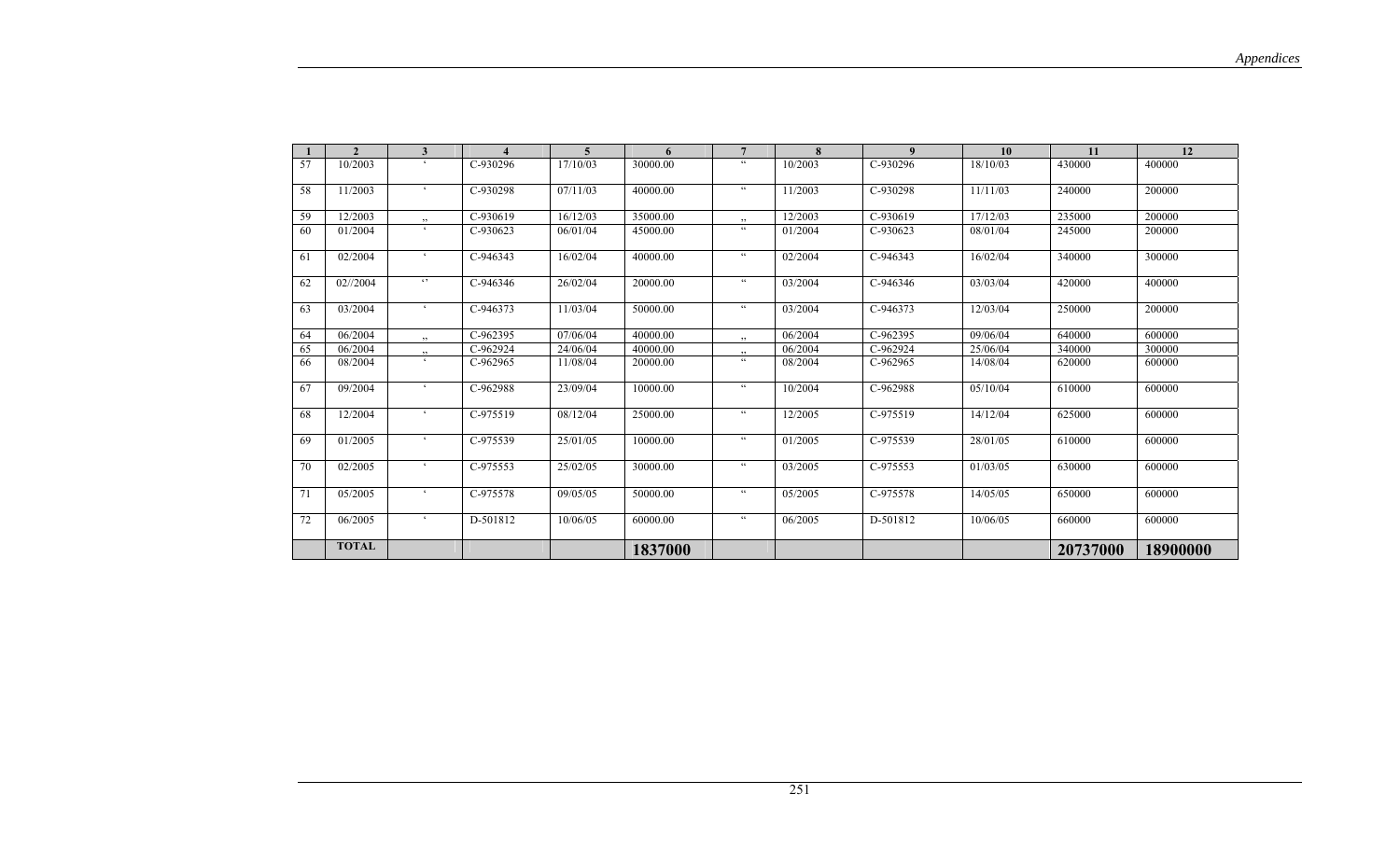| 1 | 2 | 3 | 4 | 5 | 6 | 7 | 8 | 9 | 10 | 11 | 12 |
|---|---|---|---|---|---|---|---|---|---|---|---|
| 57 | 10/2003 | ‘ | C-930296 | 17/10/03 | 30000.00 | “ | 10/2003 | C-930296 | 18/10/03 | 430000 | 400000 |
| 58 | 11/2003 | ‘ | C-930298 | 07/11/03 | 40000.00 | “ | 11/2003 | C-930298 | 11/11/03 | 240000 | 200000 |
| 59 | 12/2003 | ,, | C-930619 | 16/12/03 | 35000.00 | ,, | 12/2003 | C-930619 | 17/12/03 | 235000 | 200000 |
| 60 | 01/2004 | ‘ | C-930623 | 06/01/04 | 45000.00 | “ | 01/2004 | C-930623 | 08/01/04 | 245000 | 200000 |
| 61 | 02/2004 | ‘ | C-946343 | 16/02/04 | 40000.00 | “ | 02/2004 | C-946343 | 16/02/04 | 340000 | 300000 |
| 62 | 02//2004 | ‘’ | C-946346 | 26/02/04 | 20000.00 | “ | 03/2004 | C-946346 | 03/03/04 | 420000 | 400000 |
| 63 | 03/2004 | ‘ | C-946373 | 11/03/04 | 50000.00 | “ | 03/2004 | C-946373 | 12/03/04 | 250000 | 200000 |
| 64 | 06/2004 | ,, | C-962395 | 07/06/04 | 40000.00 | ,, | 06/2004 | C-962395 | 09/06/04 | 640000 | 600000 |
| 65 | 06/2004 | ,, | C-962924 | 24/06/04 | 40000.00 | ,, | 06/2004 | C-962924 | 25/06/04 | 340000 | 300000 |
| 66 | 08/2004 | ‘ | C-962965 | 11/08/04 | 20000.00 | “ | 08/2004 | C-962965 | 14/08/04 | 620000 | 600000 |
| 67 | 09/2004 | ‘ | C-962988 | 23/09/04 | 10000.00 | “ | 10/2004 | C-962988 | 05/10/04 | 610000 | 600000 |
| 68 | 12/2004 | ‘ | C-975519 | 08/12/04 | 25000.00 | “ | 12/2005 | C-975519 | 14/12/04 | 625000 | 600000 |
| 69 | 01/2005 | ‘ | C-975539 | 25/01/05 | 10000.00 | “ | 01/2005 | C-975539 | 28/01/05 | 610000 | 600000 |
| 70 | 02/2005 | ‘ | C-975553 | 25/02/05 | 30000.00 | “ | 03/2005 | C-975553 | 01/03/05 | 630000 | 600000 |
| 71 | 05/2005 | ‘ | C-975578 | 09/05/05 | 50000.00 | “ | 05/2005 | C-975578 | 14/05/05 | 650000 | 600000 |
| 72 | 06/2005 | ‘ | D-501812 | 10/06/05 | 60000.00 | “ | 06/2005 | D-501812 | 10/06/05 | 660000 | 600000 |
| | **TOTAL** | | | | **1837000** | | | | | **20737000** | **18900000** |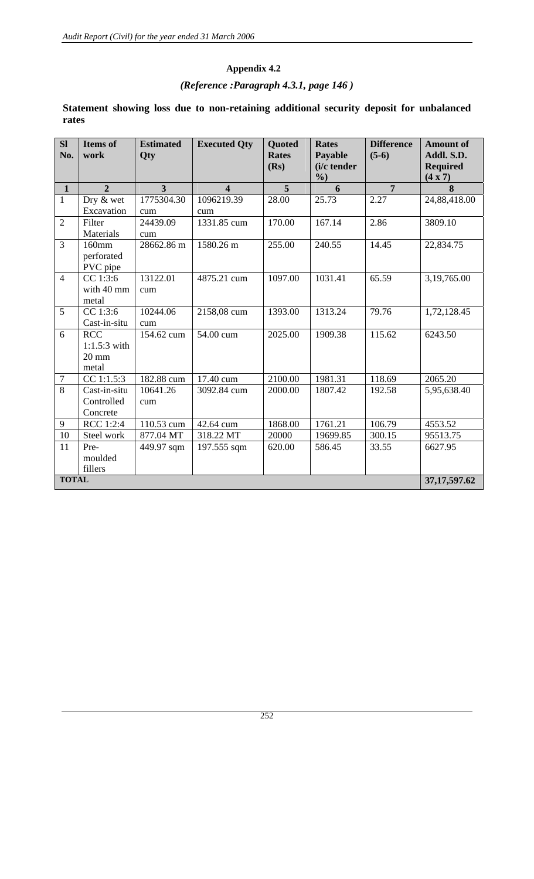## Appendix 4.2

### *(Reference :Paragraph 4.3.1, page 146 )*

**Statement showing loss due to non-retaining additional security deposit for unbalanced rates**

| Sl No. | Items of work | Estimated Qty | Executed Qty | Quoted Rates (Rs) | Rates Payable (i/c tender %) | Difference (5-6) | Amount of Addl. S.D. Required (4 x 7) |
|---|---|---|---|---|---|---|---|
| **1** | **2** | **3** | **4** | **5** | **6** | **7** | **8** |
| 1 | Dry & wet Excavation | 1775304.30 cum | 1096219.39 cum | 28.00 | 25.73 | 2.27 | 24,88,418.00 |
| 2 | Filter Materials | 24439.09 cum | 1331.85 cum | 170.00 | 167.14 | 2.86 | 3809.10 |
| 3 | 160mm perforated PVC pipe | 28662.86 m | 1580.26 m | 255.00 | 240.55 | 14.45 | 22,834.75 |
| 4 | CC 1:3:6 with 40 mm metal | 13122.01 cum | 4875.21 cum | 1097.00 | 1031.41 | 65.59 | 3,19,765.00 |
| 5 | CC 1:3:6 Cast-in-situ | 10244.06 cum | 2158,08 cum | 1393.00 | 1313.24 | 79.76 | 1,72,128.45 |
| 6 | RCC 1:1.5:3 with 20 mm metal | 154.62 cum | 54.00 cum | 2025.00 | 1909.38 | 115.62 | 6243.50 |
| 7 | CC 1:1.5:3 | 182.88 cum | 17.40 cum | 2100.00 | 1981.31 | 118.69 | 2065.20 |
| 8 | Cast-in-situ Controlled Concrete | 10641.26 cum | 3092.84 cum | 2000.00 | 1807.42 | 192.58 | 5,95,638.40 |
| 9 | RCC 1:2:4 | 110.53 cum | 42.64 cum | 1868.00 | 1761.21 | 106.79 | 4553.52 |
| 10 | Steel work | 877.04 MT | 318.22 MT | 20000 | 19699.85 | 300.15 | 95513.75 |
| 11 | Pre-moulded fillers | 449.97 sqm | 197.555 sqm | 620.00 | 586.45 | 33.55 | 6627.95 |
| **TOTAL** | | | | | | | **37,17,597.62** |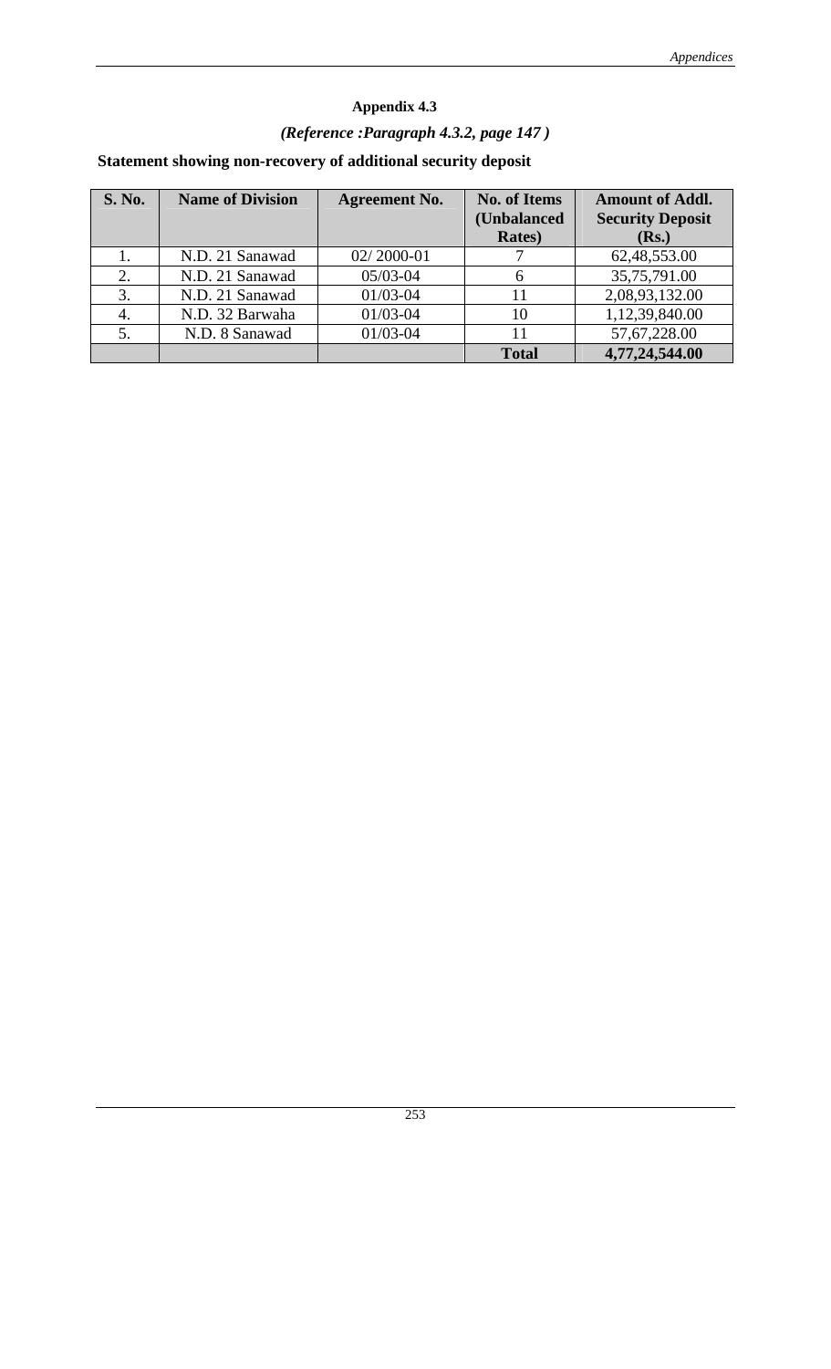### Appendix 4.3

***(Reference :Paragraph 4.3.2, page 147 )***

**Statement showing non-recovery of additional security deposit**

| S. No. | Name of Division | Agreement No. | No. of Items (Unbalanced Rates) | Amount of Addl. Security Deposit (Rs.) |
|---|---|---|---|---|
| 1. | N.D. 21 Sanawad | 02/ 2000-01 | 7 | 62,48,553.00 |
| 2. | N.D. 21 Sanawad | 05/03-04 | 6 | 35,75,791.00 |
| 3. | N.D. 21 Sanawad | 01/03-04 | 11 | 2,08,93,132.00 |
| 4. | N.D. 32 Barwaha | 01/03-04 | 10 | 1,12,39,840.00 |
| 5. | N.D. 8 Sanawad | 01/03-04 | 11 | 57,67,228.00 |
| | | | **Total** | **4,77,24,544.00** |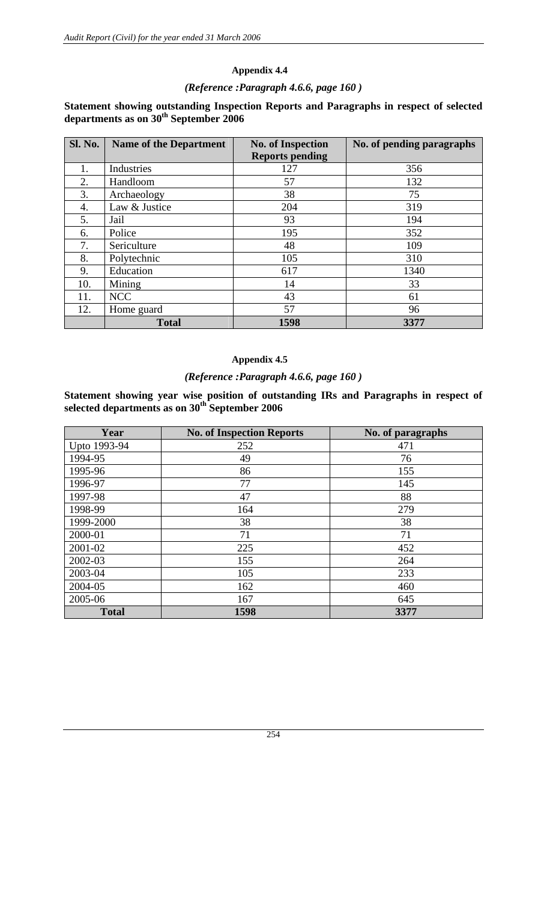### Appendix 4.4

*(Reference :Paragraph 4.6.6, page 160 )*

**Statement showing outstanding Inspection Reports and Paragraphs in respect of selected departments as on 30th September 2006**

| Sl. No. | Name of the Department | No. of Inspection Reports pending | No. of pending paragraphs |
|---|---|---|---|
| 1. | Industries | 127 | 356 |
| 2. | Handloom | 57 | 132 |
| 3. | Archaeology | 38 | 75 |
| 4. | Law & Justice | 204 | 319 |
| 5. | Jail | 93 | 194 |
| 6. | Police | 195 | 352 |
| 7. | Sericulture | 48 | 109 |
| 8. | Polytechnic | 105 | 310 |
| 9. | Education | 617 | 1340 |
| 10. | Mining | 14 | 33 |
| 11. | NCC | 43 | 61 |
| 12. | Home guard | 57 | 96 |
| | **Total** | **1598** | **3377** |

### Appendix 4.5

*(Reference :Paragraph 4.6.6, page 160 )*

**Statement showing year wise position of outstanding IRs and Paragraphs in respect of selected departments as on 30th September 2006**

| Year | No. of Inspection Reports | No. of paragraphs |
|---|---|---|
| Upto 1993-94 | 252 | 471 |
| 1994-95 | 49 | 76 |
| 1995-96 | 86 | 155 |
| 1996-97 | 77 | 145 |
| 1997-98 | 47 | 88 |
| 1998-99 | 164 | 279 |
| 1999-2000 | 38 | 38 |
| 2000-01 | 71 | 71 |
| 2001-02 | 225 | 452 |
| 2002-03 | 155 | 264 |
| 2003-04 | 105 | 233 |
| 2004-05 | 162 | 460 |
| 2005-06 | 167 | 645 |
| **Total** | **1598** | **3377** |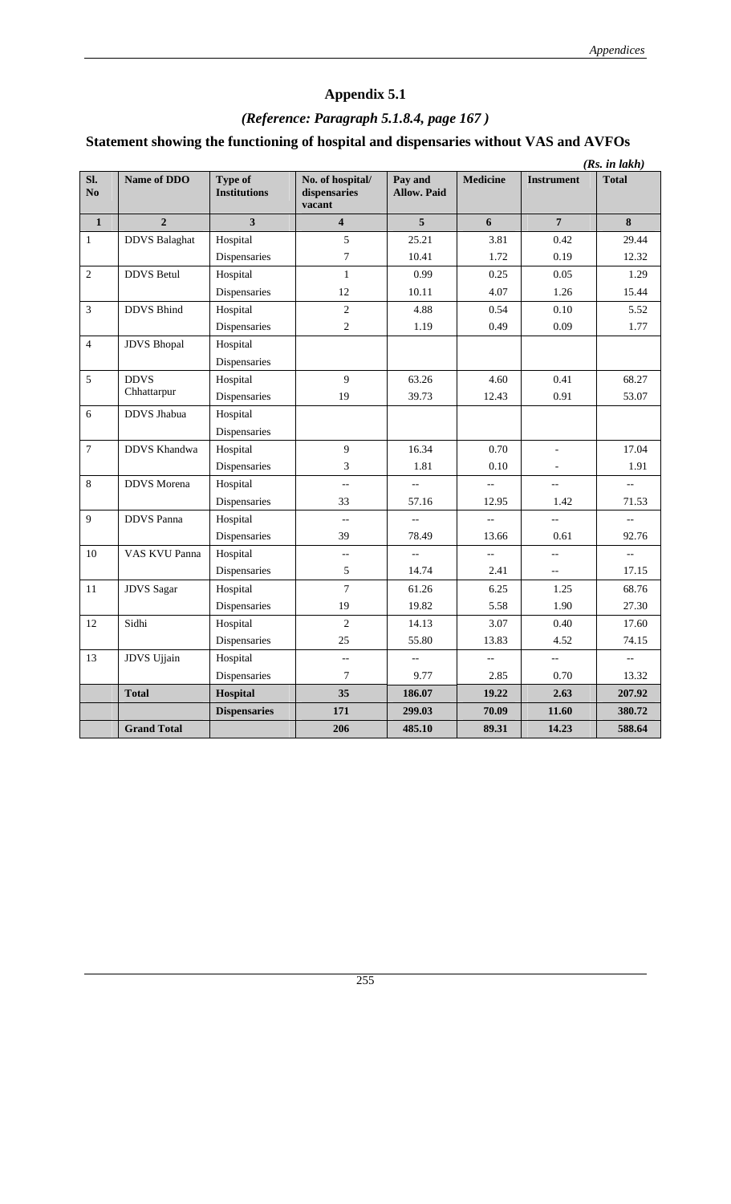# Appendix 5.1

## *(Reference: Paragraph 5.1.8.4, page 167 )*

## Statement showing the functioning of hospital and dispensaries without VAS and AVFOs

*(Rs. in lakh)*

| Sl. No | Name of DDO | Type of Institutions | No. of hospital/ dispensaries vacant | Pay and Allow. Paid | Medicine | Instrument | Total |
|---|---|---|---|---|---|---|---|
| **1** | **2** | **3** | **4** | **5** | **6** | **7** | **8** |
| 1 | DDVS Balaghat | Hospital | 5 | 25.21 | 3.81 | 0.42 | 29.44 |
| | | Dispensaries | 7 | 10.41 | 1.72 | 0.19 | 12.32 |
| 2 | DDVS Betul | Hospital | 1 | 0.99 | 0.25 | 0.05 | 1.29 |
| | | Dispensaries | 12 | 10.11 | 4.07 | 1.26 | 15.44 |
| 3 | DDVS Bhind | Hospital | 2 | 4.88 | 0.54 | 0.10 | 5.52 |
| | | Dispensaries | 2 | 1.19 | 0.49 | 0.09 | 1.77 |
| 4 | JDVS Bhopal | Hospital | | | | | |
| | | Dispensaries | | | | | |
| 5 | DDVS Chhattarpur | Hospital | 9 | 63.26 | 4.60 | 0.41 | 68.27 |
| | | Dispensaries | 19 | 39.73 | 12.43 | 0.91 | 53.07 |
| 6 | DDVS Jhabua | Hospital | | | | | |
| | | Dispensaries | | | | | |
| 7 | DDVS Khandwa | Hospital | 9 | 16.34 | 0.70 | - | 17.04 |
| | | Dispensaries | 3 | 1.81 | 0.10 | - | 1.91 |
| 8 | DDVS Morena | Hospital | -- | -- | -- | -- | -- |
| | | Dispensaries | 33 | 57.16 | 12.95 | 1.42 | 71.53 |
| 9 | DDVS Panna | Hospital | -- | -- | -- | -- | -- |
| | | Dispensaries | 39 | 78.49 | 13.66 | 0.61 | 92.76 |
| 10 | VAS KVU Panna | Hospital | -- | -- | -- | -- | -- |
| | | Dispensaries | 5 | 14.74 | 2.41 | -- | 17.15 |
| 11 | JDVS Sagar | Hospital | 7 | 61.26 | 6.25 | 1.25 | 68.76 |
| | | Dispensaries | 19 | 19.82 | 5.58 | 1.90 | 27.30 |
| 12 | Sidhi | Hospital | 2 | 14.13 | 3.07 | 0.40 | 17.60 |
| | | Dispensaries | 25 | 55.80 | 13.83 | 4.52 | 74.15 |
| 13 | JDVS Ujjain | Hospital | -- | -- | -- | -- | -- |
| | | Dispensaries | 7 | 9.77 | 2.85 | 0.70 | 13.32 |
| | **Total** | **Hospital** | **35** | **186.07** | **19.22** | **2.63** | **207.92** |
| | | **Dispensaries** | **171** | **299.03** | **70.09** | **11.60** | **380.72** |
| | **Grand Total** | | **206** | **485.10** | **89.31** | **14.23** | **588.64** |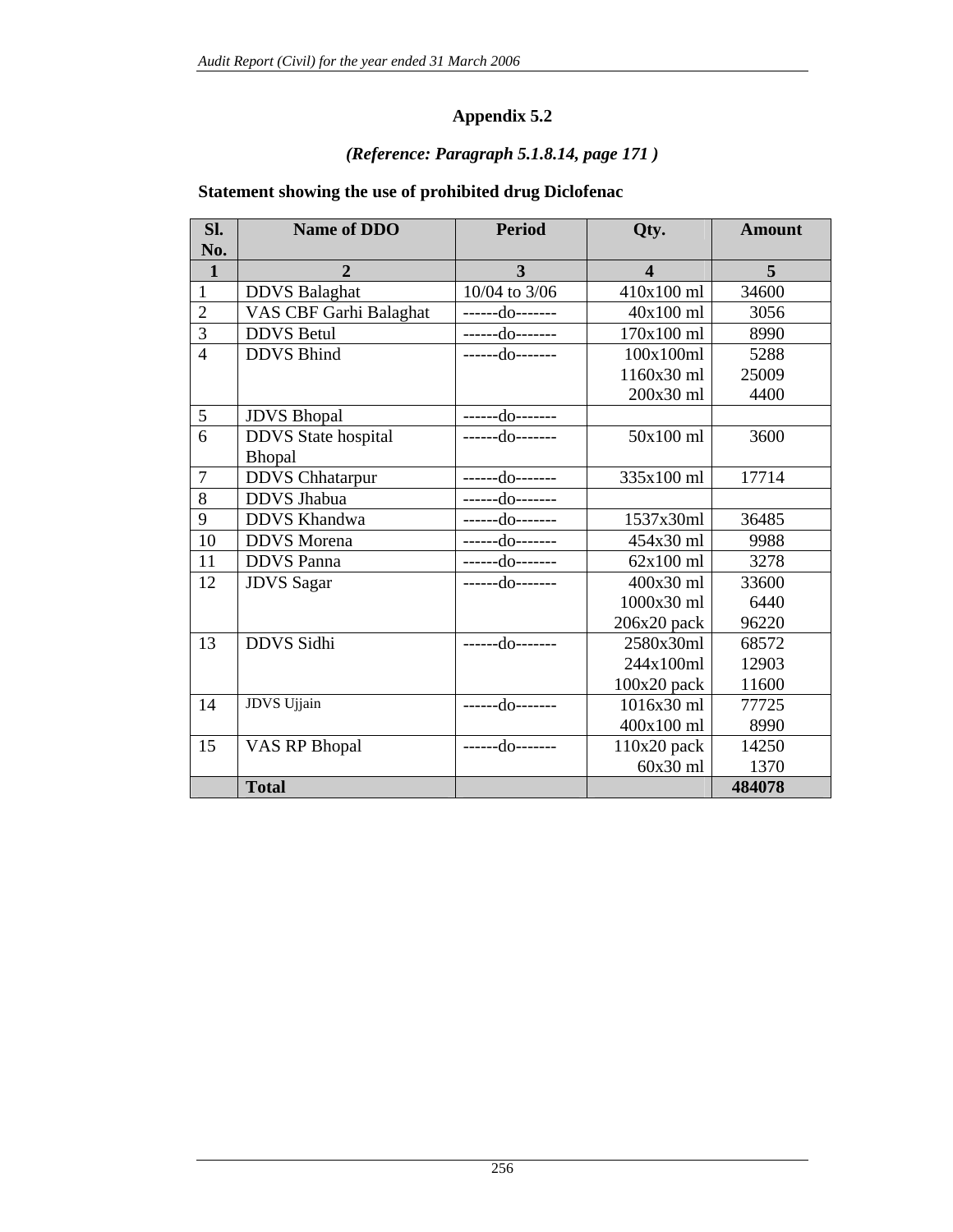## Appendix 5.2

*(Reference: Paragraph 5.1.8.14, page 171 )*

**Statement showing the use of prohibited drug Diclofenac**

| Sl. No. | Name of DDO | Period | Qty. | Amount |
|---|---|---|---|---|
| **1** | **2** | **3** | **4** | **5** |
| 1 | DDVS Balaghat | 10/04 to 3/06 | 410x100 ml | 34600 |
| 2 | VAS CBF Garhi Balaghat | ------do------- | 40x100 ml | 3056 |
| 3 | DDVS Betul | ------do------- | 170x100 ml | 8990 |
| 4 | DDVS Bhind | ------do------- | 100x100ml<br>1160x30 ml<br>200x30 ml | 5288<br>25009<br>4400 |
| 5 | JDVS Bhopal | ------do------- | | |
| 6 | DDVS State hospital Bhopal | ------do------- | 50x100 ml | 3600 |
| 7 | DDVS Chhatarpur | ------do------- | 335x100 ml | 17714 |
| 8 | DDVS Jhabua | ------do------- | | |
| 9 | DDVS Khandwa | ------do------- | 1537x30ml | 36485 |
| 10 | DDVS Morena | ------do------- | 454x30 ml | 9988 |
| 11 | DDVS Panna | ------do------- | 62x100 ml | 3278 |
| 12 | JDVS Sagar | ------do------- | 400x30 ml<br>1000x30 ml<br>206x20 pack | 33600<br>6440<br>96220 |
| 13 | DDVS Sidhi | ------do------- | 2580x30ml<br>244x100ml<br>100x20 pack | 68572<br>12903<br>11600 |
| 14 | JDVS Ujjain | ------do------- | 1016x30 ml<br>400x100 ml | 77725<br>8990 |
| 15 | VAS RP Bhopal | ------do------- | 110x20 pack<br>60x30 ml | 14250<br>1370 |
| | **Total** | | | **484078** |